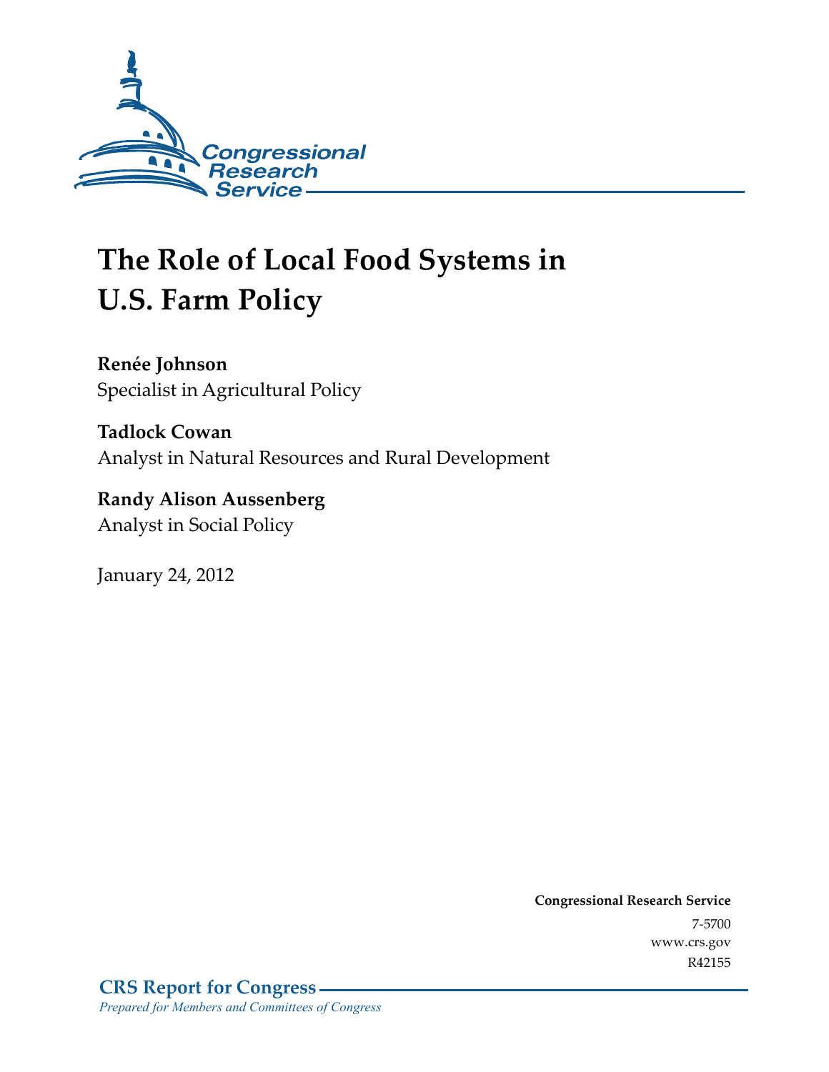Congressional Research Service

# The Role of Local Food Systems in U.S. Farm Policy

**Renée Johnson**
Specialist in Agricultural Policy

**Tadlock Cowan**
Analyst in Natural Resources and Rural Development

**Randy Alison Aussenberg**
Analyst in Social Policy

January 24, 2012

**Congressional Research Service**
7-5700
www.crs.gov
R42155

**CRS Report for Congress**
*Prepared for Members and Committees of Congress*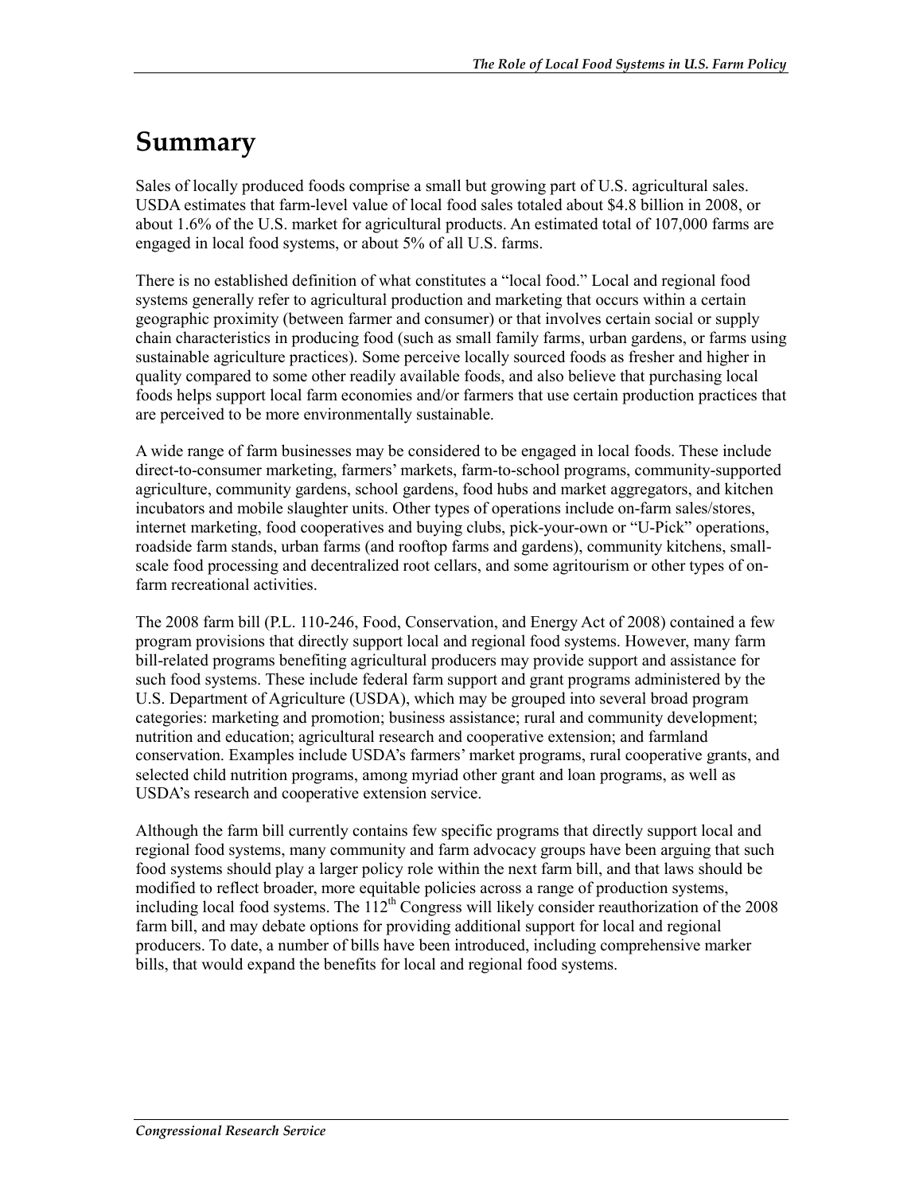# Summary

Sales of locally produced foods comprise a small but growing part of U.S. agricultural sales. USDA estimates that farm-level value of local food sales totaled about $4.8 billion in 2008, or about 1.6% of the U.S. market for agricultural products. An estimated total of 107,000 farms are engaged in local food systems, or about 5% of all U.S. farms.

There is no established definition of what constitutes a "local food." Local and regional food systems generally refer to agricultural production and marketing that occurs within a certain geographic proximity (between farmer and consumer) or that involves certain social or supply chain characteristics in producing food (such as small family farms, urban gardens, or farms using sustainable agriculture practices). Some perceive locally sourced foods as fresher and higher in quality compared to some other readily available foods, and also believe that purchasing local foods helps support local farm economies and/or farmers that use certain production practices that are perceived to be more environmentally sustainable.

A wide range of farm businesses may be considered to be engaged in local foods. These include direct-to-consumer marketing, farmers' markets, farm-to-school programs, community-supported agriculture, community gardens, school gardens, food hubs and market aggregators, and kitchen incubators and mobile slaughter units. Other types of operations include on-farm sales/stores, internet marketing, food cooperatives and buying clubs, pick-your-own or "U-Pick" operations, roadside farm stands, urban farms (and rooftop farms and gardens), community kitchens, small-scale food processing and decentralized root cellars, and some agritourism or other types of on-farm recreational activities.

The 2008 farm bill (P.L. 110-246, Food, Conservation, and Energy Act of 2008) contained a few program provisions that directly support local and regional food systems. However, many farm bill-related programs benefiting agricultural producers may provide support and assistance for such food systems. These include federal farm support and grant programs administered by the U.S. Department of Agriculture (USDA), which may be grouped into several broad program categories: marketing and promotion; business assistance; rural and community development; nutrition and education; agricultural research and cooperative extension; and farmland conservation. Examples include USDA's farmers' market programs, rural cooperative grants, and selected child nutrition programs, among myriad other grant and loan programs, as well as USDA's research and cooperative extension service.

Although the farm bill currently contains few specific programs that directly support local and regional food systems, many community and farm advocacy groups have been arguing that such food systems should play a larger policy role within the next farm bill, and that laws should be modified to reflect broader, more equitable policies across a range of production systems, including local food systems. The 112th Congress will likely consider reauthorization of the 2008 farm bill, and may debate options for providing additional support for local and regional producers. To date, a number of bills have been introduced, including comprehensive marker bills, that would expand the benefits for local and regional food systems.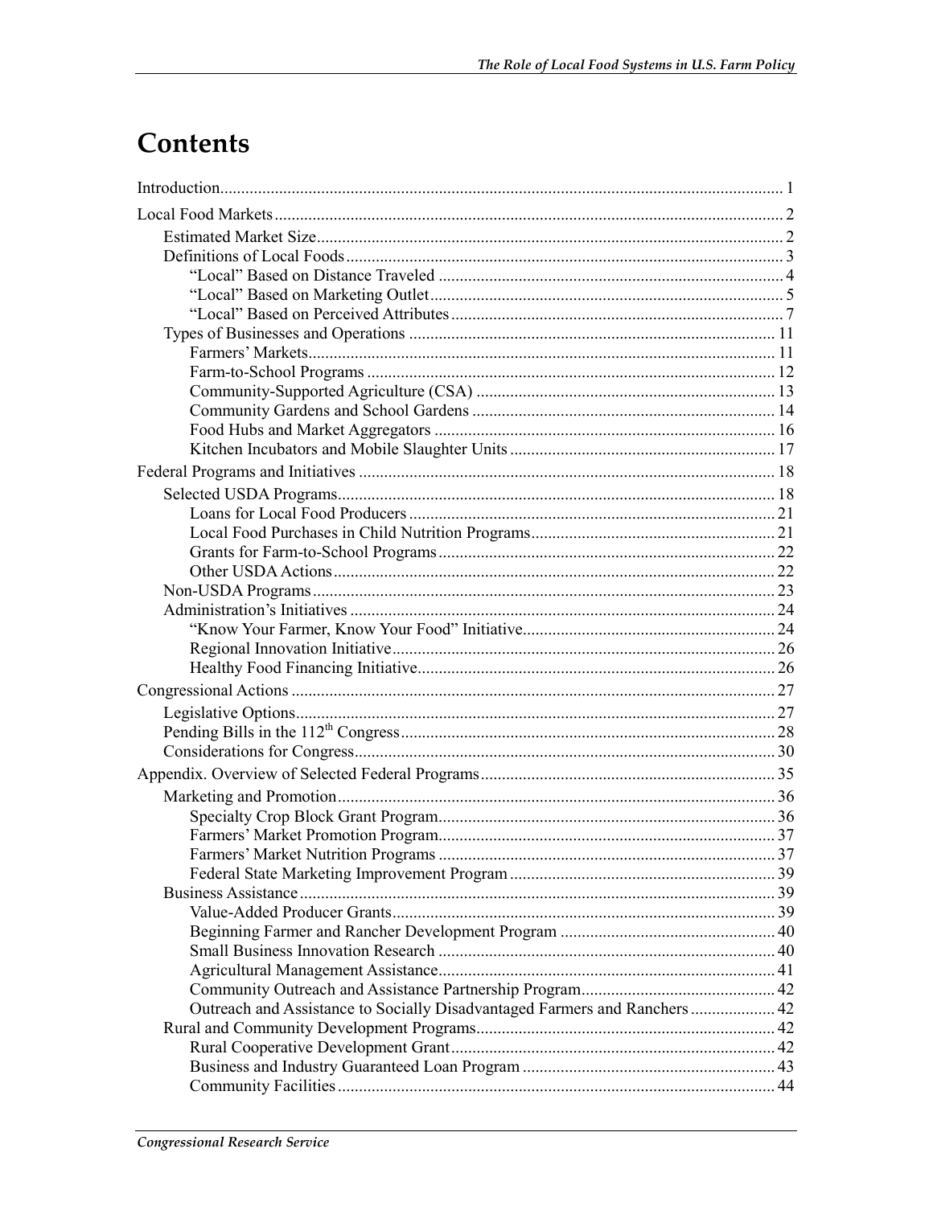# Contents

Introduction ..... 1

Local Food Markets ..... 2

- Estimated Market Size ..... 2
- Definitions of Local Foods ..... 3
  - "Local" Based on Distance Traveled ..... 4
  - "Local" Based on Marketing Outlet ..... 5
  - "Local" Based on Perceived Attributes ..... 7
- Types of Businesses and Operations ..... 11
  - Farmers' Markets ..... 11
  - Farm-to-School Programs ..... 12
  - Community-Supported Agriculture (CSA) ..... 13
  - Community Gardens and School Gardens ..... 14
  - Food Hubs and Market Aggregators ..... 16
  - Kitchen Incubators and Mobile Slaughter Units ..... 17

Federal Programs and Initiatives ..... 18

- Selected USDA Programs ..... 18
  - Loans for Local Food Producers ..... 21
  - Local Food Purchases in Child Nutrition Programs ..... 21
  - Grants for Farm-to-School Programs ..... 22
  - Other USDA Actions ..... 22
- Non-USDA Programs ..... 23
- Administration's Initiatives ..... 24
  - "Know Your Farmer, Know Your Food" Initiative ..... 24
  - Regional Innovation Initiative ..... 26
  - Healthy Food Financing Initiative ..... 26

Congressional Actions ..... 27

- Legislative Options ..... 27
- Pending Bills in the 112th Congress ..... 28
- Considerations for Congress ..... 30

Appendix. Overview of Selected Federal Programs ..... 35

- Marketing and Promotion ..... 36
  - Specialty Crop Block Grant Program ..... 36
  - Farmers' Market Promotion Program ..... 37
  - Farmers' Market Nutrition Programs ..... 37
  - Federal State Marketing Improvement Program ..... 39
- Business Assistance ..... 39
  - Value-Added Producer Grants ..... 39
  - Beginning Farmer and Rancher Development Program ..... 40
  - Small Business Innovation Research ..... 40
  - Agricultural Management Assistance ..... 41
  - Community Outreach and Assistance Partnership Program ..... 42
  - Outreach and Assistance to Socially Disadvantaged Farmers and Ranchers ..... 42
- Rural and Community Development Programs ..... 42
  - Rural Cooperative Development Grant ..... 42
  - Business and Industry Guaranteed Loan Program ..... 43
  - Community Facilities ..... 44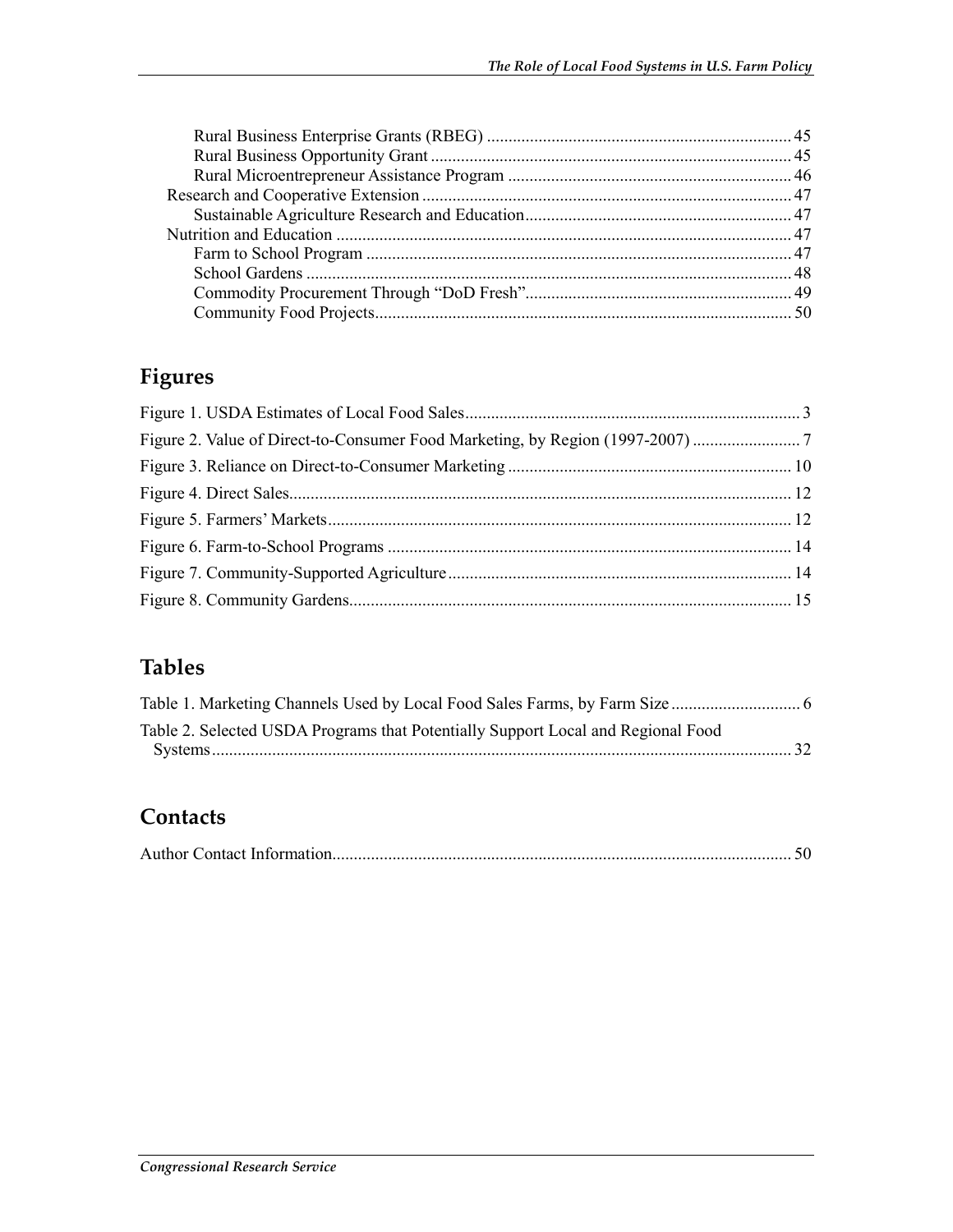Rural Business Enterprise Grants (RBEG) ....................................................................... 45
Rural Business Opportunity Grant ................................................................................... 45
Rural Microentrepreneur Assistance Program ................................................................. 46
Research and Cooperative Extension ...................................................................................... 47
Sustainable Agriculture Research and Education ............................................................. 47
Nutrition and Education .......................................................................................................... 47
Farm to School Program .................................................................................................. 47
School Gardens ................................................................................................................ 48
Commodity Procurement Through "DoD Fresh" ............................................................. 49
Community Food Projects ................................................................................................ 50

## Figures

Figure 1. USDA Estimates of Local Food Sales ............................................................................. 3
Figure 2. Value of Direct-to-Consumer Food Marketing, by Region (1997-2007) ......................... 7
Figure 3. Reliance on Direct-to-Consumer Marketing ................................................................. 10
Figure 4. Direct Sales .................................................................................................................... 12
Figure 5. Farmers' Markets ........................................................................................................... 12
Figure 6. Farm-to-School Programs ............................................................................................. 14
Figure 7. Community-Supported Agriculture ............................................................................... 14
Figure 8. Community Gardens ...................................................................................................... 15

## Tables

Table 1. Marketing Channels Used by Local Food Sales Farms, by Farm Size ............................. 6
Table 2. Selected USDA Programs that Potentially Support Local and Regional Food Systems ...................................................................................................................................... 32

## Contacts

Author Contact Information .......................................................................................................... 50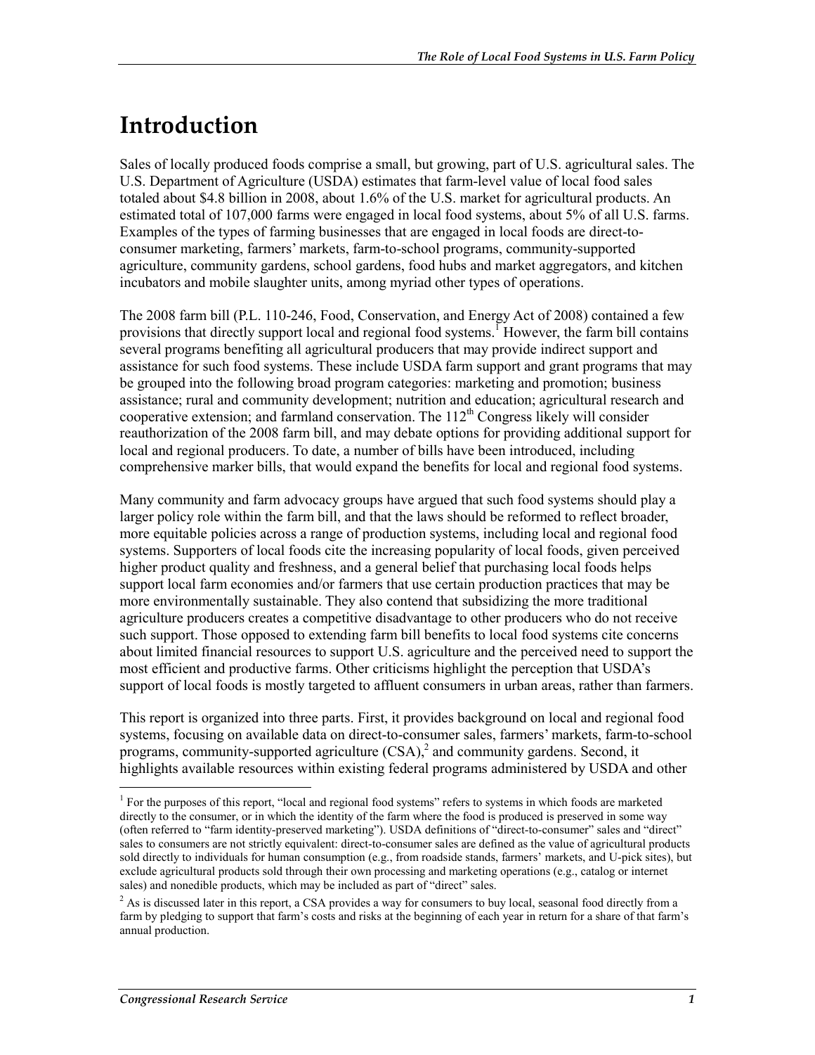# Introduction

Sales of locally produced foods comprise a small, but growing, part of U.S. agricultural sales. The U.S. Department of Agriculture (USDA) estimates that farm-level value of local food sales totaled about \$4.8 billion in 2008, about 1.6% of the U.S. market for agricultural products. An estimated total of 107,000 farms were engaged in local food systems, about 5% of all U.S. farms. Examples of the types of farming businesses that are engaged in local foods are direct-to-consumer marketing, farmers' markets, farm-to-school programs, community-supported agriculture, community gardens, school gardens, food hubs and market aggregators, and kitchen incubators and mobile slaughter units, among myriad other types of operations.

The 2008 farm bill (P.L. 110-246, Food, Conservation, and Energy Act of 2008) contained a few provisions that directly support local and regional food systems.[1] However, the farm bill contains several programs benefiting all agricultural producers that may provide indirect support and assistance for such food systems. These include USDA farm support and grant programs that may be grouped into the following broad program categories: marketing and promotion; business assistance; rural and community development; nutrition and education; agricultural research and cooperative extension; and farmland conservation. The 112th Congress likely will consider reauthorization of the 2008 farm bill, and may debate options for providing additional support for local and regional producers. To date, a number of bills have been introduced, including comprehensive marker bills, that would expand the benefits for local and regional food systems.

Many community and farm advocacy groups have argued that such food systems should play a larger policy role within the farm bill, and that the laws should be reformed to reflect broader, more equitable policies across a range of production systems, including local and regional food systems. Supporters of local foods cite the increasing popularity of local foods, given perceived higher product quality and freshness, and a general belief that purchasing local foods helps support local farm economies and/or farmers that use certain production practices that may be more environmentally sustainable. They also contend that subsidizing the more traditional agriculture producers creates a competitive disadvantage to other producers who do not receive such support. Those opposed to extending farm bill benefits to local food systems cite concerns about limited financial resources to support U.S. agriculture and the perceived need to support the most efficient and productive farms. Other criticisms highlight the perception that USDA's support of local foods is mostly targeted to affluent consumers in urban areas, rather than farmers.

This report is organized into three parts. First, it provides background on local and regional food systems, focusing on available data on direct-to-consumer sales, farmers' markets, farm-to-school programs, community-supported agriculture (CSA),[2] and community gardens. Second, it highlights available resources within existing federal programs administered by USDA and other

---

[1] For the purposes of this report, "local and regional food systems" refers to systems in which foods are marketed directly to the consumer, or in which the identity of the farm where the food is produced is preserved in some way (often referred to "farm identity-preserved marketing"). USDA definitions of "direct-to-consumer" sales and "direct" sales to consumers are not strictly equivalent: direct-to-consumer sales are defined as the value of agricultural products sold directly to individuals for human consumption (e.g., from roadside stands, farmers' markets, and U-pick sites), but exclude agricultural products sold through their own processing and marketing operations (e.g., catalog or internet sales) and nonedible products, which may be included as part of "direct" sales.

[2] As is discussed later in this report, a CSA provides a way for consumers to buy local, seasonal food directly from a farm by pledging to support that farm's costs and risks at the beginning of each year in return for a share of that farm's annual production.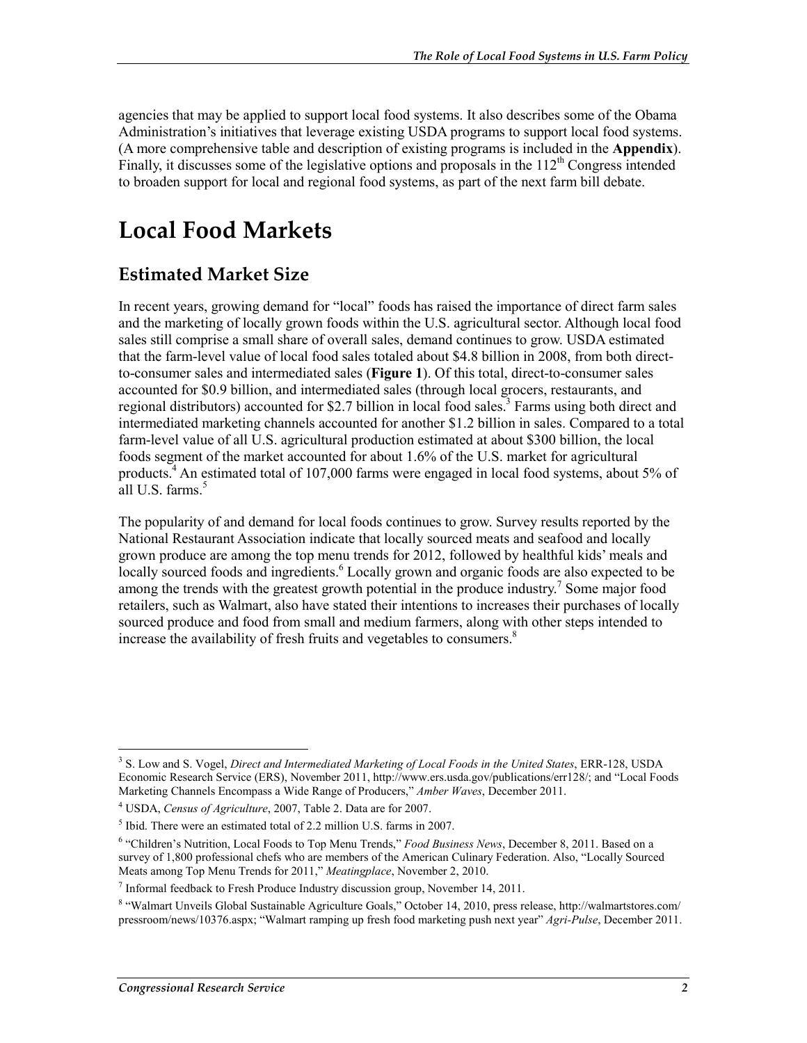agencies that may be applied to support local food systems. It also describes some of the Obama Administration's initiatives that leverage existing USDA programs to support local food systems. (A more comprehensive table and description of existing programs is included in the **Appendix**). Finally, it discusses some of the legislative options and proposals in the 112th Congress intended to broaden support for local and regional food systems, as part of the next farm bill debate.

# Local Food Markets

## Estimated Market Size

In recent years, growing demand for "local" foods has raised the importance of direct farm sales and the marketing of locally grown foods within the U.S. agricultural sector. Although local food sales still comprise a small share of overall sales, demand continues to grow. USDA estimated that the farm-level value of local food sales totaled about $4.8 billion in 2008, from both direct-to-consumer sales and intermediated sales (**Figure 1**). Of this total, direct-to-consumer sales accounted for $0.9 billion, and intermediated sales (through local grocers, restaurants, and regional distributors) accounted for $2.7 billion in local food sales.[3] Farms using both direct and intermediated marketing channels accounted for another $1.2 billion in sales. Compared to a total farm-level value of all U.S. agricultural production estimated at about $300 billion, the local foods segment of the market accounted for about 1.6% of the U.S. market for agricultural products.[4] An estimated total of 107,000 farms were engaged in local food systems, about 5% of all U.S. farms.[5]

The popularity of and demand for local foods continues to grow. Survey results reported by the National Restaurant Association indicate that locally sourced meats and seafood and locally grown produce are among the top menu trends for 2012, followed by healthful kids' meals and locally sourced foods and ingredients.[6] Locally grown and organic foods are also expected to be among the trends with the greatest growth potential in the produce industry.[7] Some major food retailers, such as Walmart, also have stated their intentions to increases their purchases of locally sourced produce and food from small and medium farmers, along with other steps intended to increase the availability of fresh fruits and vegetables to consumers.[8]

---

[3] S. Low and S. Vogel, *Direct and Intermediated Marketing of Local Foods in the United States*, ERR-128, USDA Economic Research Service (ERS), November 2011, http://www.ers.usda.gov/publications/err128/; and "Local Foods Marketing Channels Encompass a Wide Range of Producers," *Amber Waves*, December 2011.

[4] USDA, *Census of Agriculture*, 2007, Table 2. Data are for 2007.

[5] Ibid. There were an estimated total of 2.2 million U.S. farms in 2007.

[6] "Children's Nutrition, Local Foods to Top Menu Trends," *Food Business News*, December 8, 2011. Based on a survey of 1,800 professional chefs who are members of the American Culinary Federation. Also, "Locally Sourced Meats among Top Menu Trends for 2011," *Meatingplace*, November 2, 2010.

[7] Informal feedback to Fresh Produce Industry discussion group, November 14, 2011.

[8] "Walmart Unveils Global Sustainable Agriculture Goals," October 14, 2010, press release, http://walmartstores.com/pressroom/news/10376.aspx; "Walmart ramping up fresh food marketing push next year" *Agri-Pulse*, December 2011.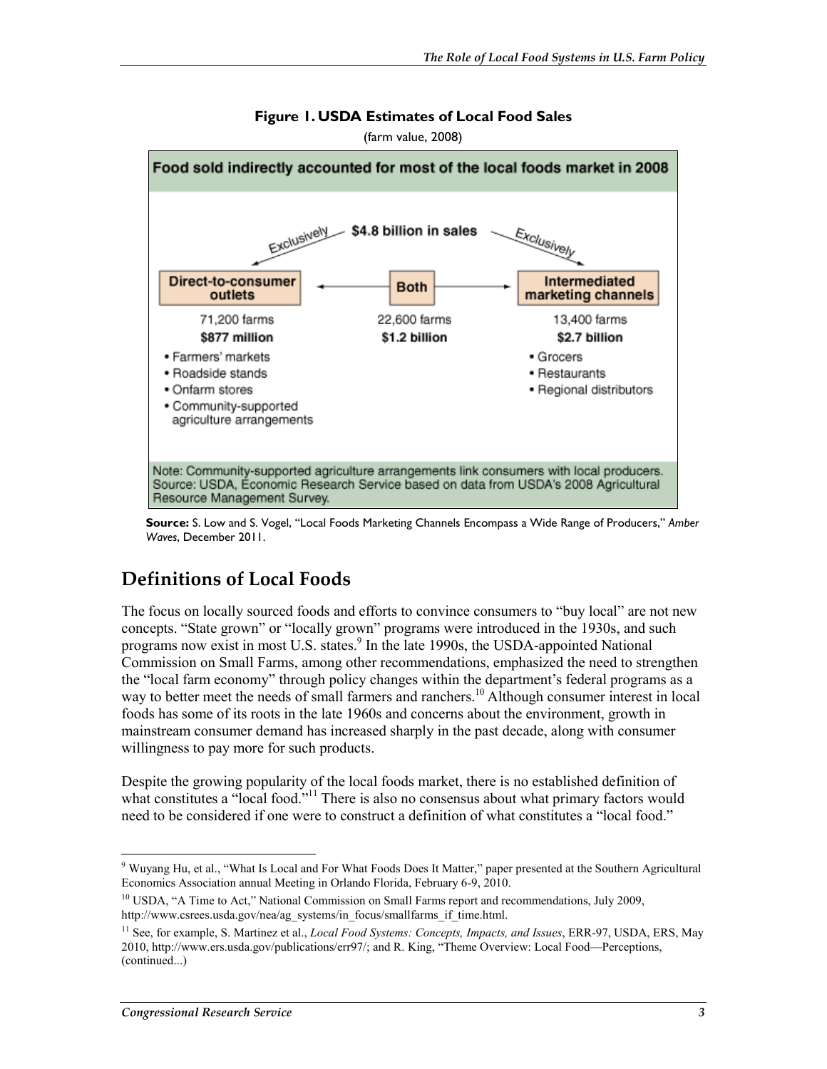**Figure 1. USDA Estimates of Local Food Sales**

(farm value, 2008)

**Food sold indirectly accounted for most of the local foods market in 2008**

**$4.8 billion in sales**

| Exclusively | | Exclusively |
|---|---|---|
| **Direct-to-consumer outlets** | **Both** | **Intermediated marketing channels** |
| 71,200 farms | 22,600 farms | 13,400 farms |
| **$877 million** | **$1.2 billion** | **$2.7 billion** |
| • Farmers' markets<br>• Roadside stands<br>• Onfarm stores<br>• Community-supported agriculture arrangements | | • Grocers<br>• Restaurants<br>• Regional distributors |

Note: Community-supported agriculture arrangements link consumers with local producers.
Source: USDA, Economic Research Service based on data from USDA's 2008 Agricultural Resource Management Survey.

**Source:** S. Low and S. Vogel, "Local Foods Marketing Channels Encompass a Wide Range of Producers," *Amber Waves*, December 2011.

## Definitions of Local Foods

The focus on locally sourced foods and efforts to convince consumers to "buy local" are not new concepts. "State grown" or "locally grown" programs were introduced in the 1930s, and such programs now exist in most U.S. states.[9] In the late 1990s, the USDA-appointed National Commission on Small Farms, among other recommendations, emphasized the need to strengthen the "local farm economy" through policy changes within the department's federal programs as a way to better meet the needs of small farmers and ranchers.[10] Although consumer interest in local foods has some of its roots in the late 1960s and concerns about the environment, growth in mainstream consumer demand has increased sharply in the past decade, along with consumer willingness to pay more for such products.

Despite the growing popularity of the local foods market, there is no established definition of what constitutes a "local food."[11] There is also no consensus about what primary factors would need to be considered if one were to construct a definition of what constitutes a "local food."

---

[9] Wuyang Hu, et al., "What Is Local and For What Foods Does It Matter," paper presented at the Southern Agricultural Economics Association annual Meeting in Orlando Florida, February 6-9, 2010.

[10] USDA, "A Time to Act," National Commission on Small Farms report and recommendations, July 2009, http://www.csrees.usda.gov/nea/ag_systems/in_focus/smallfarms_if_time.html.

[11] See, for example, S. Martinez et al., *Local Food Systems: Concepts, Impacts, and Issues*, ERR-97, USDA, ERS, May 2010, http://www.ers.usda.gov/publications/err97/; and R. King, "Theme Overview: Local Food—Perceptions, (continued...)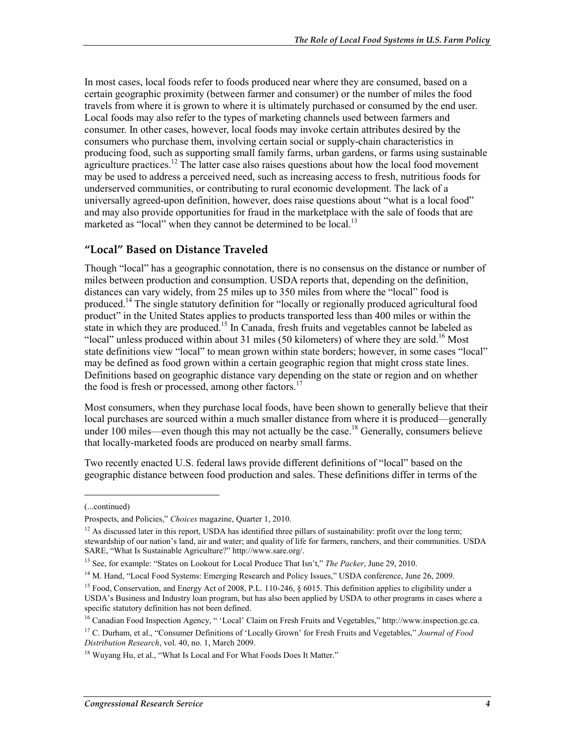In most cases, local foods refer to foods produced near where they are consumed, based on a certain geographic proximity (between farmer and consumer) or the number of miles the food travels from where it is grown to where it is ultimately purchased or consumed by the end user. Local foods may also refer to the types of marketing channels used between farmers and consumer. In other cases, however, local foods may invoke certain attributes desired by the consumers who purchase them, involving certain social or supply-chain characteristics in producing food, such as supporting small family farms, urban gardens, or farms using sustainable agriculture practices.[12] The latter case also raises questions about how the local food movement may be used to address a perceived need, such as increasing access to fresh, nutritious foods for underserved communities, or contributing to rural economic development. The lack of a universally agreed-upon definition, however, does raise questions about "what is a local food" and may also provide opportunities for fraud in the marketplace with the sale of foods that are marketed as "local" when they cannot be determined to be local.[13]

## "Local" Based on Distance Traveled

Though "local" has a geographic connotation, there is no consensus on the distance or number of miles between production and consumption. USDA reports that, depending on the definition, distances can vary widely, from 25 miles up to 350 miles from where the "local" food is produced.[14] The single statutory definition for "locally or regionally produced agricultural food product" in the United States applies to products transported less than 400 miles or within the state in which they are produced.[15] In Canada, fresh fruits and vegetables cannot be labeled as "local" unless produced within about 31 miles (50 kilometers) of where they are sold.[16] Most state definitions view "local" to mean grown within state borders; however, in some cases "local" may be defined as food grown within a certain geographic region that might cross state lines. Definitions based on geographic distance vary depending on the state or region and on whether the food is fresh or processed, among other factors.[17]

Most consumers, when they purchase local foods, have been shown to generally believe that their local purchases are sourced within a much smaller distance from where it is produced—generally under 100 miles—even though this may not actually be the case.[18] Generally, consumers believe that locally-marketed foods are produced on nearby small farms.

Two recently enacted U.S. federal laws provide different definitions of "local" based on the geographic distance between food production and sales. These definitions differ in terms of the

---

(...continued)

Prospects, and Policies," *Choices* magazine, Quarter 1, 2010.

[12] As discussed later in this report, USDA has identified three pillars of sustainability: profit over the long term; stewardship of our nation's land, air and water; and quality of life for farmers, ranchers, and their communities. USDA SARE, "What Is Sustainable Agriculture?" http://www.sare.org/.

[13] See, for example: "States on Lookout for Local Produce That Isn't," *The Packer*, June 29, 2010.

[14] M. Hand, "Local Food Systems: Emerging Research and Policy Issues," USDA conference, June 26, 2009.

[15] Food, Conservation, and Energy Act of 2008, P.L. 110-246, § 6015. This definition applies to eligibility under a USDA's Business and Industry loan program, but has also been applied by USDA to other programs in cases where a specific statutory definition has not been defined.

[16] Canadian Food Inspection Agency, " 'Local' Claim on Fresh Fruits and Vegetables," http://www.inspection.gc.ca.

[17] C. Durham, et al., "Consumer Definitions of 'Locally Grown' for Fresh Fruits and Vegetables," *Journal of Food Distribution Research*, vol. 40, no. 1, March 2009.

[18] Wuyang Hu, et al., "What Is Local and For What Foods Does It Matter."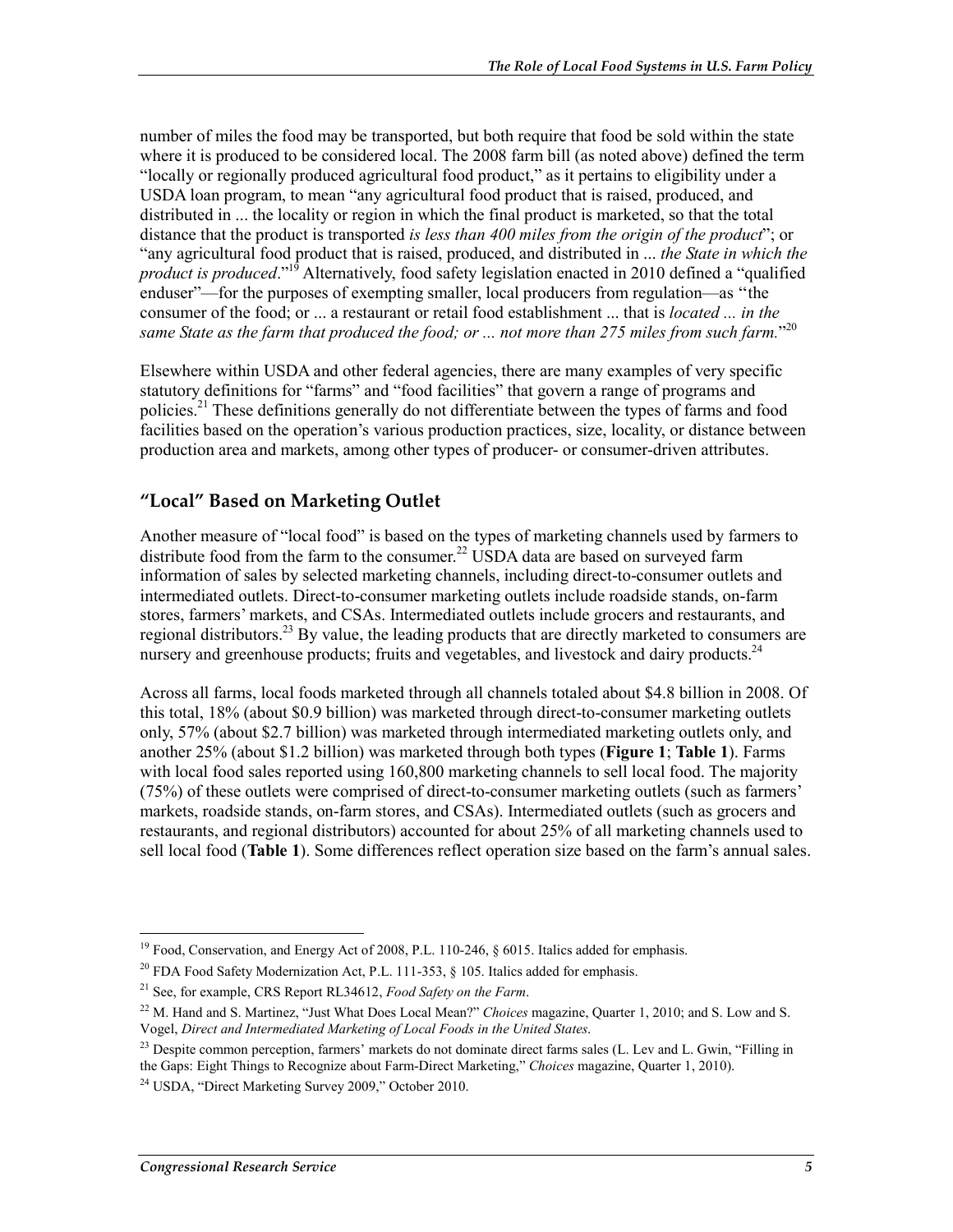number of miles the food may be transported, but both require that food be sold within the state where it is produced to be considered local. The 2008 farm bill (as noted above) defined the term "locally or regionally produced agricultural food product," as it pertains to eligibility under a USDA loan program, to mean "any agricultural food product that is raised, produced, and distributed in ... the locality or region in which the final product is marketed, so that the total distance that the product is transported *is less than 400 miles from the origin of the product*"; or "any agricultural food product that is raised, produced, and distributed in ... *the State in which the product is produced*."[19] Alternatively, food safety legislation enacted in 2010 defined a "qualified enduser"—for the purposes of exempting smaller, local producers from regulation—as "the consumer of the food; or ... a restaurant or retail food establishment ... that is *located ... in the same State as the farm that produced the food; or ... not more than 275 miles from such farm.*"[20]

Elsewhere within USDA and other federal agencies, there are many examples of very specific statutory definitions for "farms" and "food facilities" that govern a range of programs and policies.[21] These definitions generally do not differentiate between the types of farms and food facilities based on the operation's various production practices, size, locality, or distance between production area and markets, among other types of producer- or consumer-driven attributes.

## "Local" Based on Marketing Outlet

Another measure of "local food" is based on the types of marketing channels used by farmers to distribute food from the farm to the consumer.[22] USDA data are based on surveyed farm information of sales by selected marketing channels, including direct-to-consumer outlets and intermediated outlets. Direct-to-consumer marketing outlets include roadside stands, on-farm stores, farmers' markets, and CSAs. Intermediated outlets include grocers and restaurants, and regional distributors.[23] By value, the leading products that are directly marketed to consumers are nursery and greenhouse products; fruits and vegetables, and livestock and dairy products.[24]

Across all farms, local foods marketed through all channels totaled about $4.8 billion in 2008. Of this total, 18% (about $0.9 billion) was marketed through direct-to-consumer marketing outlets only, 57% (about $2.7 billion) was marketed through intermediated marketing outlets only, and another 25% (about $1.2 billion) was marketed through both types (**Figure 1**; **Table 1**). Farms with local food sales reported using 160,800 marketing channels to sell local food. The majority (75%) of these outlets were comprised of direct-to-consumer marketing outlets (such as farmers' markets, roadside stands, on-farm stores, and CSAs). Intermediated outlets (such as grocers and restaurants, and regional distributors) accounted for about 25% of all marketing channels used to sell local food (**Table 1**). Some differences reflect operation size based on the farm's annual sales.

---

[19] Food, Conservation, and Energy Act of 2008, P.L. 110-246, § 6015. Italics added for emphasis.

[20] FDA Food Safety Modernization Act, P.L. 111-353, § 105. Italics added for emphasis.

[21] See, for example, CRS Report RL34612, *Food Safety on the Farm*.

[22] M. Hand and S. Martinez, "Just What Does Local Mean?" *Choices* magazine, Quarter 1, 2010; and S. Low and S. Vogel, *Direct and Intermediated Marketing of Local Foods in the United States*.

[23] Despite common perception, farmers' markets do not dominate direct farms sales (L. Lev and L. Gwin, "Filling in the Gaps: Eight Things to Recognize about Farm-Direct Marketing," *Choices* magazine, Quarter 1, 2010).

[24] USDA, "Direct Marketing Survey 2009," October 2010.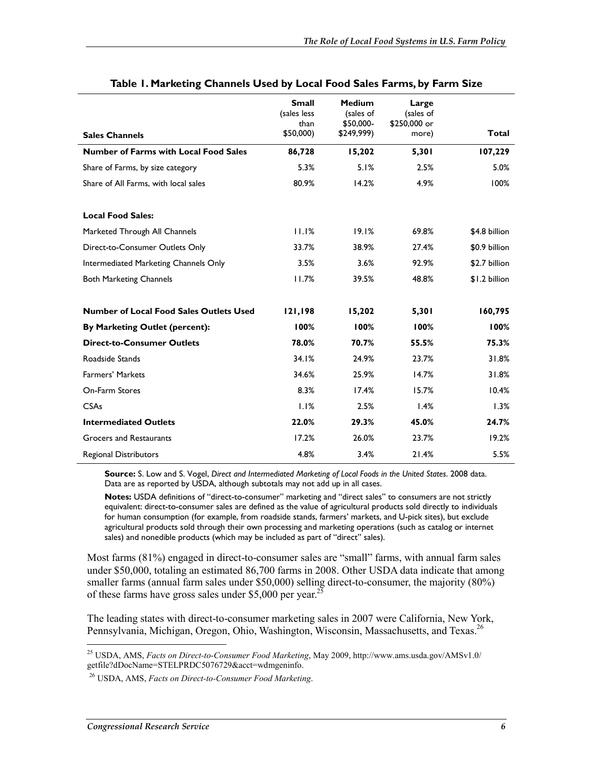**Table 1. Marketing Channels Used by Local Food Sales Farms, by Farm Size**

| Sales Channels | Small (sales less than $50,000) | Medium (sales of $50,000-$249,999) | Large (sales of $250,000 or more) | Total |
|---|---|---|---|---|
| **Number of Farms with Local Food Sales** | **86,728** | **15,202** | **5,301** | **107,229** |
| Share of Farms, by size category | 5.3% | 5.1% | 2.5% | 5.0% |
| Share of All Farms, with local sales | 80.9% | 14.2% | 4.9% | 100% |
| **Local Food Sales:** | | | | |
| Marketed Through All Channels | 11.1% | 19.1% | 69.8% | $4.8 billion |
| Direct-to-Consumer Outlets Only | 33.7% | 38.9% | 27.4% | $0.9 billion |
| Intermediated Marketing Channels Only | 3.5% | 3.6% | 92.9% | $2.7 billion |
| Both Marketing Channels | 11.7% | 39.5% | 48.8% | $1.2 billion |
| **Number of Local Food Sales Outlets Used** | **121,198** | **15,202** | **5,301** | **160,795** |
| **By Marketing Outlet (percent):** | **100%** | **100%** | **100%** | **100%** |
| **Direct-to-Consumer Outlets** | **78.0%** | **70.7%** | **55.5%** | **75.3%** |
| Roadside Stands | 34.1% | 24.9% | 23.7% | 31.8% |
| Farmers' Markets | 34.6% | 25.9% | 14.7% | 31.8% |
| On-Farm Stores | 8.3% | 17.4% | 15.7% | 10.4% |
| CSAs | 1.1% | 2.5% | 1.4% | 1.3% |
| **Intermediated Outlets** | **22.0%** | **29.3%** | **45.0%** | **24.7%** |
| Grocers and Restaurants | 17.2% | 26.0% | 23.7% | 19.2% |
| Regional Distributors | 4.8% | 3.4% | 21.4% | 5.5% |

**Source:** S. Low and S. Vogel, *Direct and Intermediated Marketing of Local Foods in the United States*. 2008 data. Data are as reported by USDA, although subtotals may not add up in all cases.

**Notes:** USDA definitions of "direct-to-consumer" marketing and "direct sales" to consumers are not strictly equivalent: direct-to-consumer sales are defined as the value of agricultural products sold directly to individuals for human consumption (for example, from roadside stands, farmers' markets, and U-pick sites), but exclude agricultural products sold through their own processing and marketing operations (such as catalog or internet sales) and nonedible products (which may be included as part of "direct" sales).

Most farms (81%) engaged in direct-to-consumer sales are "small" farms, with annual farm sales under $50,000, totaling an estimated 86,700 farms in 2008. Other USDA data indicate that among smaller farms (annual farm sales under $50,000) selling direct-to-consumer, the majority (80%) of these farms have gross sales under $5,000 per year.[25]

The leading states with direct-to-consumer marketing sales in 2007 were California, New York, Pennsylvania, Michigan, Oregon, Ohio, Washington, Wisconsin, Massachusetts, and Texas.[26]

---

[25] USDA, AMS, *Facts on Direct-to-Consumer Food Marketing*, May 2009, http://www.ams.usda.gov/AMSv1.0/getfile?dDocName=STELPRDC5076729&acct=wdmgeninfo.

[26] USDA, AMS, *Facts on Direct-to-Consumer Food Marketing*.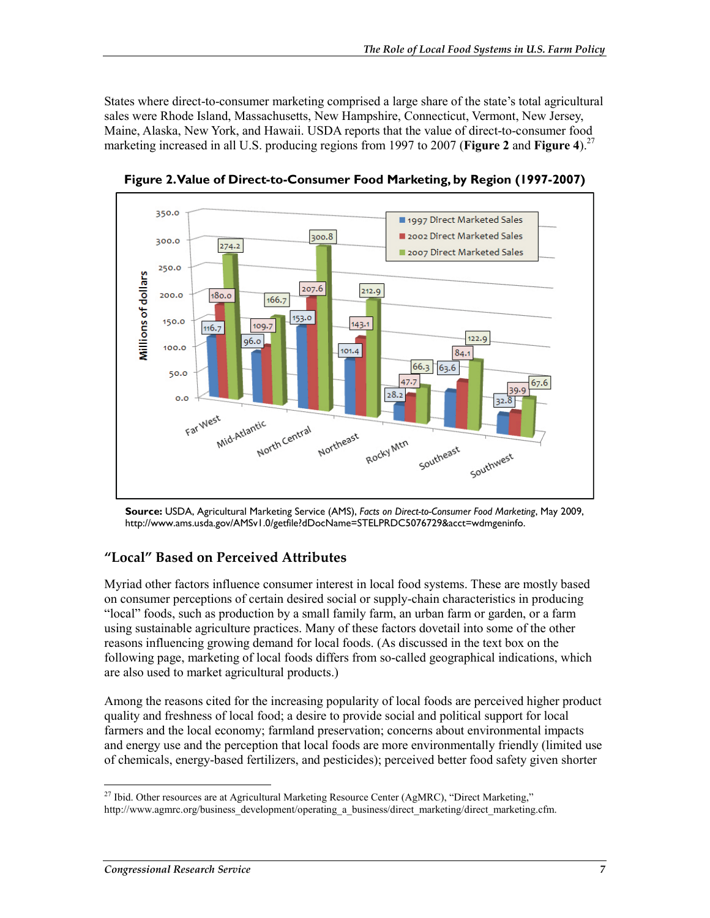States where direct-to-consumer marketing comprised a large share of the state's total agricultural sales were Rhode Island, Massachusetts, New Hampshire, Connecticut, Vermont, New Jersey, Maine, Alaska, New York, and Hawaii. USDA reports that the value of direct-to-consumer food marketing increased in all U.S. producing regions from 1997 to 2007 (**Figure 2** and **Figure 4**).[27]

**Figure 2. Value of Direct-to-Consumer Food Marketing, by Region (1997-2007)**

Millions of dollars

| Region | 1997 Direct Marketed Sales | 2002 Direct Marketed Sales | 2007 Direct Marketed Sales |
|---|---|---|---|
| Far West | 116.7 | 180.0 | 274.2 |
| Mid-Atlantic | 96.0 | 109.7 | 166.7 |
| North Central | 153.0 | 207.6 | 300.8 |
| Northeast | 101.4 | 143.1 | 212.9 |
| Rocky Mtn | 28.2 | 47.7 | 66.3 |
| Southeast | 63.6 | 84.1 | 122.9 |
| Southwest | 32.8 | 39.9 | 67.6 |

**Source:** USDA, Agricultural Marketing Service (AMS), *Facts on Direct-to-Consumer Food Marketing*, May 2009, http://www.ams.usda.gov/AMSv1.0/getfile?dDocName=STELPRDC5076729&acct=wdmgeninfo.

## "Local" Based on Perceived Attributes

Myriad other factors influence consumer interest in local food systems. These are mostly based on consumer perceptions of certain desired social or supply-chain characteristics in producing "local" foods, such as production by a small family farm, an urban farm or garden, or a farm using sustainable agriculture practices. Many of these factors dovetail into some of the other reasons influencing growing demand for local foods. (As discussed in the text box on the following page, marketing of local foods differs from so-called geographical indications, which are also used to market agricultural products.)

Among the reasons cited for the increasing popularity of local foods are perceived higher product quality and freshness of local food; a desire to provide social and political support for local farmers and the local economy; farmland preservation; concerns about environmental impacts and energy use and the perception that local foods are more environmentally friendly (limited use of chemicals, energy-based fertilizers, and pesticides); perceived better food safety given shorter

---

[27] Ibid. Other resources are at Agricultural Marketing Resource Center (AgMRC), "Direct Marketing," http://www.agmrc.org/business_development/operating_a_business/direct_marketing/direct_marketing.cfm.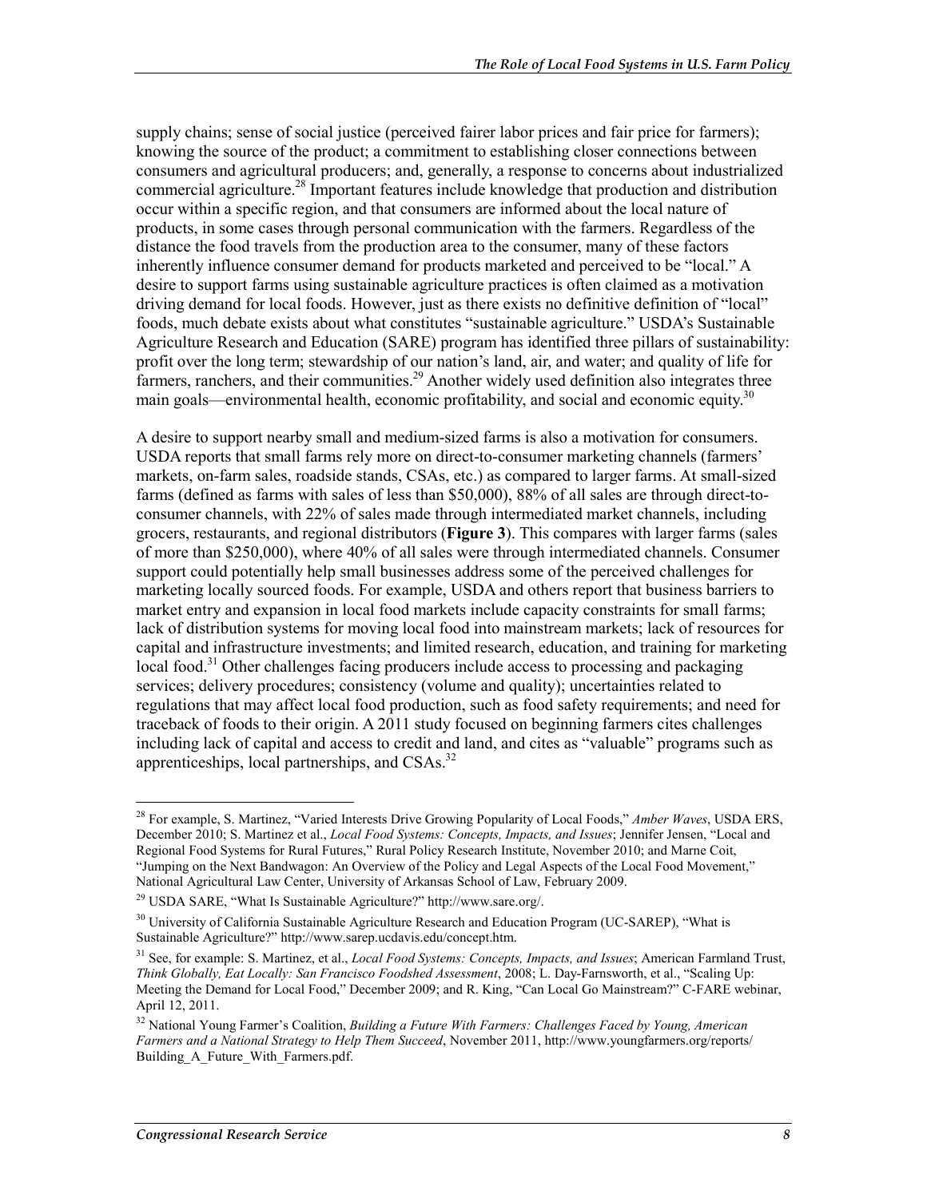supply chains; sense of social justice (perceived fairer labor prices and fair price for farmers); knowing the source of the product; a commitment to establishing closer connections between consumers and agricultural producers; and, generally, a response to concerns about industrialized commercial agriculture.[28] Important features include knowledge that production and distribution occur within a specific region, and that consumers are informed about the local nature of products, in some cases through personal communication with the farmers. Regardless of the distance the food travels from the production area to the consumer, many of these factors inherently influence consumer demand for products marketed and perceived to be "local." A desire to support farms using sustainable agriculture practices is often claimed as a motivation driving demand for local foods. However, just as there exists no definitive definition of "local" foods, much debate exists about what constitutes "sustainable agriculture." USDA's Sustainable Agriculture Research and Education (SARE) program has identified three pillars of sustainability: profit over the long term; stewardship of our nation's land, air, and water; and quality of life for farmers, ranchers, and their communities.[29] Another widely used definition also integrates three main goals—environmental health, economic profitability, and social and economic equity.[30]

A desire to support nearby small and medium-sized farms is also a motivation for consumers. USDA reports that small farms rely more on direct-to-consumer marketing channels (farmers' markets, on-farm sales, roadside stands, CSAs, etc.) as compared to larger farms. At small-sized farms (defined as farms with sales of less than $50,000), 88% of all sales are through direct-to-consumer channels, with 22% of sales made through intermediated market channels, including grocers, restaurants, and regional distributors (**Figure 3**). This compares with larger farms (sales of more than $250,000), where 40% of all sales were through intermediated channels. Consumer support could potentially help small businesses address some of the perceived challenges for marketing locally sourced foods. For example, USDA and others report that business barriers to market entry and expansion in local food markets include capacity constraints for small farms; lack of distribution systems for moving local food into mainstream markets; lack of resources for capital and infrastructure investments; and limited research, education, and training for marketing local food.[31] Other challenges facing producers include access to processing and packaging services; delivery procedures; consistency (volume and quality); uncertainties related to regulations that may affect local food production, such as food safety requirements; and need for traceback of foods to their origin. A 2011 study focused on beginning farmers cites challenges including lack of capital and access to credit and land, and cites as "valuable" programs such as apprenticeships, local partnerships, and CSAs.[32]

---

[28] For example, S. Martinez, "Varied Interests Drive Growing Popularity of Local Foods," *Amber Waves*, USDA ERS, December 2010; S. Martinez et al., *Local Food Systems: Concepts, Impacts, and Issues*; Jennifer Jensen, "Local and Regional Food Systems for Rural Futures," Rural Policy Research Institute, November 2010; and Marne Coit, "Jumping on the Next Bandwagon: An Overview of the Policy and Legal Aspects of the Local Food Movement," National Agricultural Law Center, University of Arkansas School of Law, February 2009.

[29] USDA SARE, "What Is Sustainable Agriculture?" http://www.sare.org/.

[30] University of California Sustainable Agriculture Research and Education Program (UC-SAREP), "What is Sustainable Agriculture?" http://www.sarep.ucdavis.edu/concept.htm.

[31] See, for example: S. Martinez, et al., *Local Food Systems: Concepts, Impacts, and Issues*; American Farmland Trust, *Think Globally, Eat Locally: San Francisco Foodshed Assessment*, 2008; L. Day-Farnsworth, et al., "Scaling Up: Meeting the Demand for Local Food," December 2009; and R. King, "Can Local Go Mainstream?" C-FARE webinar, April 12, 2011.

[32] National Young Farmer's Coalition, *Building a Future With Farmers: Challenges Faced by Young, American Farmers and a National Strategy to Help Them Succeed*, November 2011, http://www.youngfarmers.org/reports/Building_A_Future_With_Farmers.pdf.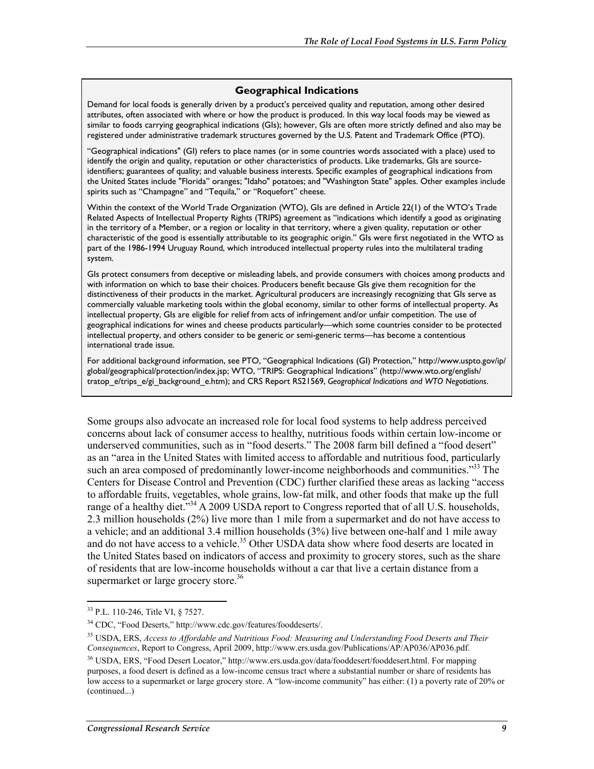### Geographical Indications

Demand for local foods is generally driven by a product's perceived quality and reputation, among other desired attributes, often associated with where or how the product is produced. In this way local foods may be viewed as similar to foods carrying geographical indications (GIs); however, GIs are often more strictly defined and also may be registered under administrative trademark structures governed by the U.S. Patent and Trademark Office (PTO).

"Geographical indications" (GI) refers to place names (or in some countries words associated with a place) used to identify the origin and quality, reputation or other characteristics of products. Like trademarks, GIs are source-identifiers; guarantees of quality; and valuable business interests. Specific examples of geographical indications from the United States include "Florida" oranges; "Idaho" potatoes; and "Washington State" apples. Other examples include spirits such as "Champagne" and "Tequila," or "Roquefort" cheese.

Within the context of the World Trade Organization (WTO), GIs are defined in Article 22(1) of the WTO's Trade Related Aspects of Intellectual Property Rights (TRIPS) agreement as "indications which identify a good as originating in the territory of a Member, or a region or locality in that territory, where a given quality, reputation or other characteristic of the good is essentially attributable to its geographic origin." GIs were first negotiated in the WTO as part of the 1986-1994 Uruguay Round, which introduced intellectual property rules into the multilateral trading system.

GIs protect consumers from deceptive or misleading labels, and provide consumers with choices among products and with information on which to base their choices. Producers benefit because GIs give them recognition for the distinctiveness of their products in the market. Agricultural producers are increasingly recognizing that GIs serve as commercially valuable marketing tools within the global economy, similar to other forms of intellectual property. As intellectual property, GIs are eligible for relief from acts of infringement and/or unfair competition. The use of geographical indications for wines and cheese products particularly—which some countries consider to be protected intellectual property, and others consider to be generic or semi-generic terms—has become a contentious international trade issue.

For additional background information, see PTO, "Geographical Indications (GI) Protection," http://www.uspto.gov/ip/global/geographical/protection/index.jsp; WTO, "TRIPS: Geographical Indications" (http://www.wto.org/english/tratop_e/trips_e/gi_background_e.htm); and CRS Report RS21569, *Geographical Indications and WTO Negotiations*.

Some groups also advocate an increased role for local food systems to help address perceived concerns about lack of consumer access to healthy, nutritious foods within certain low-income or underserved communities, such as in "food deserts." The 2008 farm bill defined a "food desert" as an "area in the United States with limited access to affordable and nutritious food, particularly such an area composed of predominantly lower-income neighborhoods and communities."[33] The Centers for Disease Control and Prevention (CDC) further clarified these areas as lacking "access to affordable fruits, vegetables, whole grains, low-fat milk, and other foods that make up the full range of a healthy diet."[34] A 2009 USDA report to Congress reported that of all U.S. households, 2.3 million households (2%) live more than 1 mile from a supermarket and do not have access to a vehicle; and an additional 3.4 million households (3%) live between one-half and 1 mile away and do not have access to a vehicle.[35] Other USDA data show where food deserts are located in the United States based on indicators of access and proximity to grocery stores, such as the share of residents that are low-income households without a car that live a certain distance from a supermarket or large grocery store.[36]

---

[33] P.L. 110-246, Title VI, § 7527.

[34] CDC, "Food Deserts," http://www.cdc.gov/features/fooddeserts/.

[35] USDA, ERS, *Access to Affordable and Nutritious Food: Measuring and Understanding Food Deserts and Their Consequences*, Report to Congress, April 2009, http://www.ers.usda.gov/Publications/AP/AP036/AP036.pdf.

[36] USDA, ERS, "Food Desert Locator," http://www.ers.usda.gov/data/fooddesert/fooddesert.html. For mapping purposes, a food desert is defined as a low-income census tract where a substantial number or share of residents has low access to a supermarket or large grocery store. A "low-income community" has either: (1) a poverty rate of 20% or (continued...)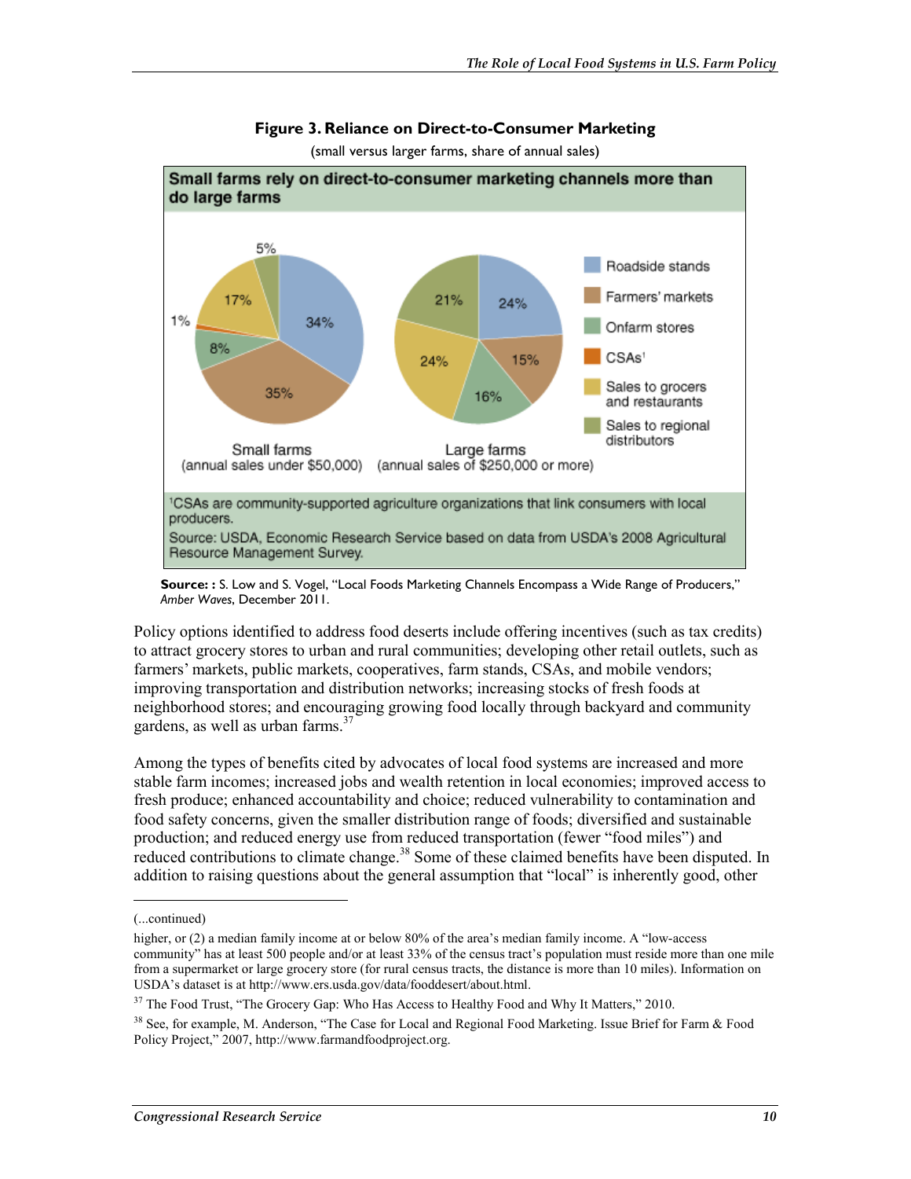**Figure 3. Reliance on Direct-to-Consumer Marketing**

(small versus larger farms, share of annual sales)

Small farms rely on direct-to-consumer marketing channels more than do large farms

| Channel | Small farms (annual sales under $50,000) | Large farms (annual sales of $250,000 or more) |
| --- | --- | --- |
| Roadside stands | 34% | 24% |
| Farmers' markets | 35% | 15% |
| Onfarm stores | 8% | 16% |
| CSAs[1] | 1% | |
| Sales to grocers and restaurants | 17% | 24% |
| Sales to regional distributors | 5% | 21% |

[1]CSAs are community-supported agriculture organizations that link consumers with local producers.

Source: USDA, Economic Research Service based on data from USDA's 2008 Agricultural Resource Management Survey.

**Source: :** S. Low and S. Vogel, "Local Foods Marketing Channels Encompass a Wide Range of Producers," *Amber Waves*, December 2011.

Policy options identified to address food deserts include offering incentives (such as tax credits) to attract grocery stores to urban and rural communities; developing other retail outlets, such as farmers' markets, public markets, cooperatives, farm stands, CSAs, and mobile vendors; improving transportation and distribution networks; increasing stocks of fresh foods at neighborhood stores; and encouraging growing food locally through backyard and community gardens, as well as urban farms.[37]

Among the types of benefits cited by advocates of local food systems are increased and more stable farm incomes; increased jobs and wealth retention in local economies; improved access to fresh produce; enhanced accountability and choice; reduced vulnerability to contamination and food safety concerns, given the smaller distribution range of foods; diversified and sustainable production; and reduced energy use from reduced transportation (fewer "food miles") and reduced contributions to climate change.[38] Some of these claimed benefits have been disputed. In addition to raising questions about the general assumption that "local" is inherently good, other

---

(...continued)

higher, or (2) a median family income at or below 80% of the area's median family income. A "low-access community" has at least 500 people and/or at least 33% of the census tract's population must reside more than one mile from a supermarket or large grocery store (for rural census tracts, the distance is more than 10 miles). Information on USDA's dataset is at http://www.ers.usda.gov/data/fooddesert/about.html.

[37] The Food Trust, "The Grocery Gap: Who Has Access to Healthy Food and Why It Matters," 2010.

[38] See, for example, M. Anderson, "The Case for Local and Regional Food Marketing. Issue Brief for Farm & Food Policy Project," 2007, http://www.farmandfoodproject.org.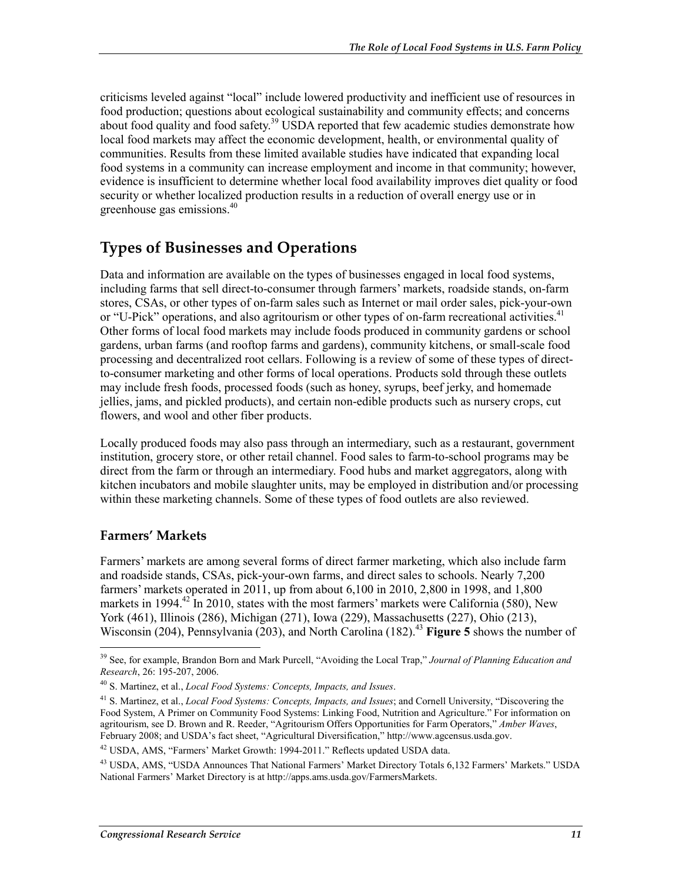criticisms leveled against "local" include lowered productivity and inefficient use of resources in food production; questions about ecological sustainability and community effects; and concerns about food quality and food safety.[39] USDA reported that few academic studies demonstrate how local food markets may affect the economic development, health, or environmental quality of communities. Results from these limited available studies have indicated that expanding local food systems in a community can increase employment and income in that community; however, evidence is insufficient to determine whether local food availability improves diet quality or food security or whether localized production results in a reduction of overall energy use or in greenhouse gas emissions.[40]

## Types of Businesses and Operations

Data and information are available on the types of businesses engaged in local food systems, including farms that sell direct-to-consumer through farmers' markets, roadside stands, on-farm stores, CSAs, or other types of on-farm sales such as Internet or mail order sales, pick-your-own or "U-Pick" operations, and also agritourism or other types of on-farm recreational activities.[41] Other forms of local food markets may include foods produced in community gardens or school gardens, urban farms (and rooftop farms and gardens), community kitchens, or small-scale food processing and decentralized root cellars. Following is a review of some of these types of direct-to-consumer marketing and other forms of local operations. Products sold through these outlets may include fresh foods, processed foods (such as honey, syrups, beef jerky, and homemade jellies, jams, and pickled products), and certain non-edible products such as nursery crops, cut flowers, and wool and other fiber products.

Locally produced foods may also pass through an intermediary, such as a restaurant, government institution, grocery store, or other retail channel. Food sales to farm-to-school programs may be direct from the farm or through an intermediary. Food hubs and market aggregators, along with kitchen incubators and mobile slaughter units, may be employed in distribution and/or processing within these marketing channels. Some of these types of food outlets are also reviewed.

### Farmers' Markets

Farmers' markets are among several forms of direct farmer marketing, which also include farm and roadside stands, CSAs, pick-your-own farms, and direct sales to schools. Nearly 7,200 farmers' markets operated in 2011, up from about 6,100 in 2010, 2,800 in 1998, and 1,800 markets in 1994.[42] In 2010, states with the most farmers' markets were California (580), New York (461), Illinois (286), Michigan (271), Iowa (229), Massachusetts (227), Ohio (213), Wisconsin (204), Pennsylvania (203), and North Carolina (182).[43] **Figure 5** shows the number of

---

[39] See, for example, Brandon Born and Mark Purcell, "Avoiding the Local Trap," *Journal of Planning Education and Research*, 26: 195-207, 2006.

[40] S. Martinez, et al., *Local Food Systems: Concepts, Impacts, and Issues*.

[41] S. Martinez, et al., *Local Food Systems: Concepts, Impacts, and Issues*; and Cornell University, "Discovering the Food System, A Primer on Community Food Systems: Linking Food, Nutrition and Agriculture." For information on agritourism, see D. Brown and R. Reeder, "Agritourism Offers Opportunities for Farm Operators," *Amber Waves*, February 2008; and USDA's fact sheet, "Agricultural Diversification," http://www.agcensus.usda.gov.

[42] USDA, AMS, "Farmers' Market Growth: 1994-2011." Reflects updated USDA data.

[43] USDA, AMS, "USDA Announces That National Farmers' Market Directory Totals 6,132 Farmers' Markets." USDA National Farmers' Market Directory is at http://apps.ams.usda.gov/FarmersMarkets.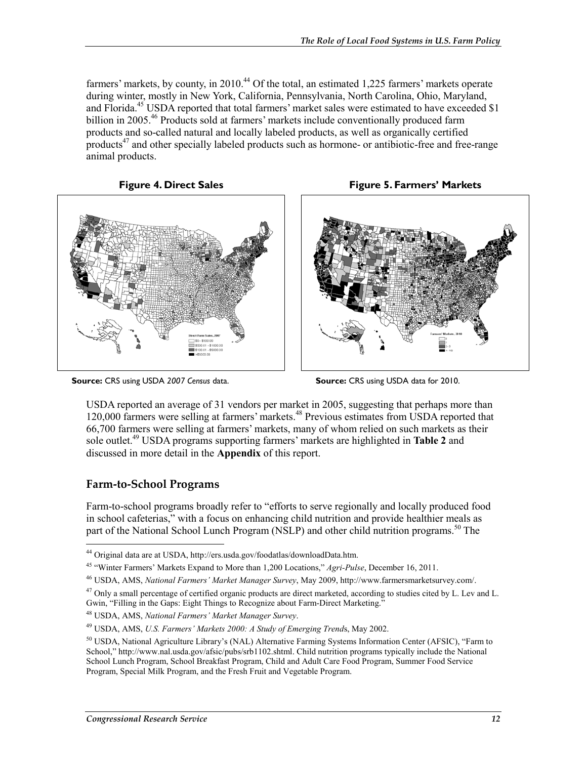farmers' markets, by county, in 2010.[44] Of the total, an estimated 1,225 farmers' markets operate during winter, mostly in New York, California, Pennsylvania, North Carolina, Ohio, Maryland, and Florida.[45] USDA reported that total farmers' market sales were estimated to have exceeded $1 billion in 2005.[46] Products sold at farmers' markets include conventionally produced farm products and so-called natural and locally labeled products, as well as organically certified products[47] and other specially labeled products such as hormone- or antibiotic-free and free-range animal products.

**Figure 4. Direct Sales**

**Source:** CRS using USDA *2007 Census* data.

**Figure 5. Farmers' Markets**

**Source:** CRS using USDA data for 2010.

USDA reported an average of 31 vendors per market in 2005, suggesting that perhaps more than 120,000 farmers were selling at farmers' markets.[48] Previous estimates from USDA reported that 66,700 farmers were selling at farmers' markets, many of whom relied on such markets as their sole outlet.[49] USDA programs supporting farmers' markets are highlighted in **Table 2** and discussed in more detail in the **Appendix** of this report.

## Farm-to-School Programs

Farm-to-school programs broadly refer to "efforts to serve regionally and locally produced food in school cafeterias," with a focus on enhancing child nutrition and provide healthier meals as part of the National School Lunch Program (NSLP) and other child nutrition programs.[50] The

---

[44] Original data are at USDA, http://ers.usda.gov/foodatlas/downloadData.htm.

[45] "Winter Farmers' Markets Expand to More than 1,200 Locations," *Agri-Pulse*, December 16, 2011.

[46] USDA, AMS, *National Farmers' Market Manager Survey*, May 2009, http://www.farmersmarketsurvey.com/.

[47] Only a small percentage of certified organic products are direct marketed, according to studies cited by L. Lev and L. Gwin, "Filling in the Gaps: Eight Things to Recognize about Farm-Direct Marketing."

[48] USDA, AMS, *National Farmers' Market Manager Survey*.

[49] USDA, AMS, *U.S. Farmers' Markets 2000: A Study of Emerging Trends*, May 2002.

[50] USDA, National Agriculture Library's (NAL) Alternative Farming Systems Information Center (AFSIC), "Farm to School," http://www.nal.usda.gov/afsic/pubs/srb1102.shtml. Child nutrition programs typically include the National School Lunch Program, School Breakfast Program, Child and Adult Care Food Program, Summer Food Service Program, Special Milk Program, and the Fresh Fruit and Vegetable Program.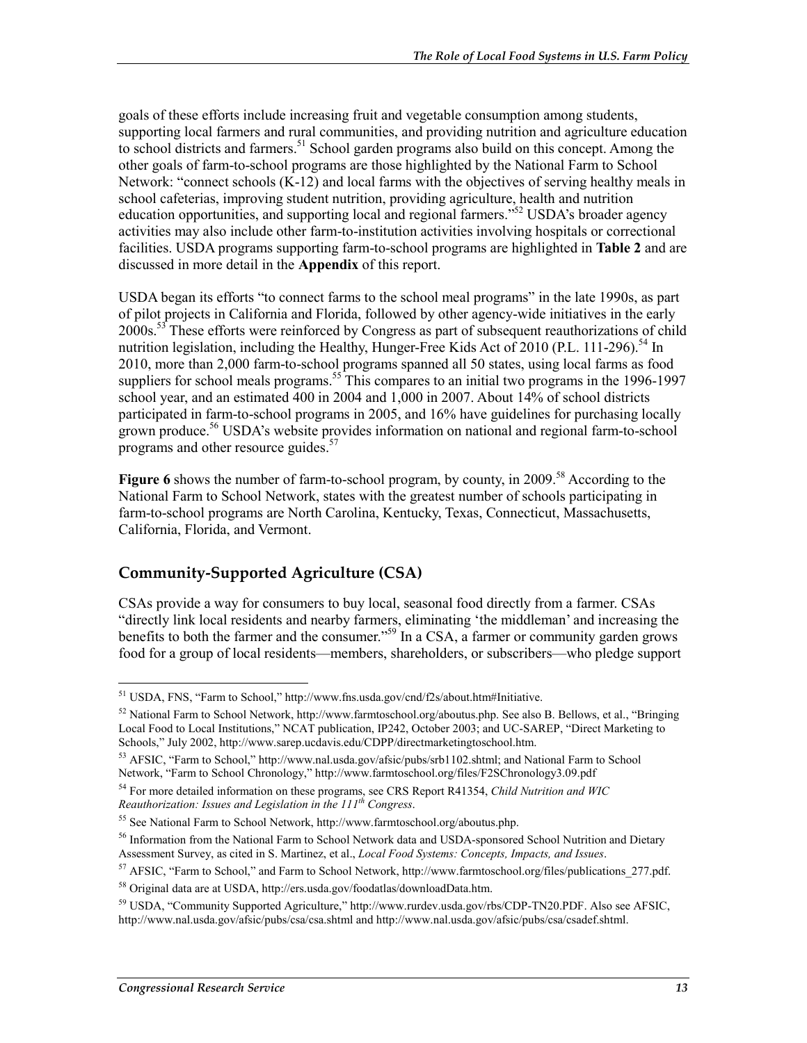goals of these efforts include increasing fruit and vegetable consumption among students, supporting local farmers and rural communities, and providing nutrition and agriculture education to school districts and farmers.[51] School garden programs also build on this concept. Among the other goals of farm-to-school programs are those highlighted by the National Farm to School Network: "connect schools (K-12) and local farms with the objectives of serving healthy meals in school cafeterias, improving student nutrition, providing agriculture, health and nutrition education opportunities, and supporting local and regional farmers."[52] USDA's broader agency activities may also include other farm-to-institution activities involving hospitals or correctional facilities. USDA programs supporting farm-to-school programs are highlighted in **Table 2** and are discussed in more detail in the **Appendix** of this report.

USDA began its efforts "to connect farms to the school meal programs" in the late 1990s, as part of pilot projects in California and Florida, followed by other agency-wide initiatives in the early 2000s.[53] These efforts were reinforced by Congress as part of subsequent reauthorizations of child nutrition legislation, including the Healthy, Hunger-Free Kids Act of 2010 (P.L. 111-296).[54] In 2010, more than 2,000 farm-to-school programs spanned all 50 states, using local farms as food suppliers for school meals programs.[55] This compares to an initial two programs in the 1996-1997 school year, and an estimated 400 in 2004 and 1,000 in 2007. About 14% of school districts participated in farm-to-school programs in 2005, and 16% have guidelines for purchasing locally grown produce.[56] USDA's website provides information on national and regional farm-to-school programs and other resource guides.[57]

**Figure 6** shows the number of farm-to-school program, by county, in 2009.[58] According to the National Farm to School Network, states with the greatest number of schools participating in farm-to-school programs are North Carolina, Kentucky, Texas, Connecticut, Massachusetts, California, Florida, and Vermont.

## Community-Supported Agriculture (CSA)

CSAs provide a way for consumers to buy local, seasonal food directly from a farmer. CSAs "directly link local residents and nearby farmers, eliminating 'the middleman' and increasing the benefits to both the farmer and the consumer."[59] In a CSA, a farmer or community garden grows food for a group of local residents—members, shareholders, or subscribers—who pledge support

---

[51] USDA, FNS, "Farm to School," http://www.fns.usda.gov/cnd/f2s/about.htm#Initiative.

[52] National Farm to School Network, http://www.farmtoschool.org/aboutus.php. See also B. Bellows, et al., "Bringing Local Food to Local Institutions," NCAT publication, IP242, October 2003; and UC-SAREP, "Direct Marketing to Schools," July 2002, http://www.sarep.ucdavis.edu/CDPP/directmarketingtoschool.htm.

[53] AFSIC, "Farm to School," http://www.nal.usda.gov/afsic/pubs/srb1102.shtml; and National Farm to School Network, "Farm to School Chronology," http://www.farmtoschool.org/files/F2SChronology3.09.pdf

[54] For more detailed information on these programs, see CRS Report R41354, *Child Nutrition and WIC Reauthorization: Issues and Legislation in the 111th Congress*.

[55] See National Farm to School Network, http://www.farmtoschool.org/aboutus.php.

[56] Information from the National Farm to School Network data and USDA-sponsored School Nutrition and Dietary Assessment Survey, as cited in S. Martinez, et al., *Local Food Systems: Concepts, Impacts, and Issues*.

[57] AFSIC, "Farm to School," and Farm to School Network, http://www.farmtoschool.org/files/publications_277.pdf.

[58] Original data are at USDA, http://ers.usda.gov/foodatlas/downloadData.htm.

[59] USDA, "Community Supported Agriculture," http://www.rurdev.usda.gov/rbs/CDP-TN20.PDF. Also see AFSIC, http://www.nal.usda.gov/afsic/pubs/csa/csa.shtml and http://www.nal.usda.gov/afsic/pubs/csa/csadef.shtml.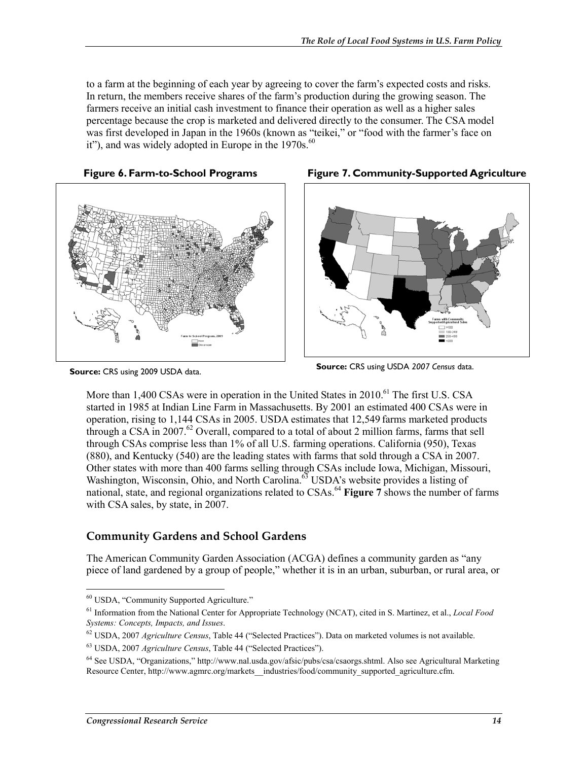to a farm at the beginning of each year by agreeing to cover the farm's expected costs and risks. In return, the members receive shares of the farm's production during the growing season. The farmers receive an initial cash investment to finance their operation as well as a higher sales percentage because the crop is marketed and delivered directly to the consumer. The CSA model was first developed in Japan in the 1960s (known as "teikei," or "food with the farmer's face on it"), and was widely adopted in Europe in the 1970s.[60]

**Figure 6. Farm-to-School Programs**

**Source:** CRS using 2009 USDA data.

**Figure 7. Community-Supported Agriculture**

**Source:** CRS using USDA *2007 Census* data.

More than 1,400 CSAs were in operation in the United States in 2010.[61] The first U.S. CSA started in 1985 at Indian Line Farm in Massachusetts. By 2001 an estimated 400 CSAs were in operation, rising to 1,144 CSAs in 2005. USDA estimates that 12,549 farms marketed products through a CSA in 2007.[62] Overall, compared to a total of about 2 million farms, farms that sell through CSAs comprise less than 1% of all U.S. farming operations. California (950), Texas (880), and Kentucky (540) are the leading states with farms that sold through a CSA in 2007. Other states with more than 400 farms selling through CSAs include Iowa, Michigan, Missouri, Washington, Wisconsin, Ohio, and North Carolina.[63] USDA's website provides a listing of national, state, and regional organizations related to CSAs.[64] **Figure 7** shows the number of farms with CSA sales, by state, in 2007.

## Community Gardens and School Gardens

The American Community Garden Association (ACGA) defines a community garden as "any piece of land gardened by a group of people," whether it is in an urban, suburban, or rural area, or

---

[60] USDA, "Community Supported Agriculture."

[61] Information from the National Center for Appropriate Technology (NCAT), cited in S. Martinez, et al., *Local Food Systems: Concepts, Impacts, and Issues*.

[62] USDA, 2007 *Agriculture Census*, Table 44 ("Selected Practices"). Data on marketed volumes is not available.

[63] USDA, 2007 *Agriculture Census*, Table 44 ("Selected Practices").

[64] See USDA, "Organizations," http://www.nal.usda.gov/afsic/pubs/csa/csaorgs.shtml. Also see Agricultural Marketing Resource Center, http://www.agmrc.org/markets__industries/food/community_supported_agriculture.cfm.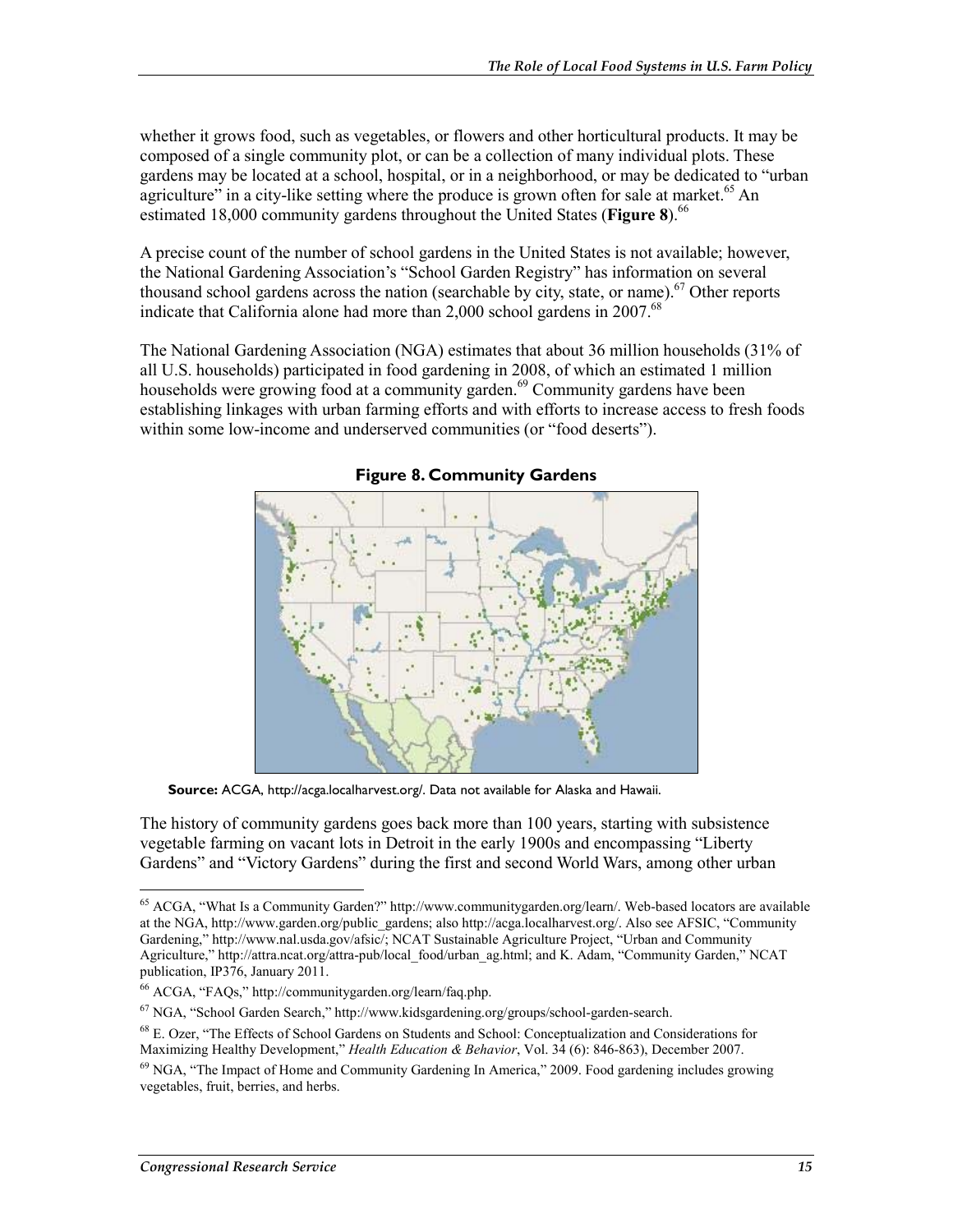whether it grows food, such as vegetables, or flowers and other horticultural products. It may be composed of a single community plot, or can be a collection of many individual plots. These gardens may be located at a school, hospital, or in a neighborhood, or may be dedicated to "urban agriculture" in a city-like setting where the produce is grown often for sale at market.[65] An estimated 18,000 community gardens throughout the United States (**Figure 8**).[66]

A precise count of the number of school gardens in the United States is not available; however, the National Gardening Association's "School Garden Registry" has information on several thousand school gardens across the nation (searchable by city, state, or name).[67] Other reports indicate that California alone had more than 2,000 school gardens in 2007.[68]

The National Gardening Association (NGA) estimates that about 36 million households (31% of all U.S. households) participated in food gardening in 2008, of which an estimated 1 million households were growing food at a community garden.[69] Community gardens have been establishing linkages with urban farming efforts and with efforts to increase access to fresh foods within some low-income and underserved communities (or "food deserts").

**Figure 8. Community Gardens**

**Source:** ACGA, http://acga.localharvest.org/. Data not available for Alaska and Hawaii.

The history of community gardens goes back more than 100 years, starting with subsistence vegetable farming on vacant lots in Detroit in the early 1900s and encompassing "Liberty Gardens" and "Victory Gardens" during the first and second World Wars, among other urban

---

[65] ACGA, "What Is a Community Garden?" http://www.communitygarden.org/learn/. Web-based locators are available at the NGA, http://www.garden.org/public_gardens; also http://acga.localharvest.org/. Also see AFSIC, "Community Gardening," http://www.nal.usda.gov/afsic/; NCAT Sustainable Agriculture Project, "Urban and Community Agriculture," http://attra.ncat.org/attra-pub/local_food/urban_ag.html; and K. Adam, "Community Garden," NCAT publication, IP376, January 2011.

[66] ACGA, "FAQs," http://communitygarden.org/learn/faq.php.

[67] NGA, "School Garden Search," http://www.kidsgardening.org/groups/school-garden-search.

[68] E. Ozer, "The Effects of School Gardens on Students and School: Conceptualization and Considerations for Maximizing Healthy Development," *Health Education & Behavior*, Vol. 34 (6): 846-863), December 2007.

[69] NGA, "The Impact of Home and Community Gardening In America," 2009. Food gardening includes growing vegetables, fruit, berries, and herbs.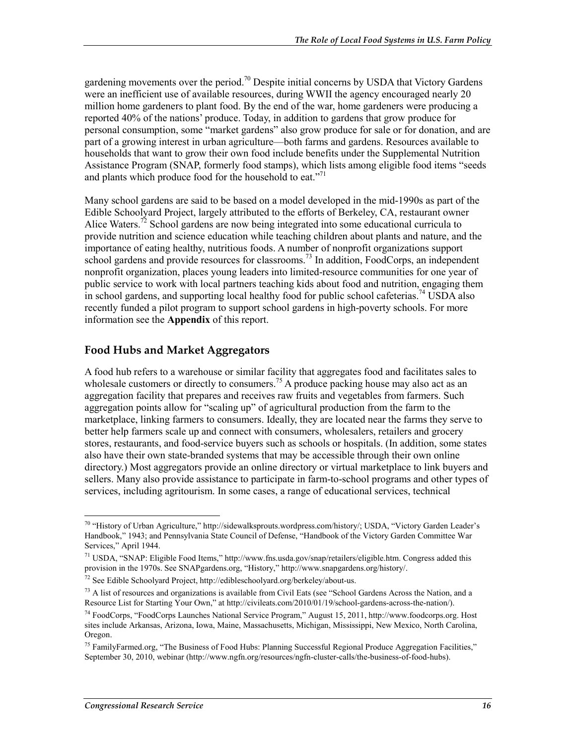gardening movements over the period.[70] Despite initial concerns by USDA that Victory Gardens were an inefficient use of available resources, during WWII the agency encouraged nearly 20 million home gardeners to plant food. By the end of the war, home gardeners were producing a reported 40% of the nations' produce. Today, in addition to gardens that grow produce for personal consumption, some "market gardens" also grow produce for sale or for donation, and are part of a growing interest in urban agriculture—both farms and gardens. Resources available to households that want to grow their own food include benefits under the Supplemental Nutrition Assistance Program (SNAP, formerly food stamps), which lists among eligible food items "seeds and plants which produce food for the household to eat."[71]

Many school gardens are said to be based on a model developed in the mid-1990s as part of the Edible Schoolyard Project, largely attributed to the efforts of Berkeley, CA, restaurant owner Alice Waters.[72] School gardens are now being integrated into some educational curricula to provide nutrition and science education while teaching children about plants and nature, and the importance of eating healthy, nutritious foods. A number of nonprofit organizations support school gardens and provide resources for classrooms.[73] In addition, FoodCorps, an independent nonprofit organization, places young leaders into limited-resource communities for one year of public service to work with local partners teaching kids about food and nutrition, engaging them in school gardens, and supporting local healthy food for public school cafeterias.[74] USDA also recently funded a pilot program to support school gardens in high-poverty schools. For more information see the **Appendix** of this report.

## Food Hubs and Market Aggregators

A food hub refers to a warehouse or similar facility that aggregates food and facilitates sales to wholesale customers or directly to consumers.[75] A produce packing house may also act as an aggregation facility that prepares and receives raw fruits and vegetables from farmers. Such aggregation points allow for "scaling up" of agricultural production from the farm to the marketplace, linking farmers to consumers. Ideally, they are located near the farms they serve to better help farmers scale up and connect with consumers, wholesalers, retailers and grocery stores, restaurants, and food-service buyers such as schools or hospitals. (In addition, some states also have their own state-branded systems that may be accessible through their own online directory.) Most aggregators provide an online directory or virtual marketplace to link buyers and sellers. Many also provide assistance to participate in farm-to-school programs and other types of services, including agritourism. In some cases, a range of educational services, technical

---

[70] "History of Urban Agriculture," http://sidewalksprouts.wordpress.com/history/; USDA, "Victory Garden Leader's Handbook," 1943; and Pennsylvania State Council of Defense, "Handbook of the Victory Garden Committee War Services," April 1944.

[71] USDA, "SNAP: Eligible Food Items," http://www.fns.usda.gov/snap/retailers/eligible.htm. Congress added this provision in the 1970s. See SNAPgardens.org, "History," http://www.snapgardens.org/history/.

[72] See Edible Schoolyard Project, http://edibleschoolyard.org/berkeley/about-us.

[73] A list of resources and organizations is available from Civil Eats (see "School Gardens Across the Nation, and a Resource List for Starting Your Own," at http://civileats.com/2010/01/19/school-gardens-across-the-nation/).

[74] FoodCorps, "FoodCorps Launches National Service Program," August 15, 2011, http://www.foodcorps.org. Host sites include Arkansas, Arizona, Iowa, Maine, Massachusetts, Michigan, Mississippi, New Mexico, North Carolina, Oregon.

[75] FamilyFarmed.org, "The Business of Food Hubs: Planning Successful Regional Produce Aggregation Facilities," September 30, 2010, webinar (http://www.ngfn.org/resources/ngfn-cluster-calls/the-business-of-food-hubs).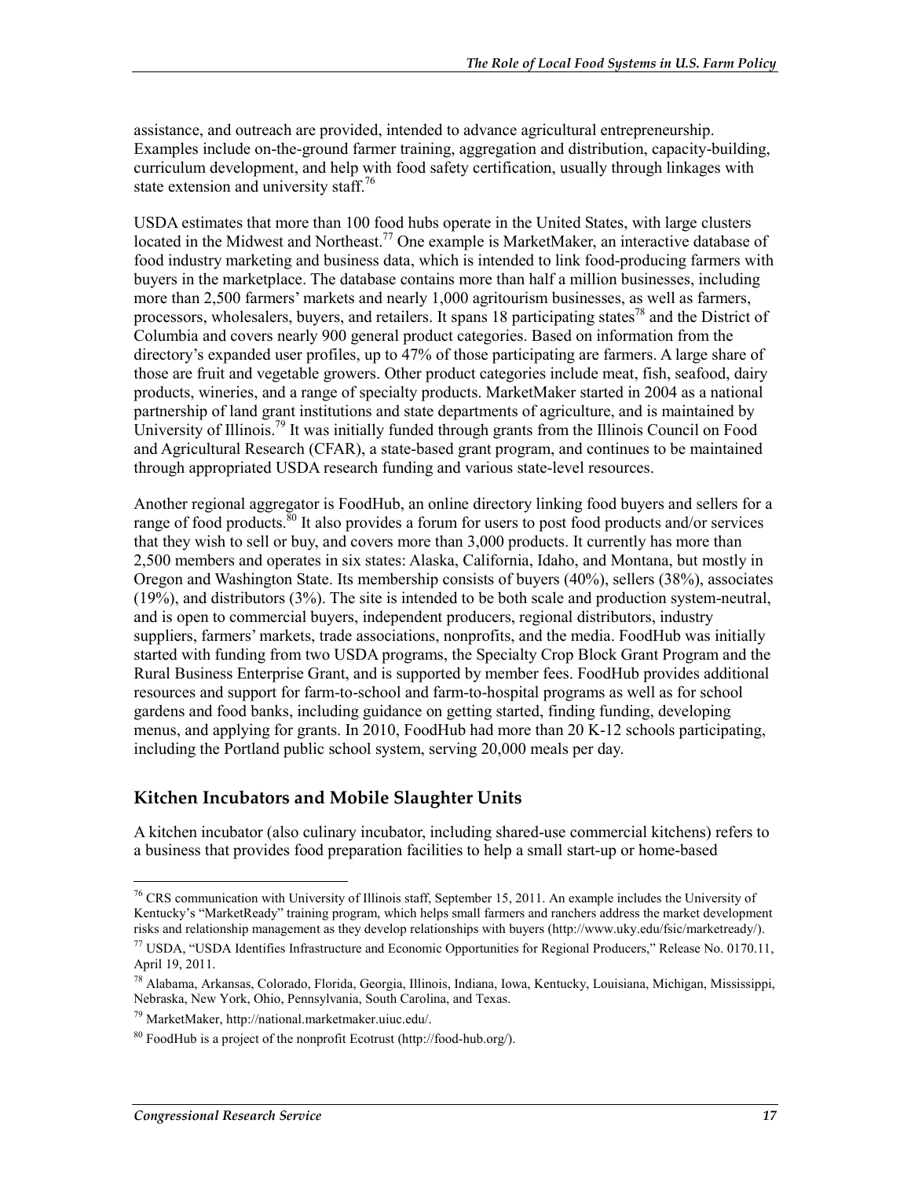assistance, and outreach are provided, intended to advance agricultural entrepreneurship. Examples include on-the-ground farmer training, aggregation and distribution, capacity-building, curriculum development, and help with food safety certification, usually through linkages with state extension and university staff.[76]

USDA estimates that more than 100 food hubs operate in the United States, with large clusters located in the Midwest and Northeast.[77] One example is MarketMaker, an interactive database of food industry marketing and business data, which is intended to link food-producing farmers with buyers in the marketplace. The database contains more than half a million businesses, including more than 2,500 farmers' markets and nearly 1,000 agritourism businesses, as well as farmers, processors, wholesalers, buyers, and retailers. It spans 18 participating states[78] and the District of Columbia and covers nearly 900 general product categories. Based on information from the directory's expanded user profiles, up to 47% of those participating are farmers. A large share of those are fruit and vegetable growers. Other product categories include meat, fish, seafood, dairy products, wineries, and a range of specialty products. MarketMaker started in 2004 as a national partnership of land grant institutions and state departments of agriculture, and is maintained by University of Illinois.[79] It was initially funded through grants from the Illinois Council on Food and Agricultural Research (CFAR), a state-based grant program, and continues to be maintained through appropriated USDA research funding and various state-level resources.

Another regional aggregator is FoodHub, an online directory linking food buyers and sellers for a range of food products.[80] It also provides a forum for users to post food products and/or services that they wish to sell or buy, and covers more than 3,000 products. It currently has more than 2,500 members and operates in six states: Alaska, California, Idaho, and Montana, but mostly in Oregon and Washington State. Its membership consists of buyers (40%), sellers (38%), associates (19%), and distributors (3%). The site is intended to be both scale and production system-neutral, and is open to commercial buyers, independent producers, regional distributors, industry suppliers, farmers' markets, trade associations, nonprofits, and the media. FoodHub was initially started with funding from two USDA programs, the Specialty Crop Block Grant Program and the Rural Business Enterprise Grant, and is supported by member fees. FoodHub provides additional resources and support for farm-to-school and farm-to-hospital programs as well as for school gardens and food banks, including guidance on getting started, finding funding, developing menus, and applying for grants. In 2010, FoodHub had more than 20 K-12 schools participating, including the Portland public school system, serving 20,000 meals per day.

### Kitchen Incubators and Mobile Slaughter Units

A kitchen incubator (also culinary incubator, including shared-use commercial kitchens) refers to a business that provides food preparation facilities to help a small start-up or home-based

---

[76] CRS communication with University of Illinois staff, September 15, 2011. An example includes the University of Kentucky's "MarketReady" training program, which helps small farmers and ranchers address the market development risks and relationship management as they develop relationships with buyers (http://www.uky.edu/fsic/marketready/).

[77] USDA, "USDA Identifies Infrastructure and Economic Opportunities for Regional Producers," Release No. 0170.11, April 19, 2011.

[78] Alabama, Arkansas, Colorado, Florida, Georgia, Illinois, Indiana, Iowa, Kentucky, Louisiana, Michigan, Mississippi, Nebraska, New York, Ohio, Pennsylvania, South Carolina, and Texas.

[79] MarketMaker, http://national.marketmaker.uiuc.edu/.

[80] FoodHub is a project of the nonprofit Ecotrust (http://food-hub.org/).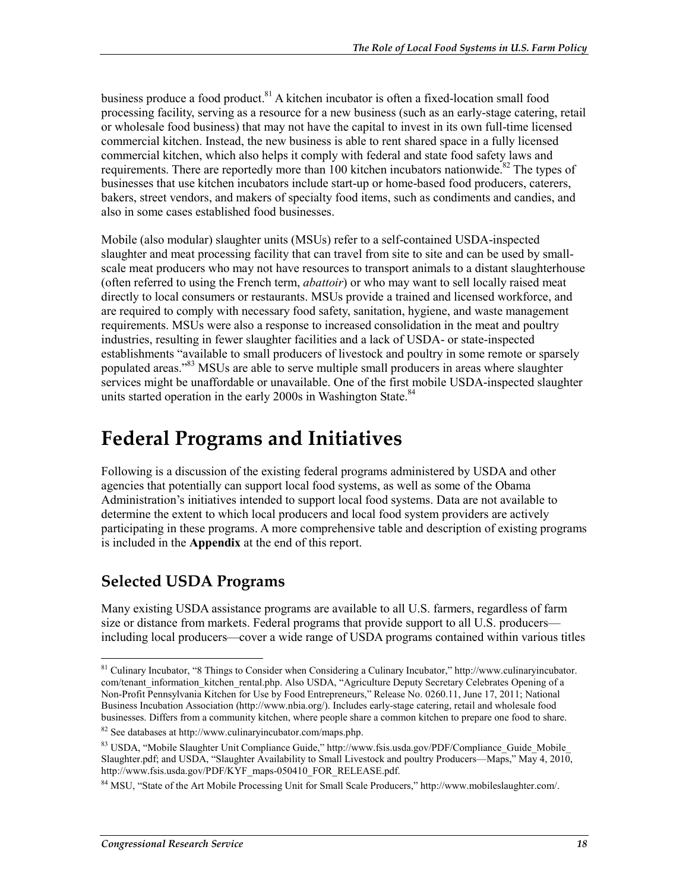business produce a food product.[81] A kitchen incubator is often a fixed-location small food processing facility, serving as a resource for a new business (such as an early-stage catering, retail or wholesale food business) that may not have the capital to invest in its own full-time licensed commercial kitchen. Instead, the new business is able to rent shared space in a fully licensed commercial kitchen, which also helps it comply with federal and state food safety laws and requirements. There are reportedly more than 100 kitchen incubators nationwide.[82] The types of businesses that use kitchen incubators include start-up or home-based food producers, caterers, bakers, street vendors, and makers of specialty food items, such as condiments and candies, and also in some cases established food businesses.

Mobile (also modular) slaughter units (MSUs) refer to a self-contained USDA-inspected slaughter and meat processing facility that can travel from site to site and can be used by small-scale meat producers who may not have resources to transport animals to a distant slaughterhouse (often referred to using the French term, *abattoir*) or who may want to sell locally raised meat directly to local consumers or restaurants. MSUs provide a trained and licensed workforce, and are required to comply with necessary food safety, sanitation, hygiene, and waste management requirements. MSUs were also a response to increased consolidation in the meat and poultry industries, resulting in fewer slaughter facilities and a lack of USDA- or state-inspected establishments "available to small producers of livestock and poultry in some remote or sparsely populated areas."[83] MSUs are able to serve multiple small producers in areas where slaughter services might be unaffordable or unavailable. One of the first mobile USDA-inspected slaughter units started operation in the early 2000s in Washington State.[84]

# Federal Programs and Initiatives

Following is a discussion of the existing federal programs administered by USDA and other agencies that potentially can support local food systems, as well as some of the Obama Administration's initiatives intended to support local food systems. Data are not available to determine the extent to which local producers and local food system providers are actively participating in these programs. A more comprehensive table and description of existing programs is included in the **Appendix** at the end of this report.

## Selected USDA Programs

Many existing USDA assistance programs are available to all U.S. farmers, regardless of farm size or distance from markets. Federal programs that provide support to all U.S. producers—including local producers—cover a wide range of USDA programs contained within various titles

[81] Culinary Incubator, "8 Things to Consider when Considering a Culinary Incubator," http://www.culinaryincubator.com/tenant_information_kitchen_rental.php. Also USDA, "Agriculture Deputy Secretary Celebrates Opening of a Non-Profit Pennsylvania Kitchen for Use by Food Entrepreneurs," Release No. 0260.11, June 17, 2011; National Business Incubation Association (http://www.nbia.org/). Includes early-stage catering, retail and wholesale food businesses. Differs from a community kitchen, where people share a common kitchen to prepare one food to share.

[82] See databases at http://www.culinaryincubator.com/maps.php.

[83] USDA, "Mobile Slaughter Unit Compliance Guide," http://www.fsis.usda.gov/PDF/Compliance_Guide_Mobile_Slaughter.pdf; and USDA, "Slaughter Availability to Small Livestock and poultry Producers—Maps," May 4, 2010, http://www.fsis.usda.gov/PDF/KYF_maps-050410_FOR_RELEASE.pdf.

[84] MSU, "State of the Art Mobile Processing Unit for Small Scale Producers," http://www.mobileslaughter.com/.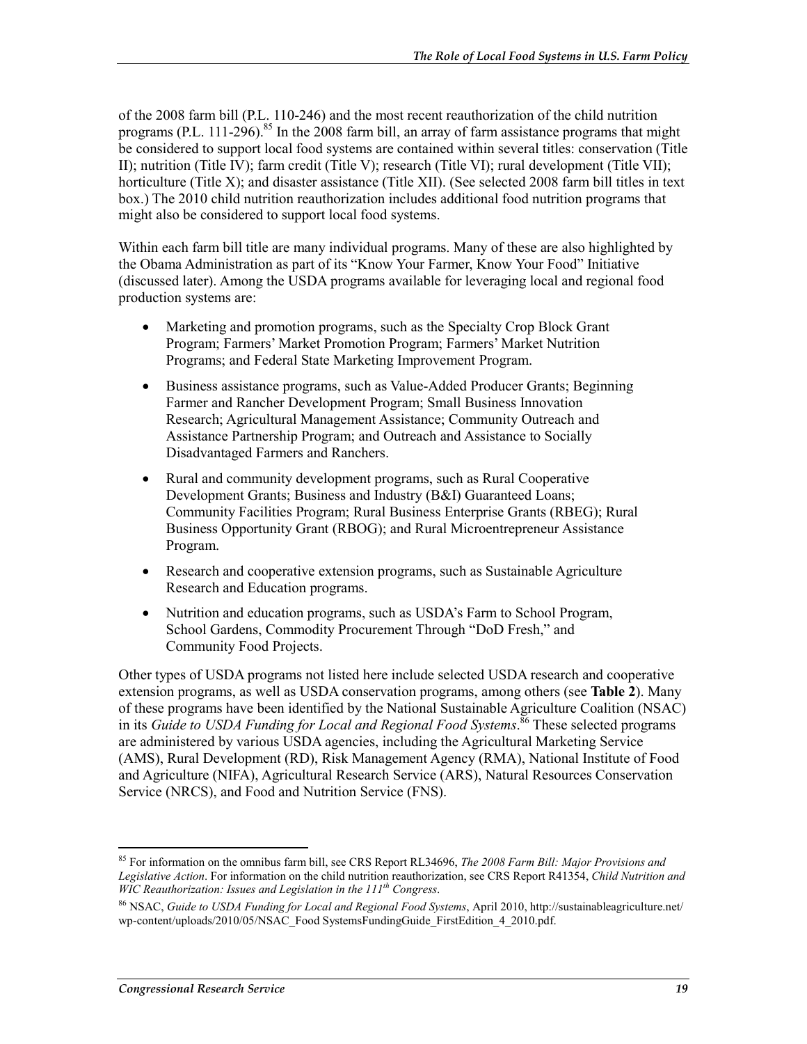of the 2008 farm bill (P.L. 110-246) and the most recent reauthorization of the child nutrition programs (P.L. 111-296).[85] In the 2008 farm bill, an array of farm assistance programs that might be considered to support local food systems are contained within several titles: conservation (Title II); nutrition (Title IV); farm credit (Title V); research (Title VI); rural development (Title VII); horticulture (Title X); and disaster assistance (Title XII). (See selected 2008 farm bill titles in text box.) The 2010 child nutrition reauthorization includes additional food nutrition programs that might also be considered to support local food systems.

Within each farm bill title are many individual programs. Many of these are also highlighted by the Obama Administration as part of its "Know Your Farmer, Know Your Food" Initiative (discussed later). Among the USDA programs available for leveraging local and regional food production systems are:

- Marketing and promotion programs, such as the Specialty Crop Block Grant Program; Farmers' Market Promotion Program; Farmers' Market Nutrition Programs; and Federal State Marketing Improvement Program.
- Business assistance programs, such as Value-Added Producer Grants; Beginning Farmer and Rancher Development Program; Small Business Innovation Research; Agricultural Management Assistance; Community Outreach and Assistance Partnership Program; and Outreach and Assistance to Socially Disadvantaged Farmers and Ranchers.
- Rural and community development programs, such as Rural Cooperative Development Grants; Business and Industry (B&I) Guaranteed Loans; Community Facilities Program; Rural Business Enterprise Grants (RBEG); Rural Business Opportunity Grant (RBOG); and Rural Microentrepreneur Assistance Program.
- Research and cooperative extension programs, such as Sustainable Agriculture Research and Education programs.
- Nutrition and education programs, such as USDA's Farm to School Program, School Gardens, Commodity Procurement Through "DoD Fresh," and Community Food Projects.

Other types of USDA programs not listed here include selected USDA research and cooperative extension programs, as well as USDA conservation programs, among others (see **Table 2**). Many of these programs have been identified by the National Sustainable Agriculture Coalition (NSAC) in its *Guide to USDA Funding for Local and Regional Food Systems*.[86] These selected programs are administered by various USDA agencies, including the Agricultural Marketing Service (AMS), Rural Development (RD), Risk Management Agency (RMA), National Institute of Food and Agriculture (NIFA), Agricultural Research Service (ARS), Natural Resources Conservation Service (NRCS), and Food and Nutrition Service (FNS).

---

[85] For information on the omnibus farm bill, see CRS Report RL34696, *The 2008 Farm Bill: Major Provisions and Legislative Action*. For information on the child nutrition reauthorization, see CRS Report R41354, *Child Nutrition and WIC Reauthorization: Issues and Legislation in the 111th Congress*.

[86] NSAC, *Guide to USDA Funding for Local and Regional Food Systems*, April 2010, http://sustainableagriculture.net/wp-content/uploads/2010/05/NSAC_Food SystemsFundingGuide_FirstEdition_4_2010.pdf.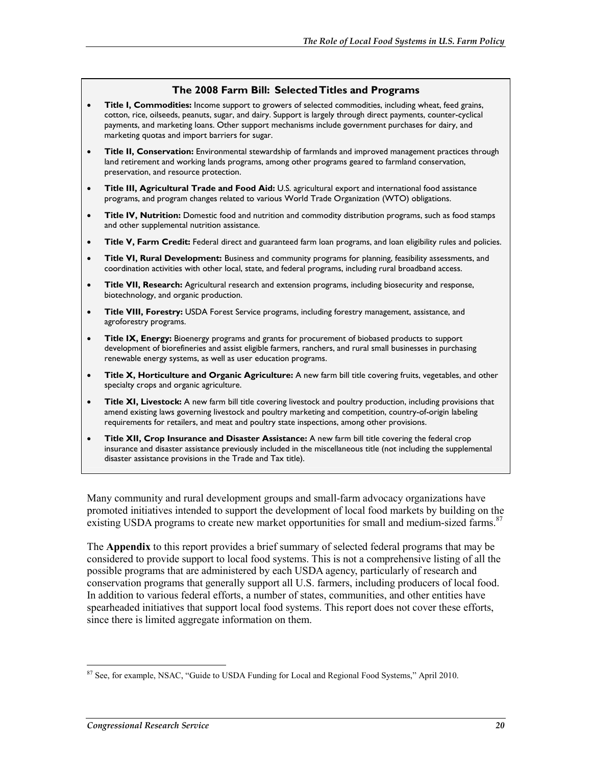### The 2008 Farm Bill: Selected Titles and Programs

- **Title I, Commodities:** Income support to growers of selected commodities, including wheat, feed grains, cotton, rice, oilseeds, peanuts, sugar, and dairy. Support is largely through direct payments, counter-cyclical payments, and marketing loans. Other support mechanisms include government purchases for dairy, and marketing quotas and import barriers for sugar.
- **Title II, Conservation:** Environmental stewardship of farmlands and improved management practices through land retirement and working lands programs, among other programs geared to farmland conservation, preservation, and resource protection.
- **Title III, Agricultural Trade and Food Aid:** U.S. agricultural export and international food assistance programs, and program changes related to various World Trade Organization (WTO) obligations.
- **Title IV, Nutrition:** Domestic food and nutrition and commodity distribution programs, such as food stamps and other supplemental nutrition assistance.
- **Title V, Farm Credit:** Federal direct and guaranteed farm loan programs, and loan eligibility rules and policies.
- **Title VI, Rural Development:** Business and community programs for planning, feasibility assessments, and coordination activities with other local, state, and federal programs, including rural broadband access.
- **Title VII, Research:** Agricultural research and extension programs, including biosecurity and response, biotechnology, and organic production.
- **Title VIII, Forestry:** USDA Forest Service programs, including forestry management, assistance, and agroforestry programs.
- **Title IX, Energy:** Bioenergy programs and grants for procurement of biobased products to support development of biorefineries and assist eligible farmers, ranchers, and rural small businesses in purchasing renewable energy systems, as well as user education programs.
- **Title X, Horticulture and Organic Agriculture:** A new farm bill title covering fruits, vegetables, and other specialty crops and organic agriculture.
- **Title XI, Livestock:** A new farm bill title covering livestock and poultry production, including provisions that amend existing laws governing livestock and poultry marketing and competition, country-of-origin labeling requirements for retailers, and meat and poultry state inspections, among other provisions.
- **Title XII, Crop Insurance and Disaster Assistance:** A new farm bill title covering the federal crop insurance and disaster assistance previously included in the miscellaneous title (not including the supplemental disaster assistance provisions in the Trade and Tax title).

Many community and rural development groups and small-farm advocacy organizations have promoted initiatives intended to support the development of local food markets by building on the existing USDA programs to create new market opportunities for small and medium-sized farms.[87]

The **Appendix** to this report provides a brief summary of selected federal programs that may be considered to provide support to local food systems. This is not a comprehensive listing of all the possible programs that are administered by each USDA agency, particularly of research and conservation programs that generally support all U.S. farmers, including producers of local food. In addition to various federal efforts, a number of states, communities, and other entities have spearheaded initiatives that support local food systems. This report does not cover these efforts, since there is limited aggregate information on them.

---

[87] See, for example, NSAC, "Guide to USDA Funding for Local and Regional Food Systems," April 2010.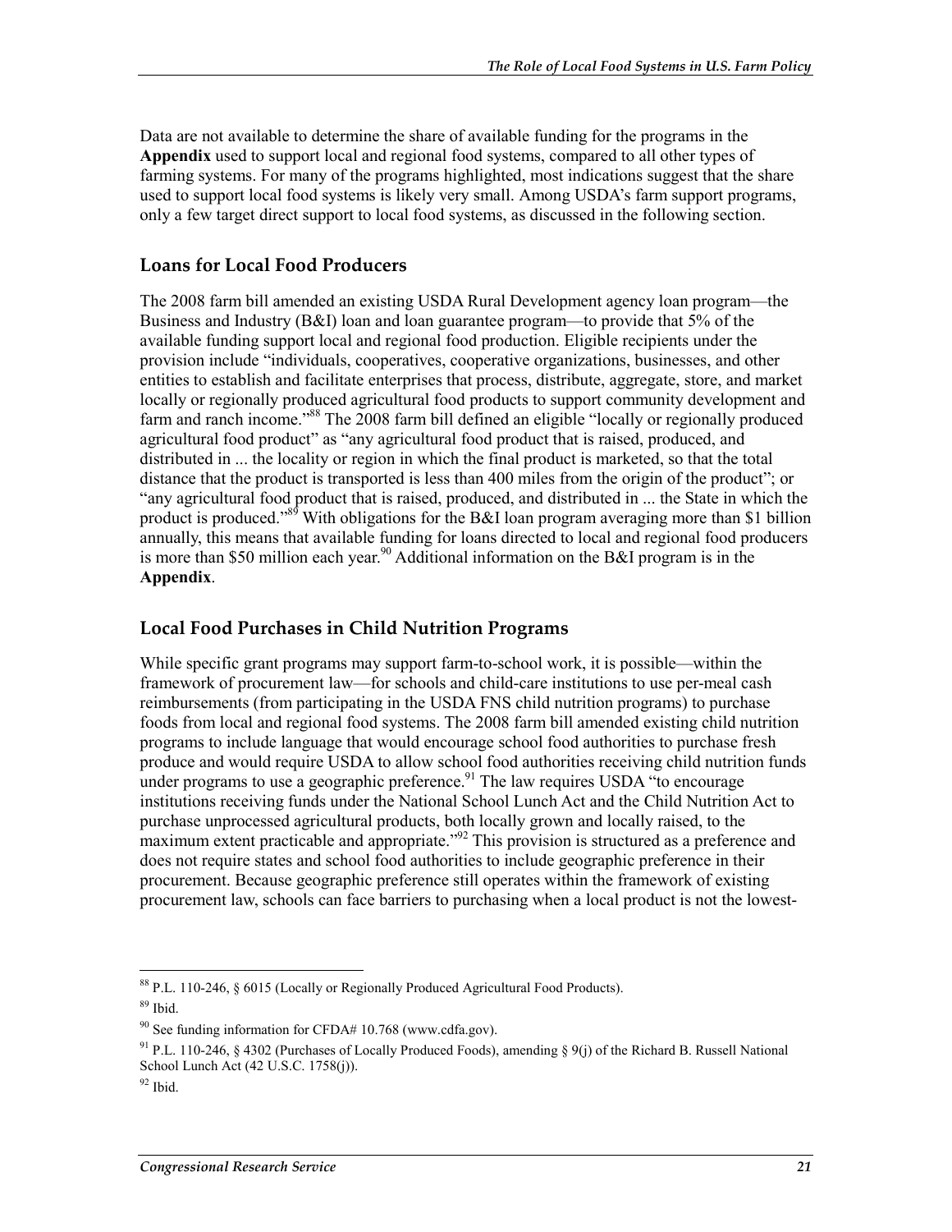Data are not available to determine the share of available funding for the programs in the **Appendix** used to support local and regional food systems, compared to all other types of farming systems. For many of the programs highlighted, most indications suggest that the share used to support local food systems is likely very small. Among USDA's farm support programs, only a few target direct support to local food systems, as discussed in the following section.

## Loans for Local Food Producers

The 2008 farm bill amended an existing USDA Rural Development agency loan program—the Business and Industry (B&I) loan and loan guarantee program—to provide that 5% of the available funding support local and regional food production. Eligible recipients under the provision include "individuals, cooperatives, cooperative organizations, businesses, and other entities to establish and facilitate enterprises that process, distribute, aggregate, store, and market locally or regionally produced agricultural food products to support community development and farm and ranch income."[88] The 2008 farm bill defined an eligible "locally or regionally produced agricultural food product" as "any agricultural food product that is raised, produced, and distributed in ... the locality or region in which the final product is marketed, so that the total distance that the product is transported is less than 400 miles from the origin of the product"; or "any agricultural food product that is raised, produced, and distributed in ... the State in which the product is produced."[89] With obligations for the B&I loan program averaging more than $1 billion annually, this means that available funding for loans directed to local and regional food producers is more than $50 million each year.[90] Additional information on the B&I program is in the **Appendix**.

## Local Food Purchases in Child Nutrition Programs

While specific grant programs may support farm-to-school work, it is possible—within the framework of procurement law—for schools and child-care institutions to use per-meal cash reimbursements (from participating in the USDA FNS child nutrition programs) to purchase foods from local and regional food systems. The 2008 farm bill amended existing child nutrition programs to include language that would encourage school food authorities to purchase fresh produce and would require USDA to allow school food authorities receiving child nutrition funds under programs to use a geographic preference.[91] The law requires USDA "to encourage institutions receiving funds under the National School Lunch Act and the Child Nutrition Act to purchase unprocessed agricultural products, both locally grown and locally raised, to the maximum extent practicable and appropriate."[92] This provision is structured as a preference and does not require states and school food authorities to include geographic preference in their procurement. Because geographic preference still operates within the framework of existing procurement law, schools can face barriers to purchasing when a local product is not the lowest-

---

[88] P.L. 110-246, § 6015 (Locally or Regionally Produced Agricultural Food Products).

[89] Ibid.

[90] See funding information for CFDA# 10.768 (www.cdfa.gov).

[91] P.L. 110-246, § 4302 (Purchases of Locally Produced Foods), amending § 9(j) of the Richard B. Russell National School Lunch Act (42 U.S.C. 1758(j)).

[92] Ibid.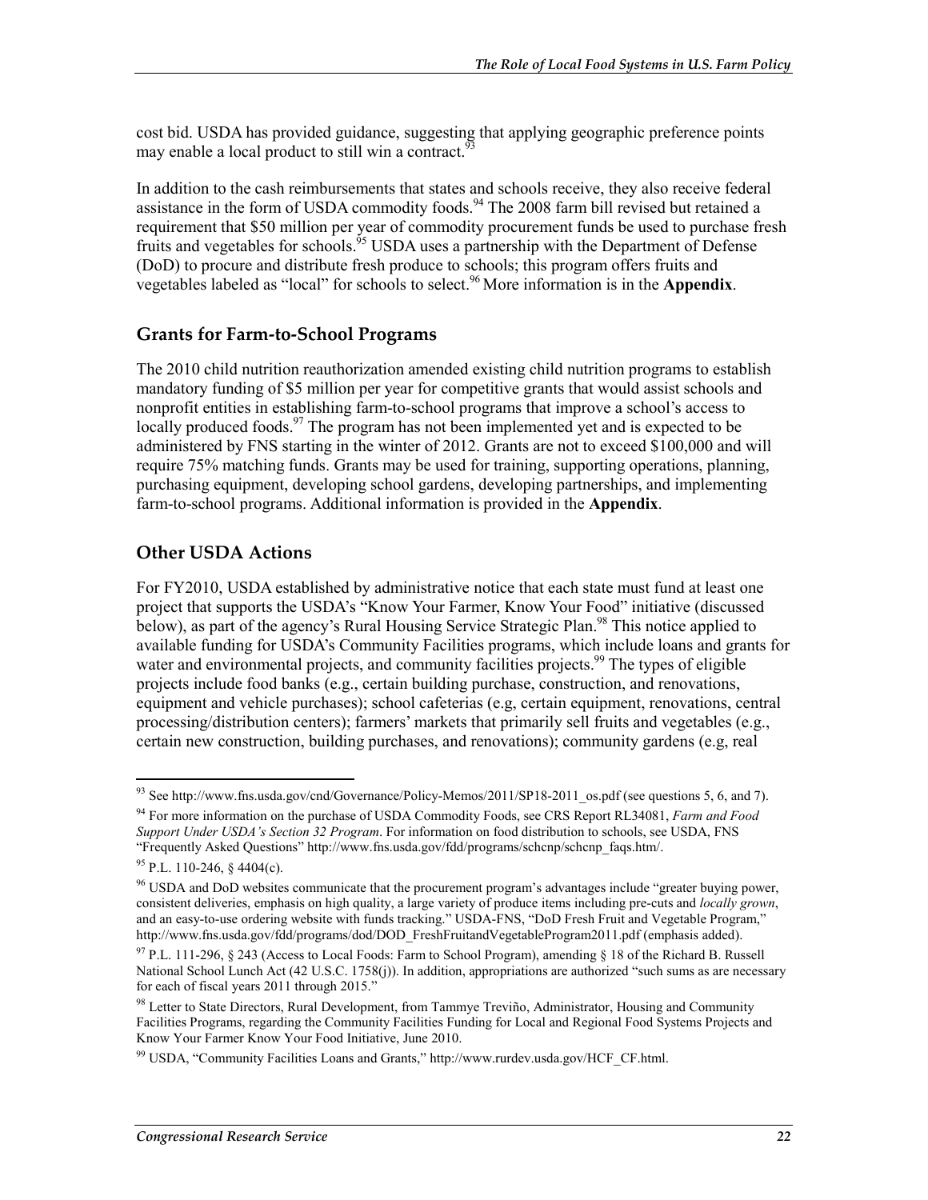cost bid. USDA has provided guidance, suggesting that applying geographic preference points may enable a local product to still win a contract.[93]

In addition to the cash reimbursements that states and schools receive, they also receive federal assistance in the form of USDA commodity foods.[94] The 2008 farm bill revised but retained a requirement that $50 million per year of commodity procurement funds be used to purchase fresh fruits and vegetables for schools.[95] USDA uses a partnership with the Department of Defense (DoD) to procure and distribute fresh produce to schools; this program offers fruits and vegetables labeled as "local" for schools to select.[96] More information is in the **Appendix**.

## Grants for Farm-to-School Programs

The 2010 child nutrition reauthorization amended existing child nutrition programs to establish mandatory funding of $5 million per year for competitive grants that would assist schools and nonprofit entities in establishing farm-to-school programs that improve a school's access to locally produced foods.[97] The program has not been implemented yet and is expected to be administered by FNS starting in the winter of 2012. Grants are not to exceed $100,000 and will require 75% matching funds. Grants may be used for training, supporting operations, planning, purchasing equipment, developing school gardens, developing partnerships, and implementing farm-to-school programs. Additional information is provided in the **Appendix**.

## Other USDA Actions

For FY2010, USDA established by administrative notice that each state must fund at least one project that supports the USDA's "Know Your Farmer, Know Your Food" initiative (discussed below), as part of the agency's Rural Housing Service Strategic Plan.[98] This notice applied to available funding for USDA's Community Facilities programs, which include loans and grants for water and environmental projects, and community facilities projects.[99] The types of eligible projects include food banks (e.g., certain building purchase, construction, and renovations, equipment and vehicle purchases); school cafeterias (e.g, certain equipment, renovations, central processing/distribution centers); farmers' markets that primarily sell fruits and vegetables (e.g., certain new construction, building purchases, and renovations); community gardens (e.g, real

---

[93] See http://www.fns.usda.gov/cnd/Governance/Policy-Memos/2011/SP18-2011_os.pdf (see questions 5, 6, and 7).

[94] For more information on the purchase of USDA Commodity Foods, see CRS Report RL34081, *Farm and Food Support Under USDA's Section 32 Program*. For information on food distribution to schools, see USDA, FNS "Frequently Asked Questions" http://www.fns.usda.gov/fdd/programs/schcnp/schcnp_faqs.htm/.

[95] P.L. 110-246, § 4404(c).

[96] USDA and DoD websites communicate that the procurement program's advantages include "greater buying power, consistent deliveries, emphasis on high quality, a large variety of produce items including pre-cuts and *locally grown*, and an easy-to-use ordering website with funds tracking." USDA-FNS, "DoD Fresh Fruit and Vegetable Program," http://www.fns.usda.gov/fdd/programs/dod/DOD_FreshFruitandVegetableProgram2011.pdf (emphasis added).

[97] P.L. 111-296, § 243 (Access to Local Foods: Farm to School Program), amending § 18 of the Richard B. Russell National School Lunch Act (42 U.S.C. 1758(j)). In addition, appropriations are authorized "such sums as are necessary for each of fiscal years 2011 through 2015."

[98] Letter to State Directors, Rural Development, from Tammye Treviño, Administrator, Housing and Community Facilities Programs, regarding the Community Facilities Funding for Local and Regional Food Systems Projects and Know Your Farmer Know Your Food Initiative, June 2010.

[99] USDA, "Community Facilities Loans and Grants," http://www.rurdev.usda.gov/HCF_CF.html.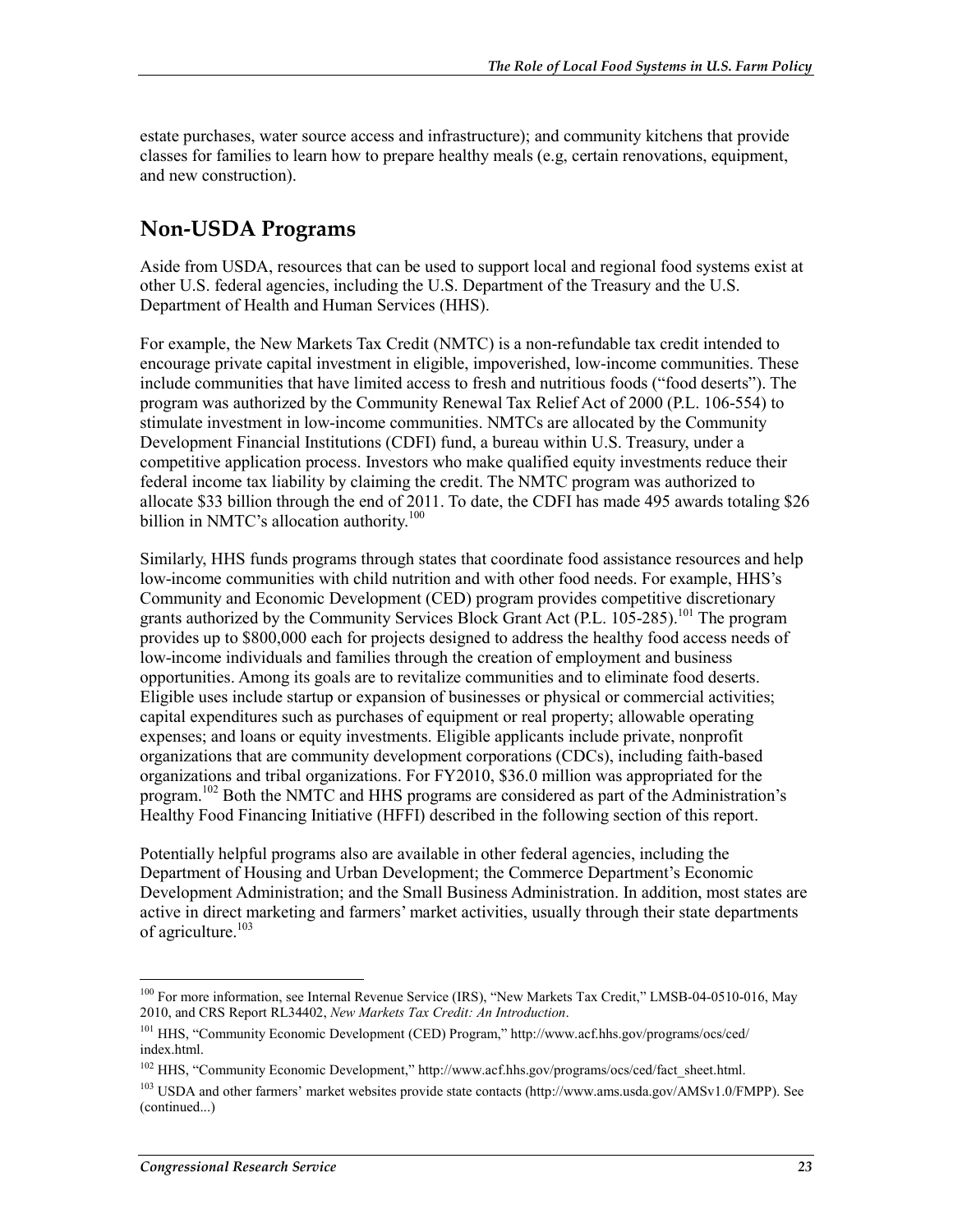estate purchases, water source access and infrastructure); and community kitchens that provide classes for families to learn how to prepare healthy meals (e.g, certain renovations, equipment, and new construction).

## Non-USDA Programs

Aside from USDA, resources that can be used to support local and regional food systems exist at other U.S. federal agencies, including the U.S. Department of the Treasury and the U.S. Department of Health and Human Services (HHS).

For example, the New Markets Tax Credit (NMTC) is a non-refundable tax credit intended to encourage private capital investment in eligible, impoverished, low-income communities. These include communities that have limited access to fresh and nutritious foods ("food deserts"). The program was authorized by the Community Renewal Tax Relief Act of 2000 (P.L. 106-554) to stimulate investment in low-income communities. NMTCs are allocated by the Community Development Financial Institutions (CDFI) fund, a bureau within U.S. Treasury, under a competitive application process. Investors who make qualified equity investments reduce their federal income tax liability by claiming the credit. The NMTC program was authorized to allocate $33 billion through the end of 2011. To date, the CDFI has made 495 awards totaling $26 billion in NMTC's allocation authority.[100]

Similarly, HHS funds programs through states that coordinate food assistance resources and help low-income communities with child nutrition and with other food needs. For example, HHS's Community and Economic Development (CED) program provides competitive discretionary grants authorized by the Community Services Block Grant Act (P.L. 105-285).[101] The program provides up to $800,000 each for projects designed to address the healthy food access needs of low-income individuals and families through the creation of employment and business opportunities. Among its goals are to revitalize communities and to eliminate food deserts. Eligible uses include startup or expansion of businesses or physical or commercial activities; capital expenditures such as purchases of equipment or real property; allowable operating expenses; and loans or equity investments. Eligible applicants include private, nonprofit organizations that are community development corporations (CDCs), including faith-based organizations and tribal organizations. For FY2010, $36.0 million was appropriated for the program.[102] Both the NMTC and HHS programs are considered as part of the Administration's Healthy Food Financing Initiative (HFFI) described in the following section of this report.

Potentially helpful programs also are available in other federal agencies, including the Department of Housing and Urban Development; the Commerce Department's Economic Development Administration; and the Small Business Administration. In addition, most states are active in direct marketing and farmers' market activities, usually through their state departments of agriculture.[103]

---

[100] For more information, see Internal Revenue Service (IRS), "New Markets Tax Credit," LMSB-04-0510-016, May 2010, and CRS Report RL34402, *New Markets Tax Credit: An Introduction*.

[101] HHS, "Community Economic Development (CED) Program," http://www.acf.hhs.gov/programs/ocs/ced/index.html.

[102] HHS, "Community Economic Development," http://www.acf.hhs.gov/programs/ocs/ced/fact_sheet.html.

[103] USDA and other farmers' market websites provide state contacts (http://www.ams.usda.gov/AMSv1.0/FMPP). See (continued...)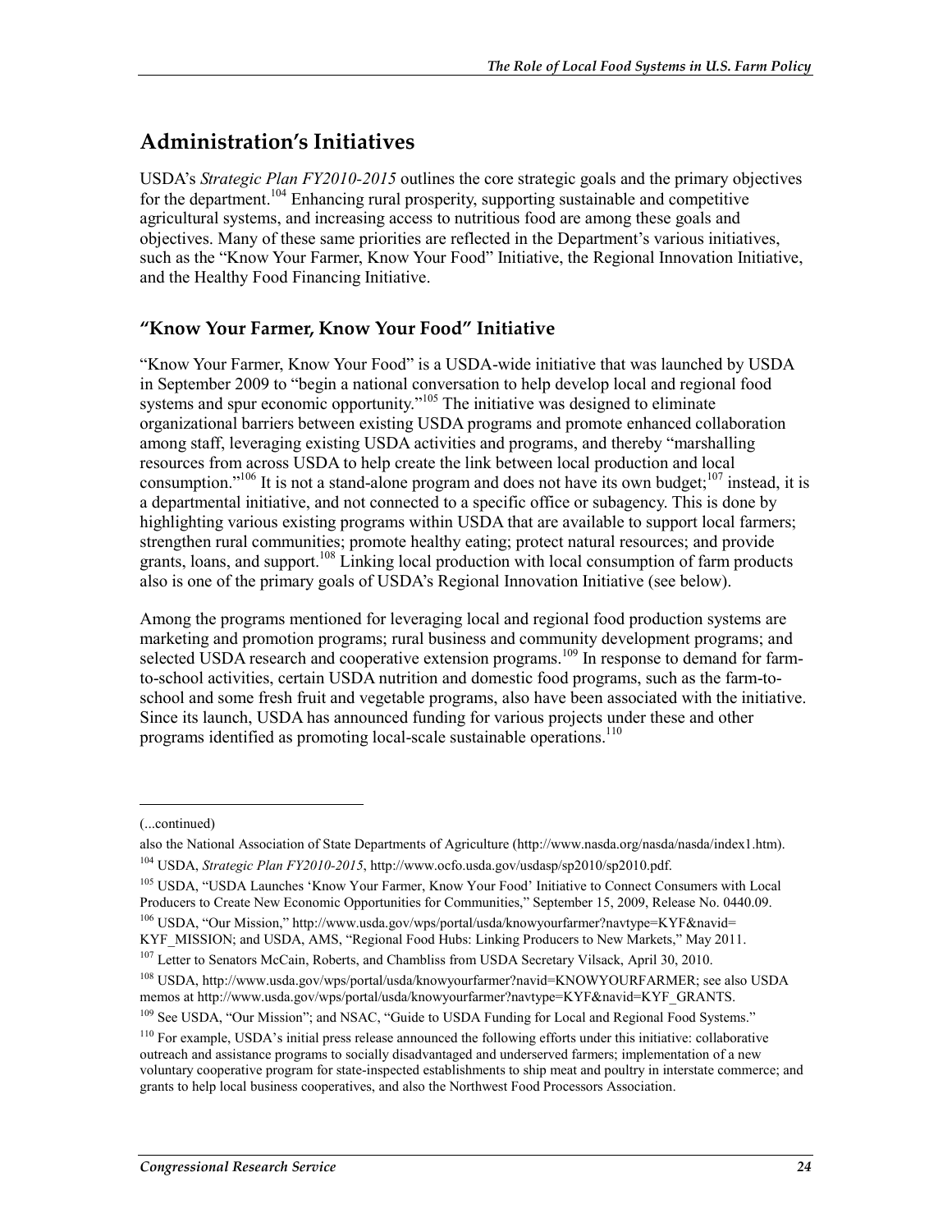## Administration's Initiatives

USDA's *Strategic Plan FY2010-2015* outlines the core strategic goals and the primary objectives for the department.[104] Enhancing rural prosperity, supporting sustainable and competitive agricultural systems, and increasing access to nutritious food are among these goals and objectives. Many of these same priorities are reflected in the Department's various initiatives, such as the "Know Your Farmer, Know Your Food" Initiative, the Regional Innovation Initiative, and the Healthy Food Financing Initiative.

### "Know Your Farmer, Know Your Food" Initiative

"Know Your Farmer, Know Your Food" is a USDA-wide initiative that was launched by USDA in September 2009 to "begin a national conversation to help develop local and regional food systems and spur economic opportunity."[105] The initiative was designed to eliminate organizational barriers between existing USDA programs and promote enhanced collaboration among staff, leveraging existing USDA activities and programs, and thereby "marshalling resources from across USDA to help create the link between local production and local consumption."[106] It is not a stand-alone program and does not have its own budget;[107] instead, it is a departmental initiative, and not connected to a specific office or subagency. This is done by highlighting various existing programs within USDA that are available to support local farmers; strengthen rural communities; promote healthy eating; protect natural resources; and provide grants, loans, and support.[108] Linking local production with local consumption of farm products also is one of the primary goals of USDA's Regional Innovation Initiative (see below).

Among the programs mentioned for leveraging local and regional food production systems are marketing and promotion programs; rural business and community development programs; and selected USDA research and cooperative extension programs.[109] In response to demand for farm-to-school activities, certain USDA nutrition and domestic food programs, such as the farm-to-school and some fresh fruit and vegetable programs, also have been associated with the initiative. Since its launch, USDA has announced funding for various projects under these and other programs identified as promoting local-scale sustainable operations.[110]

---

(...continued)

also the National Association of State Departments of Agriculture (http://www.nasda.org/nasda/nasda/index1.htm).

[104] USDA, *Strategic Plan FY2010-2015*, http://www.ocfo.usda.gov/usdasp/sp2010/sp2010.pdf.

[105] USDA, "USDA Launches 'Know Your Farmer, Know Your Food' Initiative to Connect Consumers with Local Producers to Create New Economic Opportunities for Communities," September 15, 2009, Release No. 0440.09.

[106] USDA, "Our Mission," http://www.usda.gov/wps/portal/usda/knowyourfarmer?navtype=KYF&navid=KYF_MISSION; and USDA, AMS, "Regional Food Hubs: Linking Producers to New Markets," May 2011.

[107] Letter to Senators McCain, Roberts, and Chambliss from USDA Secretary Vilsack, April 30, 2010.

[108] USDA, http://www.usda.gov/wps/portal/usda/knowyourfarmer?navid=KNOWYOURFARMER; see also USDA memos at http://www.usda.gov/wps/portal/usda/knowyourfarmer?navtype=KYF&navid=KYF_GRANTS.

[109] See USDA, "Our Mission"; and NSAC, "Guide to USDA Funding for Local and Regional Food Systems."

[110] For example, USDA's initial press release announced the following efforts under this initiative: collaborative outreach and assistance programs to socially disadvantaged and underserved farmers; implementation of a new voluntary cooperative program for state-inspected establishments to ship meat and poultry in interstate commerce; and grants to help local business cooperatives, and also the Northwest Food Processors Association.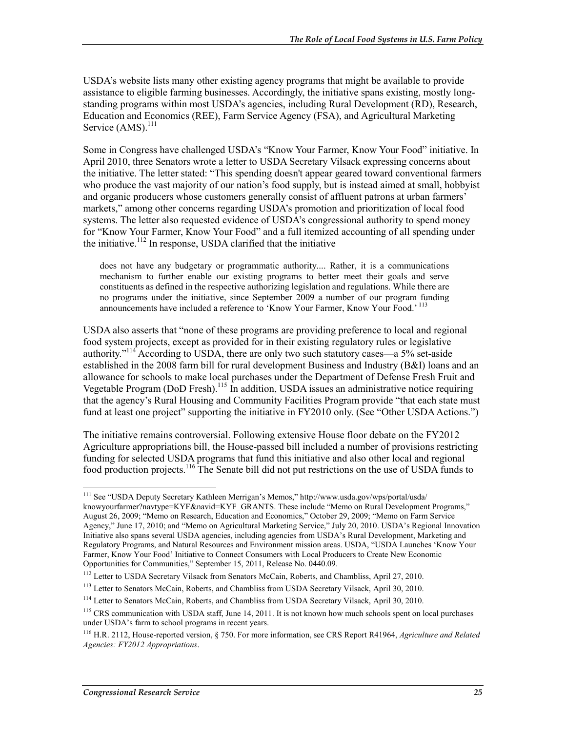USDA's website lists many other existing agency programs that might be available to provide assistance to eligible farming businesses. Accordingly, the initiative spans existing, mostly long-standing programs within most USDA's agencies, including Rural Development (RD), Research, Education and Economics (REE), Farm Service Agency (FSA), and Agricultural Marketing Service (AMS).[111]

Some in Congress have challenged USDA's "Know Your Farmer, Know Your Food" initiative. In April 2010, three Senators wrote a letter to USDA Secretary Vilsack expressing concerns about the initiative. The letter stated: "This spending doesn't appear geared toward conventional farmers who produce the vast majority of our nation's food supply, but is instead aimed at small, hobbyist and organic producers whose customers generally consist of affluent patrons at urban farmers' markets," among other concerns regarding USDA's promotion and prioritization of local food systems. The letter also requested evidence of USDA's congressional authority to spend money for "Know Your Farmer, Know Your Food" and a full itemized accounting of all spending under the initiative.[112] In response, USDA clarified that the initiative

> does not have any budgetary or programmatic authority.... Rather, it is a communications mechanism to further enable our existing programs to better meet their goals and serve constituents as defined in the respective authorizing legislation and regulations. While there are no programs under the initiative, since September 2009 a number of our program funding announcements have included a reference to 'Know Your Farmer, Know Your Food.'[113]

USDA also asserts that "none of these programs are providing preference to local and regional food system projects, except as provided for in their existing regulatory rules or legislative authority."[114] According to USDA, there are only two such statutory cases—a 5% set-aside established in the 2008 farm bill for rural development Business and Industry (B&I) loans and an allowance for schools to make local purchases under the Department of Defense Fresh Fruit and Vegetable Program (DoD Fresh).[115] In addition, USDA issues an administrative notice requiring that the agency's Rural Housing and Community Facilities Program provide "that each state must fund at least one project" supporting the initiative in FY2010 only. (See "Other USDA Actions.")

The initiative remains controversial. Following extensive House floor debate on the FY2012 Agriculture appropriations bill, the House-passed bill included a number of provisions restricting funding for selected USDA programs that fund this initiative and also other local and regional food production projects.[116] The Senate bill did not put restrictions on the use of USDA funds to

---

[111] See "USDA Deputy Secretary Kathleen Merrigan's Memos," http://www.usda.gov/wps/portal/usda/knowyourfarmer?navtype=KYF&navid=KYF_GRANTS. These include "Memo on Rural Development Programs," August 26, 2009; "Memo on Research, Education and Economics," October 29, 2009; "Memo on Farm Service Agency," June 17, 2010; and "Memo on Agricultural Marketing Service," July 20, 2010. USDA's Regional Innovation Initiative also spans several USDA agencies, including agencies from USDA's Rural Development, Marketing and Regulatory Programs, and Natural Resources and Environment mission areas. USDA, "USDA Launches 'Know Your Farmer, Know Your Food' Initiative to Connect Consumers with Local Producers to Create New Economic Opportunities for Communities," September 15, 2011, Release No. 0440.09.

[112] Letter to USDA Secretary Vilsack from Senators McCain, Roberts, and Chambliss, April 27, 2010.

[113] Letter to Senators McCain, Roberts, and Chambliss from USDA Secretary Vilsack, April 30, 2010.

[114] Letter to Senators McCain, Roberts, and Chambliss from USDA Secretary Vilsack, April 30, 2010.

[115] CRS communication with USDA staff, June 14, 2011. It is not known how much schools spent on local purchases under USDA's farm to school programs in recent years.

[116] H.R. 2112, House-reported version, § 750. For more information, see CRS Report R41964, *Agriculture and Related Agencies: FY2012 Appropriations*.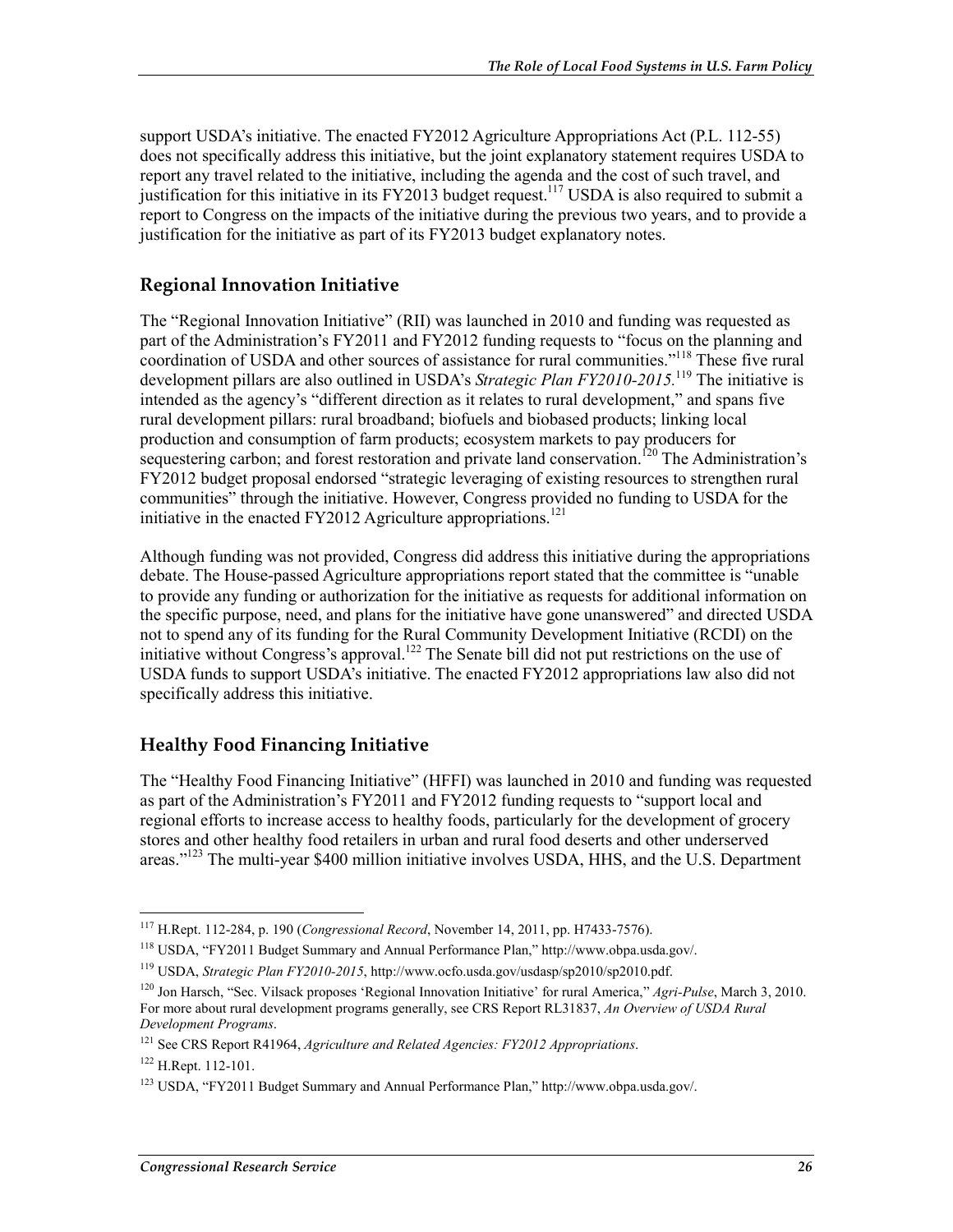support USDA's initiative. The enacted FY2012 Agriculture Appropriations Act (P.L. 112-55) does not specifically address this initiative, but the joint explanatory statement requires USDA to report any travel related to the initiative, including the agenda and the cost of such travel, and justification for this initiative in its FY2013 budget request.[117] USDA is also required to submit a report to Congress on the impacts of the initiative during the previous two years, and to provide a justification for the initiative as part of its FY2013 budget explanatory notes.

## Regional Innovation Initiative

The "Regional Innovation Initiative" (RII) was launched in 2010 and funding was requested as part of the Administration's FY2011 and FY2012 funding requests to "focus on the planning and coordination of USDA and other sources of assistance for rural communities."[118] These five rural development pillars are also outlined in USDA's *Strategic Plan FY2010-2015*.[119] The initiative is intended as the agency's "different direction as it relates to rural development," and spans five rural development pillars: rural broadband; biofuels and biobased products; linking local production and consumption of farm products; ecosystem markets to pay producers for sequestering carbon; and forest restoration and private land conservation.[120] The Administration's FY2012 budget proposal endorsed "strategic leveraging of existing resources to strengthen rural communities" through the initiative. However, Congress provided no funding to USDA for the initiative in the enacted FY2012 Agriculture appropriations.[121]

Although funding was not provided, Congress did address this initiative during the appropriations debate. The House-passed Agriculture appropriations report stated that the committee is "unable to provide any funding or authorization for the initiative as requests for additional information on the specific purpose, need, and plans for the initiative have gone unanswered" and directed USDA not to spend any of its funding for the Rural Community Development Initiative (RCDI) on the initiative without Congress's approval.[122] The Senate bill did not put restrictions on the use of USDA funds to support USDA's initiative. The enacted FY2012 appropriations law also did not specifically address this initiative.

## Healthy Food Financing Initiative

The "Healthy Food Financing Initiative" (HFFI) was launched in 2010 and funding was requested as part of the Administration's FY2011 and FY2012 funding requests to "support local and regional efforts to increase access to healthy foods, particularly for the development of grocery stores and other healthy food retailers in urban and rural food deserts and other underserved areas."[123] The multi-year $400 million initiative involves USDA, HHS, and the U.S. Department

---

[117] H.Rept. 112-284, p. 190 (*Congressional Record*, November 14, 2011, pp. H7433-7576).

[118] USDA, "FY2011 Budget Summary and Annual Performance Plan," http://www.obpa.usda.gov/.

[119] USDA, *Strategic Plan FY2010-2015*, http://www.ocfo.usda.gov/usdasp/sp2010/sp2010.pdf.

[120] Jon Harsch, "Sec. Vilsack proposes 'Regional Innovation Initiative' for rural America," *Agri-Pulse*, March 3, 2010. For more about rural development programs generally, see CRS Report RL31837, *An Overview of USDA Rural Development Programs*.

[121] See CRS Report R41964, *Agriculture and Related Agencies: FY2012 Appropriations*.

[122] H.Rept. 112-101.

[123] USDA, "FY2011 Budget Summary and Annual Performance Plan," http://www.obpa.usda.gov/.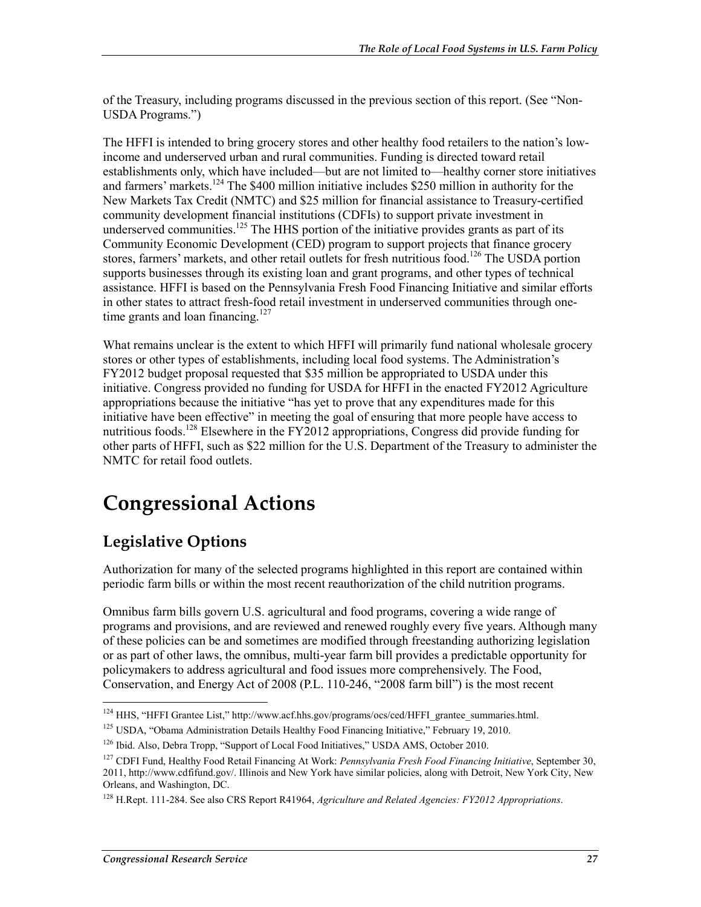of the Treasury, including programs discussed in the previous section of this report. (See "Non-USDA Programs.")

The HFFI is intended to bring grocery stores and other healthy food retailers to the nation's low-income and underserved urban and rural communities. Funding is directed toward retail establishments only, which have included—but are not limited to—healthy corner store initiatives and farmers' markets.[124] The $400 million initiative includes $250 million in authority for the New Markets Tax Credit (NMTC) and $25 million for financial assistance to Treasury-certified community development financial institutions (CDFIs) to support private investment in underserved communities.[125] The HHS portion of the initiative provides grants as part of its Community Economic Development (CED) program to support projects that finance grocery stores, farmers' markets, and other retail outlets for fresh nutritious food.[126] The USDA portion supports businesses through its existing loan and grant programs, and other types of technical assistance. HFFI is based on the Pennsylvania Fresh Food Financing Initiative and similar efforts in other states to attract fresh-food retail investment in underserved communities through one-time grants and loan financing.[127]

What remains unclear is the extent to which HFFI will primarily fund national wholesale grocery stores or other types of establishments, including local food systems. The Administration's FY2012 budget proposal requested that $35 million be appropriated to USDA under this initiative. Congress provided no funding for USDA for HFFI in the enacted FY2012 Agriculture appropriations because the initiative "has yet to prove that any expenditures made for this initiative have been effective" in meeting the goal of ensuring that more people have access to nutritious foods.[128] Elsewhere in the FY2012 appropriations, Congress did provide funding for other parts of HFFI, such as $22 million for the U.S. Department of the Treasury to administer the NMTC for retail food outlets.

# Congressional Actions

## Legislative Options

Authorization for many of the selected programs highlighted in this report are contained within periodic farm bills or within the most recent reauthorization of the child nutrition programs.

Omnibus farm bills govern U.S. agricultural and food programs, covering a wide range of programs and provisions, and are reviewed and renewed roughly every five years. Although many of these policies can be and sometimes are modified through freestanding authorizing legislation or as part of other laws, the omnibus, multi-year farm bill provides a predictable opportunity for policymakers to address agricultural and food issues more comprehensively. The Food, Conservation, and Energy Act of 2008 (P.L. 110-246, "2008 farm bill") is the most recent

---

[124] HHS, "HFFI Grantee List," http://www.acf.hhs.gov/programs/ocs/ced/HFFI_grantee_summaries.html.

[125] USDA, "Obama Administration Details Healthy Food Financing Initiative," February 19, 2010.

[126] Ibid. Also, Debra Tropp, "Support of Local Food Initiatives," USDA AMS, October 2010.

[127] CDFI Fund, Healthy Food Retail Financing At Work: *Pennsylvania Fresh Food Financing Initiative*, September 30, 2011, http://www.cdfifund.gov/. Illinois and New York have similar policies, along with Detroit, New York City, New Orleans, and Washington, DC.

[128] H.Rept. 111-284. See also CRS Report R41964, *Agriculture and Related Agencies: FY2012 Appropriations*.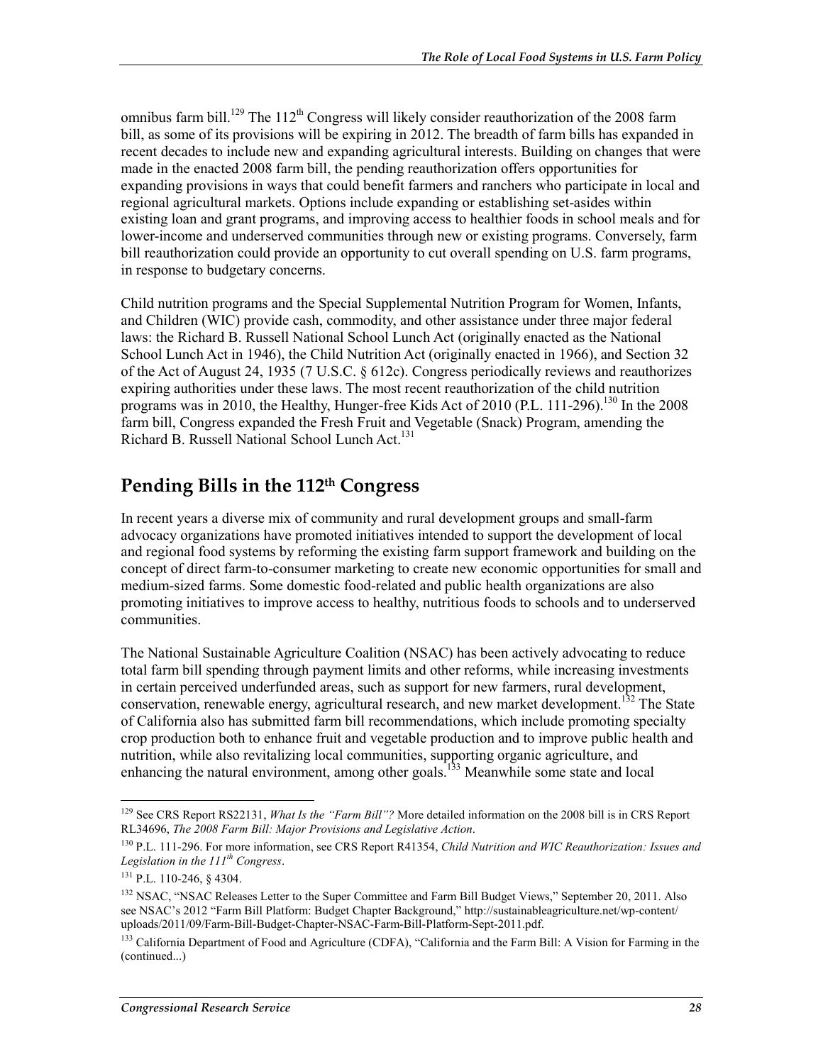omnibus farm bill.[129] The 112th Congress will likely consider reauthorization of the 2008 farm bill, as some of its provisions will be expiring in 2012. The breadth of farm bills has expanded in recent decades to include new and expanding agricultural interests. Building on changes that were made in the enacted 2008 farm bill, the pending reauthorization offers opportunities for expanding provisions in ways that could benefit farmers and ranchers who participate in local and regional agricultural markets. Options include expanding or establishing set-asides within existing loan and grant programs, and improving access to healthier foods in school meals and for lower-income and underserved communities through new or existing programs. Conversely, farm bill reauthorization could provide an opportunity to cut overall spending on U.S. farm programs, in response to budgetary concerns.

Child nutrition programs and the Special Supplemental Nutrition Program for Women, Infants, and Children (WIC) provide cash, commodity, and other assistance under three major federal laws: the Richard B. Russell National School Lunch Act (originally enacted as the National School Lunch Act in 1946), the Child Nutrition Act (originally enacted in 1966), and Section 32 of the Act of August 24, 1935 (7 U.S.C. § 612c). Congress periodically reviews and reauthorizes expiring authorities under these laws. The most recent reauthorization of the child nutrition programs was in 2010, the Healthy, Hunger-free Kids Act of 2010 (P.L. 111-296).[130] In the 2008 farm bill, Congress expanded the Fresh Fruit and Vegetable (Snack) Program, amending the Richard B. Russell National School Lunch Act.[131]

## Pending Bills in the 112th Congress

In recent years a diverse mix of community and rural development groups and small-farm advocacy organizations have promoted initiatives intended to support the development of local and regional food systems by reforming the existing farm support framework and building on the concept of direct farm-to-consumer marketing to create new economic opportunities for small and medium-sized farms. Some domestic food-related and public health organizations are also promoting initiatives to improve access to healthy, nutritious foods to schools and to underserved communities.

The National Sustainable Agriculture Coalition (NSAC) has been actively advocating to reduce total farm bill spending through payment limits and other reforms, while increasing investments in certain perceived underfunded areas, such as support for new farmers, rural development, conservation, renewable energy, agricultural research, and new market development.[132] The State of California also has submitted farm bill recommendations, which include promoting specialty crop production both to enhance fruit and vegetable production and to improve public health and nutrition, while also revitalizing local communities, supporting organic agriculture, and enhancing the natural environment, among other goals.[133] Meanwhile some state and local

---

[129] See CRS Report RS22131, *What Is the "Farm Bill"?* More detailed information on the 2008 bill is in CRS Report RL34696, *The 2008 Farm Bill: Major Provisions and Legislative Action*.

[130] P.L. 111-296. For more information, see CRS Report R41354, *Child Nutrition and WIC Reauthorization: Issues and Legislation in the 111th Congress*.

[131] P.L. 110-246, § 4304.

[132] NSAC, "NSAC Releases Letter to the Super Committee and Farm Bill Budget Views," September 20, 2011. Also see NSAC's 2012 "Farm Bill Platform: Budget Chapter Background," http://sustainableagriculture.net/wp-content/uploads/2011/09/Farm-Bill-Budget-Chapter-NSAC-Farm-Bill-Platform-Sept-2011.pdf.

[133] California Department of Food and Agriculture (CDFA), "California and the Farm Bill: A Vision for Farming in the (continued...)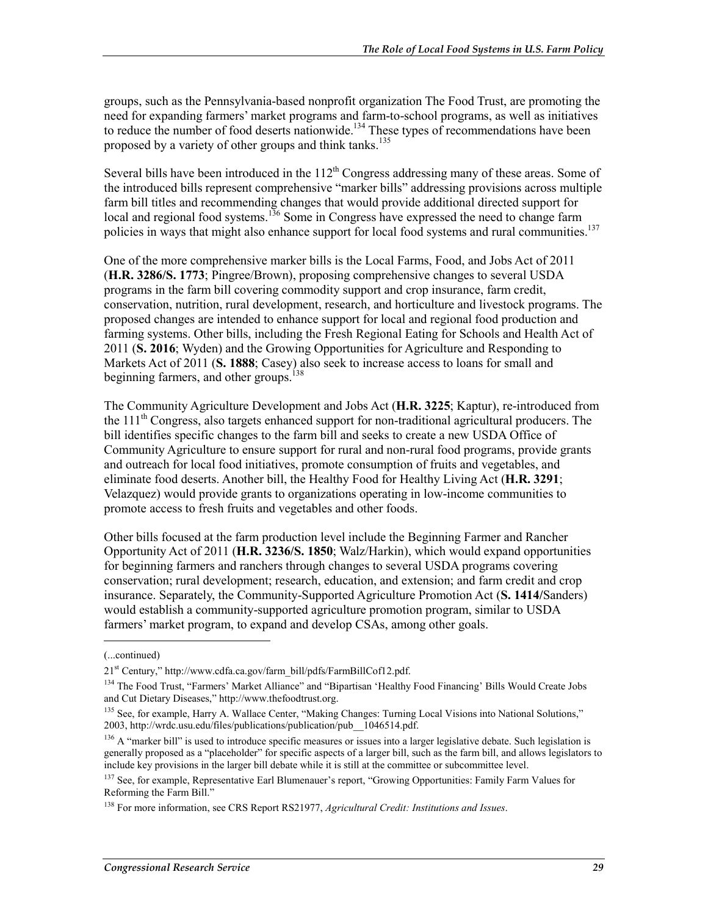groups, such as the Pennsylvania-based nonprofit organization The Food Trust, are promoting the need for expanding farmers' market programs and farm-to-school programs, as well as initiatives to reduce the number of food deserts nationwide.[134] These types of recommendations have been proposed by a variety of other groups and think tanks.[135]

Several bills have been introduced in the 112th Congress addressing many of these areas. Some of the introduced bills represent comprehensive "marker bills" addressing provisions across multiple farm bill titles and recommending changes that would provide additional directed support for local and regional food systems.[136] Some in Congress have expressed the need to change farm policies in ways that might also enhance support for local food systems and rural communities.[137]

One of the more comprehensive marker bills is the Local Farms, Food, and Jobs Act of 2011 (**H.R. 3286/S. 1773**; Pingree/Brown), proposing comprehensive changes to several USDA programs in the farm bill covering commodity support and crop insurance, farm credit, conservation, nutrition, rural development, research, and horticulture and livestock programs. The proposed changes are intended to enhance support for local and regional food production and farming systems. Other bills, including the Fresh Regional Eating for Schools and Health Act of 2011 (**S. 2016**; Wyden) and the Growing Opportunities for Agriculture and Responding to Markets Act of 2011 (**S. 1888**; Casey) also seek to increase access to loans for small and beginning farmers, and other groups.[138]

The Community Agriculture Development and Jobs Act (**H.R. 3225**; Kaptur), re-introduced from the 111th Congress, also targets enhanced support for non-traditional agricultural producers. The bill identifies specific changes to the farm bill and seeks to create a new USDA Office of Community Agriculture to ensure support for rural and non-rural food programs, provide grants and outreach for local food initiatives, promote consumption of fruits and vegetables, and eliminate food deserts. Another bill, the Healthy Food for Healthy Living Act (**H.R. 3291**; Velazquez) would provide grants to organizations operating in low-income communities to promote access to fresh fruits and vegetables and other foods.

Other bills focused at the farm production level include the Beginning Farmer and Rancher Opportunity Act of 2011 (**H.R. 3236/S. 1850**; Walz/Harkin), which would expand opportunities for beginning farmers and ranchers through changes to several USDA programs covering conservation; rural development; research, education, and extension; and farm credit and crop insurance. Separately, the Community-Supported Agriculture Promotion Act (**S. 1414/**Sanders) would establish a community-supported agriculture promotion program, similar to USDA farmers' market program, to expand and develop CSAs, among other goals.

---

(...continued)

21st Century," http://www.cdfa.ca.gov/farm_bill/pdfs/FarmBillCof12.pdf.

[134] The Food Trust, "Farmers' Market Alliance" and "Bipartisan 'Healthy Food Financing' Bills Would Create Jobs and Cut Dietary Diseases," http://www.thefoodtrust.org.

[135] See, for example, Harry A. Wallace Center, "Making Changes: Turning Local Visions into National Solutions," 2003, http://wrdc.usu.edu/files/publications/publication/pub__1046514.pdf.

[136] A "marker bill" is used to introduce specific measures or issues into a larger legislative debate. Such legislation is generally proposed as a "placeholder" for specific aspects of a larger bill, such as the farm bill, and allows legislators to include key provisions in the larger bill debate while it is still at the committee or subcommittee level.

[137] See, for example, Representative Earl Blumenauer's report, "Growing Opportunities: Family Farm Values for Reforming the Farm Bill."

[138] For more information, see CRS Report RS21977, *Agricultural Credit: Institutions and Issues*.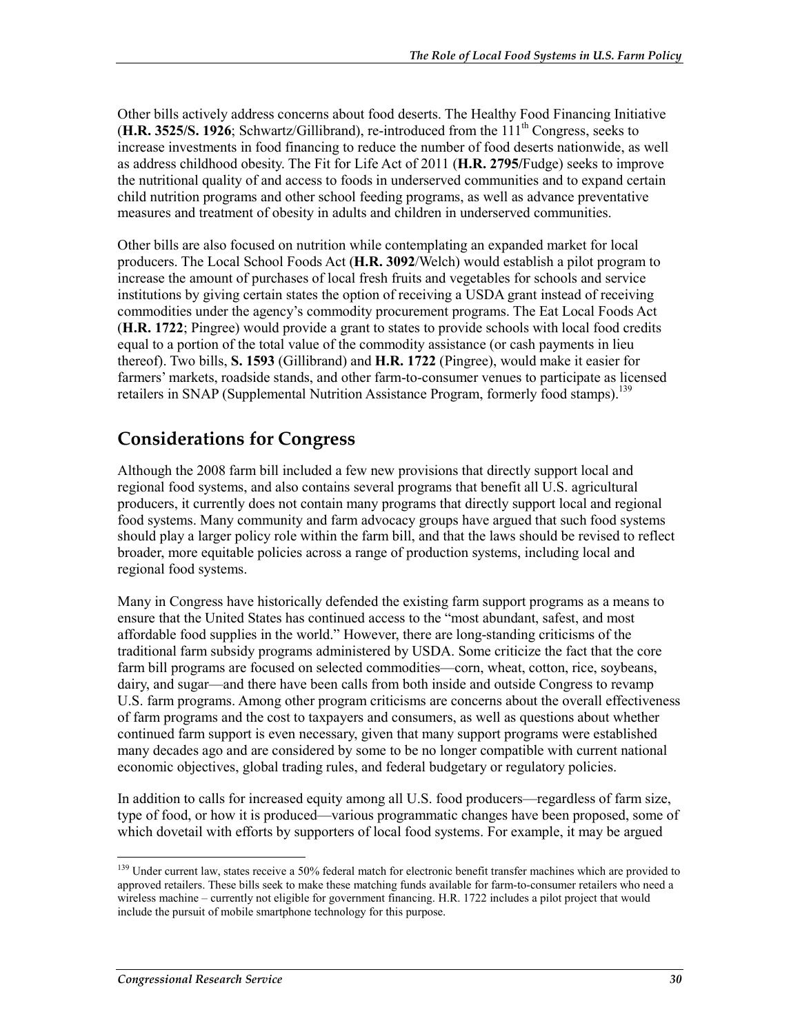Other bills actively address concerns about food deserts. The Healthy Food Financing Initiative (**H.R. 3525/S. 1926**; Schwartz/Gillibrand), re-introduced from the 111th Congress, seeks to increase investments in food financing to reduce the number of food deserts nationwide, as well as address childhood obesity. The Fit for Life Act of 2011 (**H.R. 2795**/Fudge) seeks to improve the nutritional quality of and access to foods in underserved communities and to expand certain child nutrition programs and other school feeding programs, as well as advance preventative measures and treatment of obesity in adults and children in underserved communities.

Other bills are also focused on nutrition while contemplating an expanded market for local producers. The Local School Foods Act (**H.R. 3092**/Welch) would establish a pilot program to increase the amount of purchases of local fresh fruits and vegetables for schools and service institutions by giving certain states the option of receiving a USDA grant instead of receiving commodities under the agency's commodity procurement programs. The Eat Local Foods Act (**H.R. 1722**; Pingree) would provide a grant to states to provide schools with local food credits equal to a portion of the total value of the commodity assistance (or cash payments in lieu thereof). Two bills, **S. 1593** (Gillibrand) and **H.R. 1722** (Pingree), would make it easier for farmers' markets, roadside stands, and other farm-to-consumer venues to participate as licensed retailers in SNAP (Supplemental Nutrition Assistance Program, formerly food stamps).[139]

## Considerations for Congress

Although the 2008 farm bill included a few new provisions that directly support local and regional food systems, and also contains several programs that benefit all U.S. agricultural producers, it currently does not contain many programs that directly support local and regional food systems. Many community and farm advocacy groups have argued that such food systems should play a larger policy role within the farm bill, and that the laws should be revised to reflect broader, more equitable policies across a range of production systems, including local and regional food systems.

Many in Congress have historically defended the existing farm support programs as a means to ensure that the United States has continued access to the "most abundant, safest, and most affordable food supplies in the world." However, there are long-standing criticisms of the traditional farm subsidy programs administered by USDA. Some criticize the fact that the core farm bill programs are focused on selected commodities—corn, wheat, cotton, rice, soybeans, dairy, and sugar—and there have been calls from both inside and outside Congress to revamp U.S. farm programs. Among other program criticisms are concerns about the overall effectiveness of farm programs and the cost to taxpayers and consumers, as well as questions about whether continued farm support is even necessary, given that many support programs were established many decades ago and are considered by some to be no longer compatible with current national economic objectives, global trading rules, and federal budgetary or regulatory policies.

In addition to calls for increased equity among all U.S. food producers—regardless of farm size, type of food, or how it is produced—various programmatic changes have been proposed, some of which dovetail with efforts by supporters of local food systems. For example, it may be argued

[139] Under current law, states receive a 50% federal match for electronic benefit transfer machines which are provided to approved retailers. These bills seek to make these matching funds available for farm-to-consumer retailers who need a wireless machine – currently not eligible for government financing. H.R. 1722 includes a pilot project that would include the pursuit of mobile smartphone technology for this purpose.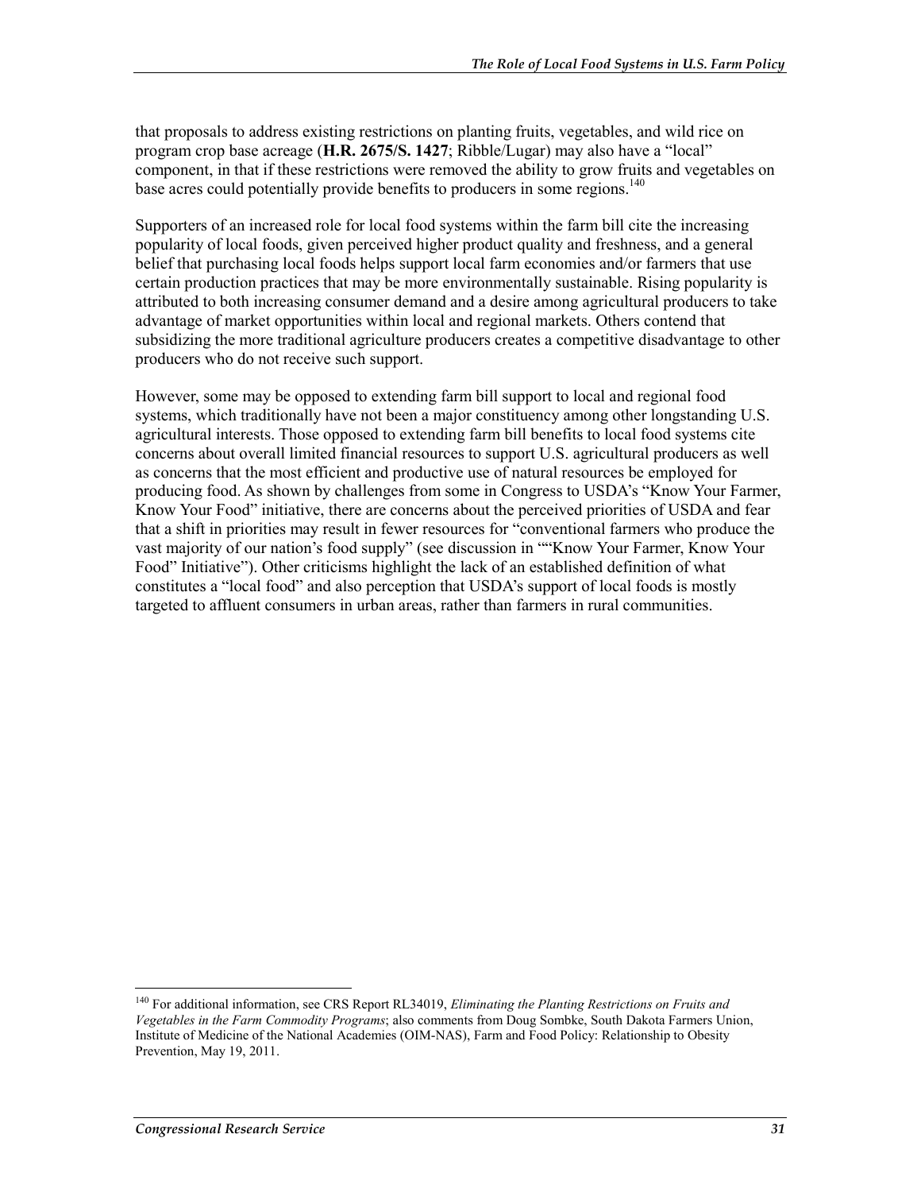that proposals to address existing restrictions on planting fruits, vegetables, and wild rice on program crop base acreage (**H.R. 2675/S. 1427**; Ribble/Lugar) may also have a "local" component, in that if these restrictions were removed the ability to grow fruits and vegetables on base acres could potentially provide benefits to producers in some regions.[140]

Supporters of an increased role for local food systems within the farm bill cite the increasing popularity of local foods, given perceived higher product quality and freshness, and a general belief that purchasing local foods helps support local farm economies and/or farmers that use certain production practices that may be more environmentally sustainable. Rising popularity is attributed to both increasing consumer demand and a desire among agricultural producers to take advantage of market opportunities within local and regional markets. Others contend that subsidizing the more traditional agriculture producers creates a competitive disadvantage to other producers who do not receive such support.

However, some may be opposed to extending farm bill support to local and regional food systems, which traditionally have not been a major constituency among other longstanding U.S. agricultural interests. Those opposed to extending farm bill benefits to local food systems cite concerns about overall limited financial resources to support U.S. agricultural producers as well as concerns that the most efficient and productive use of natural resources be employed for producing food. As shown by challenges from some in Congress to USDA's "Know Your Farmer, Know Your Food" initiative, there are concerns about the perceived priorities of USDA and fear that a shift in priorities may result in fewer resources for "conventional farmers who produce the vast majority of our nation's food supply" (see discussion in ""Know Your Farmer, Know Your Food" Initiative"). Other criticisms highlight the lack of an established definition of what constitutes a "local food" and also perception that USDA's support of local foods is mostly targeted to affluent consumers in urban areas, rather than farmers in rural communities.

---

[140] For additional information, see CRS Report RL34019, *Eliminating the Planting Restrictions on Fruits and Vegetables in the Farm Commodity Programs*; also comments from Doug Sombke, South Dakota Farmers Union, Institute of Medicine of the National Academies (OIM-NAS), Farm and Food Policy: Relationship to Obesity Prevention, May 19, 2011.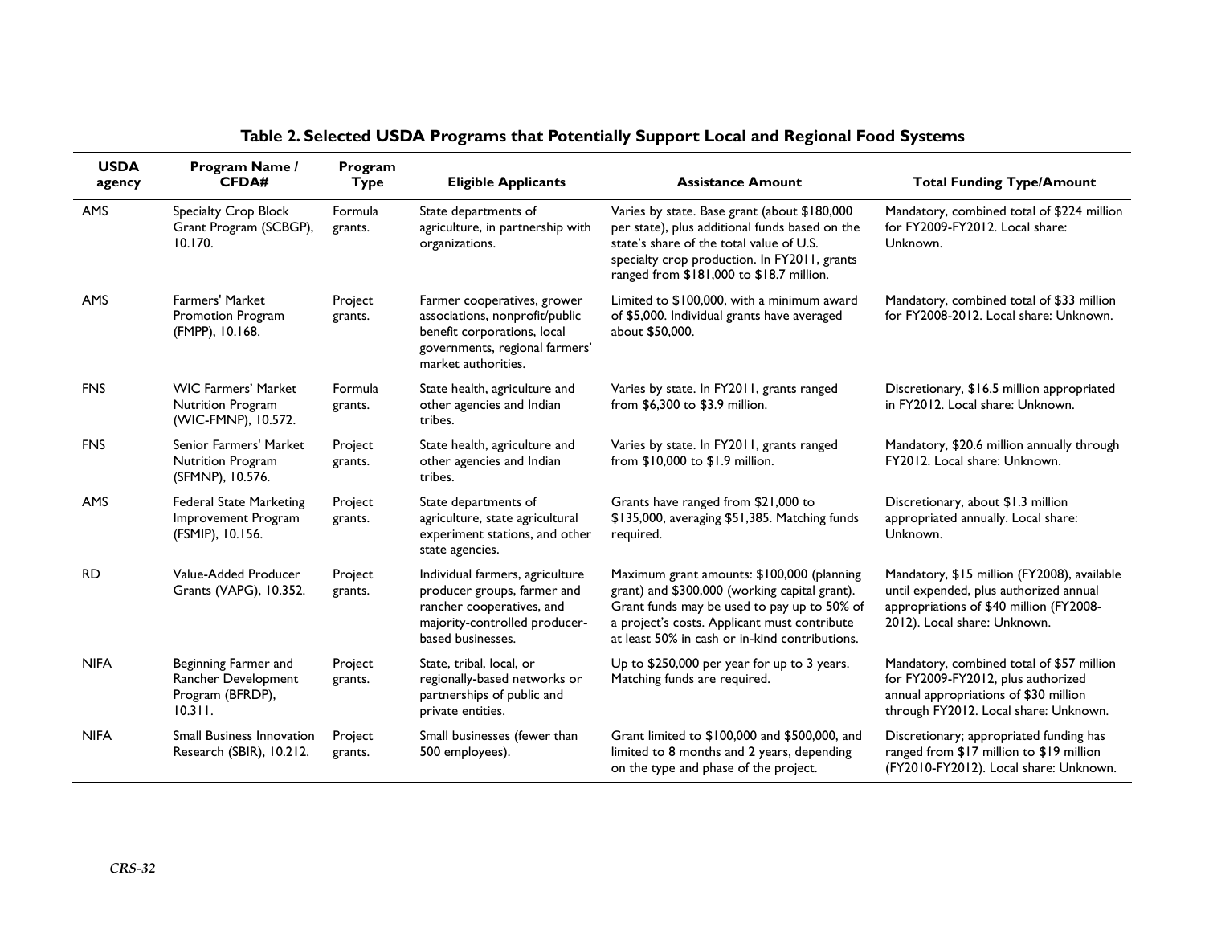**Table 2. Selected USDA Programs that Potentially Support Local and Regional Food Systems**

| USDA agency | Program Name / CFDA# | Program Type | Eligible Applicants | Assistance Amount | Total Funding Type/Amount |
|---|---|---|---|---|---|
| AMS | Specialty Crop Block Grant Program (SCBGP), 10.170. | Formula grants. | State departments of agriculture, in partnership with organizations. | Varies by state. Base grant (about $180,000 per state), plus additional funds based on the state's share of the total value of U.S. specialty crop production. In FY2011, grants ranged from $181,000 to $18.7 million. | Mandatory, combined total of $224 million for FY2009-FY2012. Local share: Unknown. |
| AMS | Farmers' Market Promotion Program (FMPP), 10.168. | Project grants. | Farmer cooperatives, grower associations, nonprofit/public benefit corporations, local governments, regional farmers' market authorities. | Limited to $100,000, with a minimum award of $5,000. Individual grants have averaged about $50,000. | Mandatory, combined total of $33 million for FY2008-2012. Local share: Unknown. |
| FNS | WIC Farmers' Market Nutrition Program (WIC-FMNP), 10.572. | Formula grants. | State health, agriculture and other agencies and Indian tribes. | Varies by state. In FY2011, grants ranged from $6,300 to $3.9 million. | Discretionary, $16.5 million appropriated in FY2012. Local share: Unknown. |
| FNS | Senior Farmers' Market Nutrition Program (SFMNP), 10.576. | Project grants. | State health, agriculture and other agencies and Indian tribes. | Varies by state. In FY2011, grants ranged from $10,000 to $1.9 million. | Mandatory, $20.6 million annually through FY2012. Local share: Unknown. |
| AMS | Federal State Marketing Improvement Program (FSMIP), 10.156. | Project grants. | State departments of agriculture, state agricultural experiment stations, and other state agencies. | Grants have ranged from $21,000 to $135,000, averaging $51,385. Matching funds required. | Discretionary, about $1.3 million appropriated annually. Local share: Unknown. |
| RD | Value-Added Producer Grants (VAPG), 10.352. | Project grants. | Individual farmers, agriculture producer groups, farmer and rancher cooperatives, and majority-controlled producer-based businesses. | Maximum grant amounts: $100,000 (planning grant) and $300,000 (working capital grant). Grant funds may be used to pay up to 50% of a project's costs. Applicant must contribute at least 50% in cash or in-kind contributions. | Mandatory, $15 million (FY2008), available until expended, plus authorized annual appropriations of $40 million (FY2008-2012). Local share: Unknown. |
| NIFA | Beginning Farmer and Rancher Development Program (BFRDP), 10.311. | Project grants. | State, tribal, local, or regionally-based networks or partnerships of public and private entities. | Up to $250,000 per year for up to 3 years. Matching funds are required. | Mandatory, combined total of $57 million for FY2009-FY2012, plus authorized annual appropriations of $30 million through FY2012. Local share: Unknown. |
| NIFA | Small Business Innovation Research (SBIR), 10.212. | Project grants. | Small businesses (fewer than 500 employees). | Grant limited to $100,000 and $500,000, and limited to 8 months and 2 years, depending on the type and phase of the project. | Discretionary; appropriated funding has ranged from $17 million to $19 million (FY2010-FY2012). Local share: Unknown. |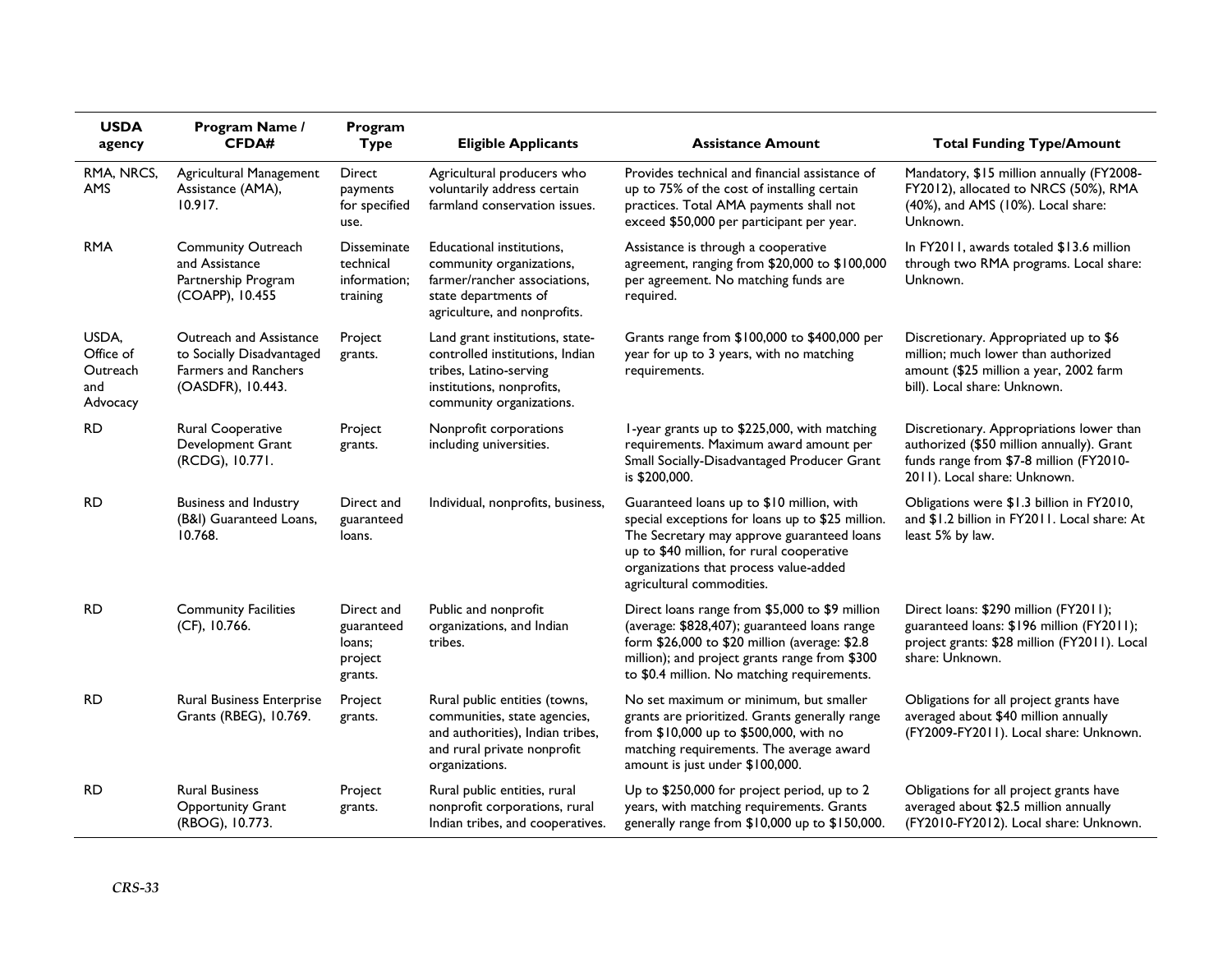| USDA agency | Program Name / CFDA# | Program Type | Eligible Applicants | Assistance Amount | Total Funding Type/Amount |
|---|---|---|---|---|---|
| RMA, NRCS, AMS | Agricultural Management Assistance (AMA), 10.917. | Direct payments for specified use. | Agricultural producers who voluntarily address certain farmland conservation issues. | Provides technical and financial assistance of up to 75% of the cost of installing certain practices. Total AMA payments shall not exceed $50,000 per participant per year. | Mandatory, $15 million annually (FY2008-FY2012), allocated to NRCS (50%), RMA (40%), and AMS (10%). Local share: Unknown. |
| RMA | Community Outreach and Assistance Partnership Program (COAPP), 10.455 | Disseminate technical information; training | Educational institutions, community organizations, farmer/rancher associations, state departments of agriculture, and nonprofits. | Assistance is through a cooperative agreement, ranging from $20,000 to $100,000 per agreement. No matching funds are required. | In FY2011, awards totaled $13.6 million through two RMA programs. Local share: Unknown. |
| USDA, Office of Outreach and Advocacy | Outreach and Assistance to Socially Disadvantaged Farmers and Ranchers (OASDFR), 10.443. | Project grants. | Land grant institutions, state-controlled institutions, Indian tribes, Latino-serving institutions, nonprofits, community organizations. | Grants range from $100,000 to $400,000 per year for up to 3 years, with no matching requirements. | Discretionary. Appropriated up to $6 million; much lower than authorized amount ($25 million a year, 2002 farm bill). Local share: Unknown. |
| RD | Rural Cooperative Development Grant (RCDG), 10.771. | Project grants. | Nonprofit corporations including universities. | 1-year grants up to $225,000, with matching requirements. Maximum award amount per Small Socially-Disadvantaged Producer Grant is $200,000. | Discretionary. Appropriations lower than authorized ($50 million annually). Grant funds range from $7-8 million (FY2010-2011). Local share: Unknown. |
| RD | Business and Industry (B&I) Guaranteed Loans, 10.768. | Direct and guaranteed loans. | Individual, nonprofits, business, | Guaranteed loans up to $10 million, with special exceptions for loans up to $25 million. The Secretary may approve guaranteed loans up to $40 million, for rural cooperative organizations that process value-added agricultural commodities. | Obligations were $1.3 billion in FY2010, and $1.2 billion in FY2011. Local share: At least 5% by law. |
| RD | Community Facilities (CF), 10.766. | Direct and guaranteed loans; project grants. | Public and nonprofit organizations, and Indian tribes. | Direct loans range from $5,000 to $9 million (average: $828,407); guaranteed loans range form $26,000 to $20 million (average: $2.8 million); and project grants range from $300 to $0.4 million. No matching requirements. | Direct loans: $290 million (FY2011); guaranteed loans: $196 million (FY2011); project grants: $28 million (FY2011). Local share: Unknown. |
| RD | Rural Business Enterprise Grants (RBEG), 10.769. | Project grants. | Rural public entities (towns, communities, state agencies, and authorities), Indian tribes, and rural private nonprofit organizations. | No set maximum or minimum, but smaller grants are prioritized. Grants generally range from $10,000 up to $500,000, with no matching requirements. The average award amount is just under $100,000. | Obligations for all project grants have averaged about $40 million annually (FY2009-FY2011). Local share: Unknown. |
| RD | Rural Business Opportunity Grant (RBOG), 10.773. | Project grants. | Rural public entities, rural nonprofit corporations, rural Indian tribes, and cooperatives. | Up to $250,000 for project period, up to 2 years, with matching requirements. Grants generally range from $10,000 up to $150,000. | Obligations for all project grants have averaged about $2.5 million annually (FY2010-FY2012). Local share: Unknown. |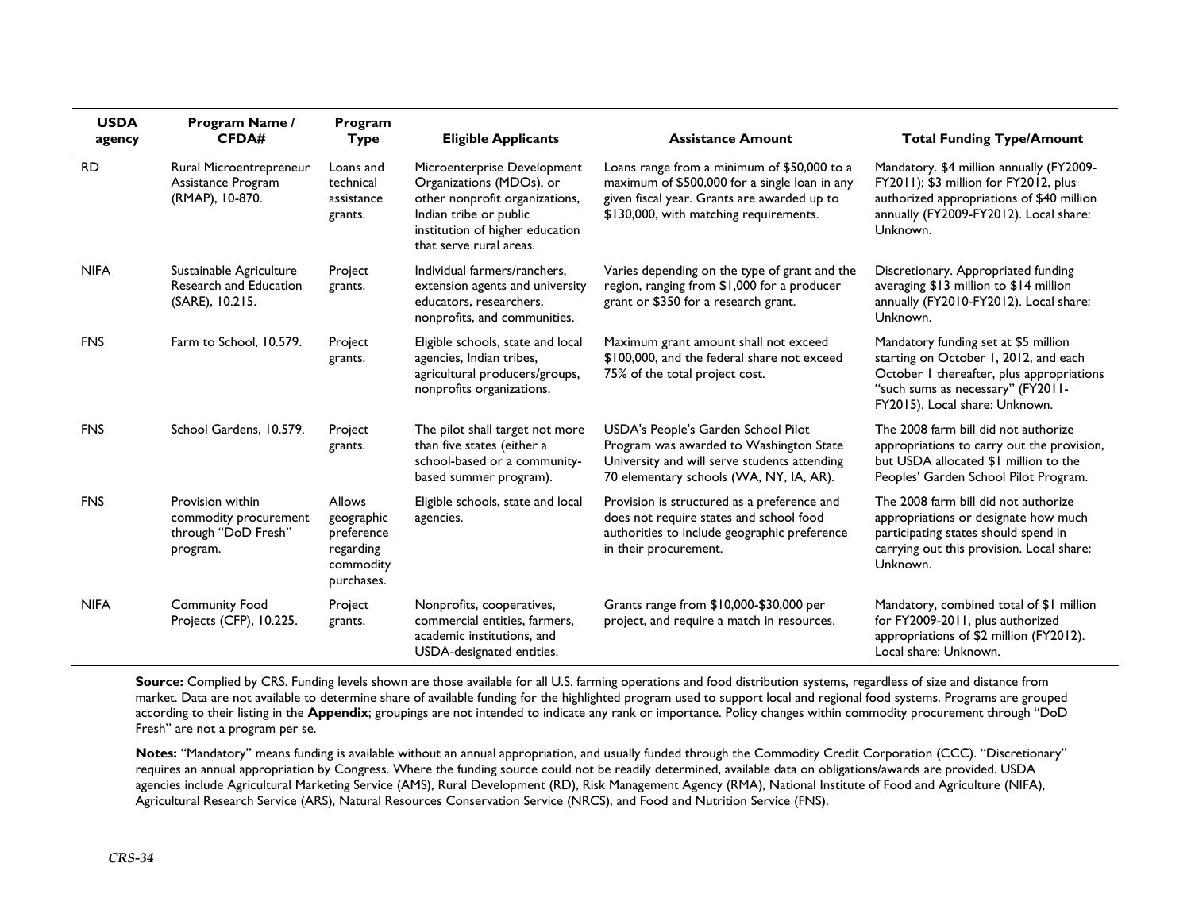| USDA agency | Program Name / CFDA# | Program Type | Eligible Applicants | Assistance Amount | Total Funding Type/Amount |
|---|---|---|---|---|---|
| RD | Rural Microentrepreneur Assistance Program (RMAP), 10-870. | Loans and technical assistance grants. | Microenterprise Development Organizations (MDOs), or other nonprofit organizations, Indian tribe or public institution of higher education that serve rural areas. | Loans range from a minimum of $50,000 to a maximum of $500,000 for a single loan in any given fiscal year. Grants are awarded up to $130,000, with matching requirements. | Mandatory. $4 million annually (FY2009-FY2011); $3 million for FY2012, plus authorized appropriations of $40 million annually (FY2009-FY2012). Local share: Unknown. |
| NIFA | Sustainable Agriculture Research and Education (SARE), 10.215. | Project grants. | Individual farmers/ranchers, extension agents and university educators, researchers, nonprofits, and communities. | Varies depending on the type of grant and the region, ranging from $1,000 for a producer grant or $350 for a research grant. | Discretionary. Appropriated funding averaging $13 million to $14 million annually (FY2010-FY2012). Local share: Unknown. |
| FNS | Farm to School, 10.579. | Project grants. | Eligible schools, state and local agencies, Indian tribes, agricultural producers/groups, nonprofits organizations. | Maximum grant amount shall not exceed $100,000, and the federal share not exceed 75% of the total project cost. | Mandatory funding set at $5 million starting on October 1, 2012, and each October 1 thereafter, plus appropriations "such sums as necessary" (FY2011-FY2015). Local share: Unknown. |
| FNS | School Gardens, 10.579. | Project grants. | The pilot shall target not more than five states (either a school-based or a community-based summer program). | USDA's People's Garden School Pilot Program was awarded to Washington State University and will serve students attending 70 elementary schools (WA, NY, IA, AR). | The 2008 farm bill did not authorize appropriations to carry out the provision, but USDA allocated $1 million to the Peoples' Garden School Pilot Program. |
| FNS | Provision within commodity procurement through "DoD Fresh" program. | Allows geographic preference regarding commodity purchases. | Eligible schools, state and local agencies. | Provision is structured as a preference and does not require states and school food authorities to include geographic preference in their procurement. | The 2008 farm bill did not authorize appropriations or designate how much participating states should spend in carrying out this provision. Local share: Unknown. |
| NIFA | Community Food Projects (CFP), 10.225. | Project grants. | Nonprofits, cooperatives, commercial entities, farmers, academic institutions, and USDA-designated entities. | Grants range from $10,000-$30,000 per project, and require a match in resources. | Mandatory, combined total of $1 million for FY2009-2011, plus authorized appropriations of $2 million (FY2012). Local share: Unknown. |

**Source:** Complied by CRS. Funding levels shown are those available for all U.S. farming operations and food distribution systems, regardless of size and distance from market. Data are not available to determine share of available funding for the highlighted program used to support local and regional food systems. Programs are grouped according to their listing in the **Appendix**; groupings are not intended to indicate any rank or importance. Policy changes within commodity procurement through "DoD Fresh" are not a program per se.

**Notes:** "Mandatory" means funding is available without an annual appropriation, and usually funded through the Commodity Credit Corporation (CCC). "Discretionary" requires an annual appropriation by Congress. Where the funding source could not be readily determined, available data on obligations/awards are provided. USDA agencies include Agricultural Marketing Service (AMS), Rural Development (RD), Risk Management Agency (RMA), National Institute of Food and Agriculture (NIFA), Agricultural Research Service (ARS), Natural Resources Conservation Service (NRCS), and Food and Nutrition Service (FNS).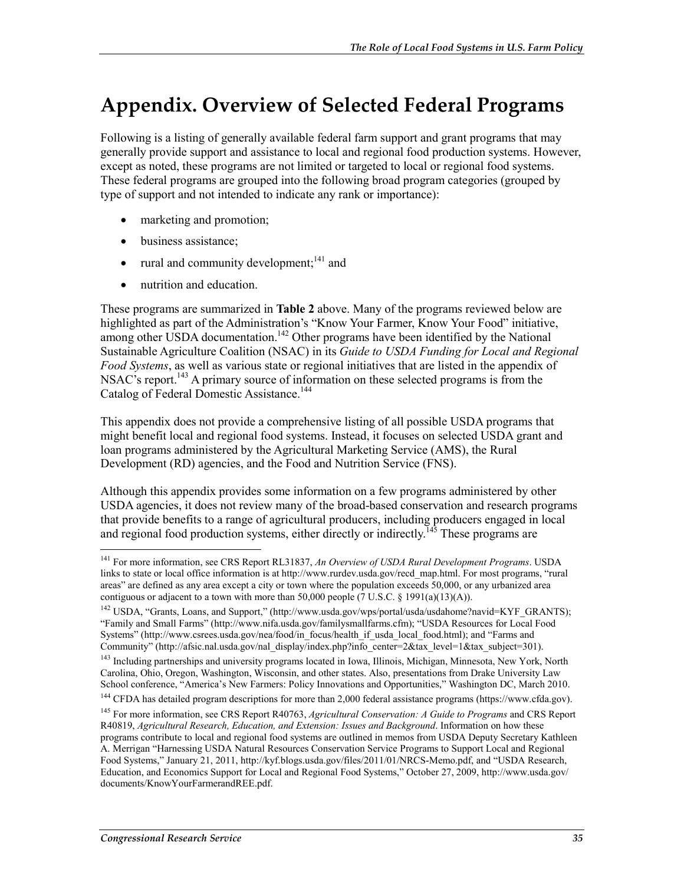# Appendix. Overview of Selected Federal Programs

Following is a listing of generally available federal farm support and grant programs that may generally provide support and assistance to local and regional food production systems. However, except as noted, these programs are not limited or targeted to local or regional food systems. These federal programs are grouped into the following broad program categories (grouped by type of support and not intended to indicate any rank or importance):

- marketing and promotion;
- business assistance;
- rural and community development;[141] and
- nutrition and education.

These programs are summarized in **Table 2** above. Many of the programs reviewed below are highlighted as part of the Administration's "Know Your Farmer, Know Your Food" initiative, among other USDA documentation.[142] Other programs have been identified by the National Sustainable Agriculture Coalition (NSAC) in its *Guide to USDA Funding for Local and Regional Food Systems*, as well as various state or regional initiatives that are listed in the appendix of NSAC's report.[143] A primary source of information on these selected programs is from the Catalog of Federal Domestic Assistance.[144]

This appendix does not provide a comprehensive listing of all possible USDA programs that might benefit local and regional food systems. Instead, it focuses on selected USDA grant and loan programs administered by the Agricultural Marketing Service (AMS), the Rural Development (RD) agencies, and the Food and Nutrition Service (FNS).

Although this appendix provides some information on a few programs administered by other USDA agencies, it does not review many of the broad-based conservation and research programs that provide benefits to a range of agricultural producers, including producers engaged in local and regional food production systems, either directly or indirectly.[145] These programs are

---

[141] For more information, see CRS Report RL31837, *An Overview of USDA Rural Development Programs*. USDA links to state or local office information is at http://www.rurdev.usda.gov/recd_map.html. For most programs, "rural areas" are defined as any area except a city or town where the population exceeds 50,000, or any urbanized area contiguous or adjacent to a town with more than 50,000 people (7 U.S.C. § 1991(a)(13)(A)).

[142] USDA, "Grants, Loans, and Support," (http://www.usda.gov/wps/portal/usda/usdahome?navid=KYF_GRANTS); "Family and Small Farms" (http://www.nifa.usda.gov/familysmallfarms.cfm); "USDA Resources for Local Food Systems" (http://www.csrees.usda.gov/nea/food/in_focus/health_if_usda_local_food.html); and "Farms and Community" (http://afsic.nal.usda.gov/nal_display/index.php?info_center=2&tax_level=1&tax_subject=301).

[143] Including partnerships and university programs located in Iowa, Illinois, Michigan, Minnesota, New York, North Carolina, Ohio, Oregon, Washington, Wisconsin, and other states. Also, presentations from Drake University Law School conference, "America's New Farmers: Policy Innovations and Opportunities," Washington DC, March 2010.

[144] CFDA has detailed program descriptions for more than 2,000 federal assistance programs (https://www.cfda.gov).

[145] For more information, see CRS Report R40763, *Agricultural Conservation: A Guide to Programs* and CRS Report R40819, *Agricultural Research, Education, and Extension: Issues and Background*. Information on how these programs contribute to local and regional food systems are outlined in memos from USDA Deputy Secretary Kathleen A. Merrigan "Harnessing USDA Natural Resources Conservation Service Programs to Support Local and Regional Food Systems," January 21, 2011, http://kyf.blogs.usda.gov/files/2011/01/NRCS-Memo.pdf, and "USDA Research, Education, and Economics Support for Local and Regional Food Systems," October 27, 2009, http://www.usda.gov/documents/KnowYourFarmerandREE.pdf.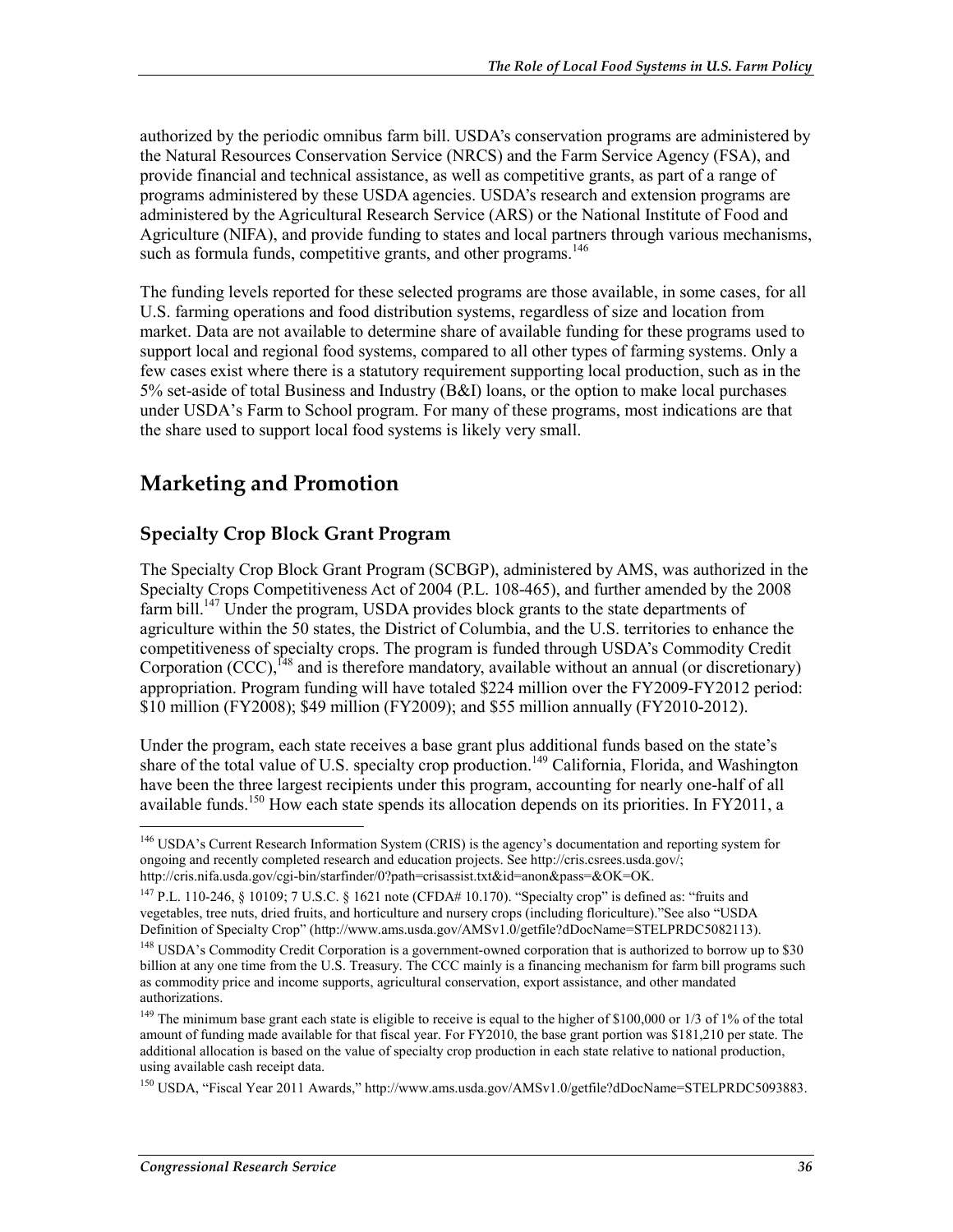authorized by the periodic omnibus farm bill. USDA's conservation programs are administered by the Natural Resources Conservation Service (NRCS) and the Farm Service Agency (FSA), and provide financial and technical assistance, as well as competitive grants, as part of a range of programs administered by these USDA agencies. USDA's research and extension programs are administered by the Agricultural Research Service (ARS) or the National Institute of Food and Agriculture (NIFA), and provide funding to states and local partners through various mechanisms, such as formula funds, competitive grants, and other programs.[146]

The funding levels reported for these selected programs are those available, in some cases, for all U.S. farming operations and food distribution systems, regardless of size and location from market. Data are not available to determine share of available funding for these programs used to support local and regional food systems, compared to all other types of farming systems. Only a few cases exist where there is a statutory requirement supporting local production, such as in the 5% set-aside of total Business and Industry (B&I) loans, or the option to make local purchases under USDA's Farm to School program. For many of these programs, most indications are that the share used to support local food systems is likely very small.

## Marketing and Promotion

### Specialty Crop Block Grant Program

The Specialty Crop Block Grant Program (SCBGP), administered by AMS, was authorized in the Specialty Crops Competitiveness Act of 2004 (P.L. 108-465), and further amended by the 2008 farm bill.[147] Under the program, USDA provides block grants to the state departments of agriculture within the 50 states, the District of Columbia, and the U.S. territories to enhance the competitiveness of specialty crops. The program is funded through USDA's Commodity Credit Corporation (CCC),[148] and is therefore mandatory, available without an annual (or discretionary) appropriation. Program funding will have totaled $224 million over the FY2009-FY2012 period: $10 million (FY2008); $49 million (FY2009); and $55 million annually (FY2010-2012).

Under the program, each state receives a base grant plus additional funds based on the state's share of the total value of U.S. specialty crop production.[149] California, Florida, and Washington have been the three largest recipients under this program, accounting for nearly one-half of all available funds.[150] How each state spends its allocation depends on its priorities. In FY2011, a

---

[146] USDA's Current Research Information System (CRIS) is the agency's documentation and reporting system for ongoing and recently completed research and education projects. See http://cris.csrees.usda.gov/; http://cris.nifa.usda.gov/cgi-bin/starfinder/0?path=crisassist.txt&id=anon&pass=&OK=OK.

[147] P.L. 110-246, § 10109; 7 U.S.C. § 1621 note (CFDA# 10.170). "Specialty crop" is defined as: "fruits and vegetables, tree nuts, dried fruits, and horticulture and nursery crops (including floriculture)."See also "USDA Definition of Specialty Crop" (http://www.ams.usda.gov/AMSv1.0/getfile?dDocName=STELPRDC5082113).

[148] USDA's Commodity Credit Corporation is a government-owned corporation that is authorized to borrow up to $30 billion at any one time from the U.S. Treasury. The CCC mainly is a financing mechanism for farm bill programs such as commodity price and income supports, agricultural conservation, export assistance, and other mandated authorizations.

[149] The minimum base grant each state is eligible to receive is equal to the higher of $100,000 or 1/3 of 1% of the total amount of funding made available for that fiscal year. For FY2010, the base grant portion was $181,210 per state. The additional allocation is based on the value of specialty crop production in each state relative to national production, using available cash receipt data.

[150] USDA, "Fiscal Year 2011 Awards," http://www.ams.usda.gov/AMSv1.0/getfile?dDocName=STELPRDC5093883.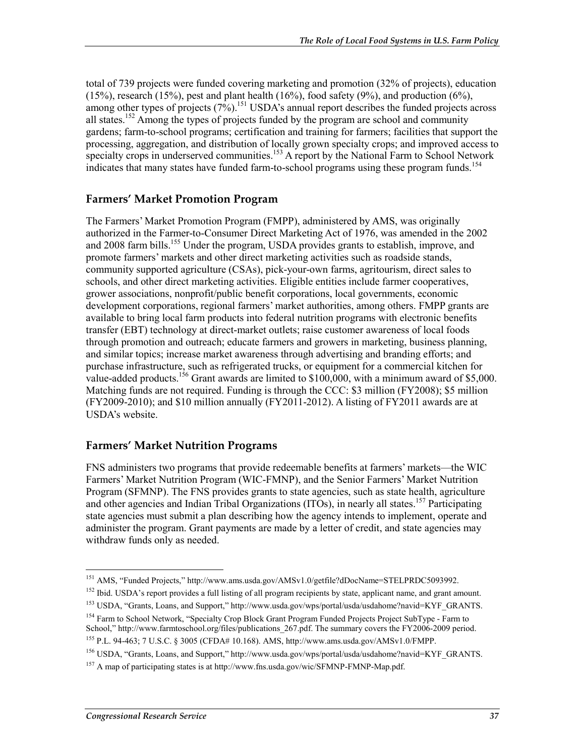total of 739 projects were funded covering marketing and promotion (32% of projects), education (15%), research (15%), pest and plant health (16%), food safety (9%), and production (6%), among other types of projects (7%).[151] USDA's annual report describes the funded projects across all states.[152] Among the types of projects funded by the program are school and community gardens; farm-to-school programs; certification and training for farmers; facilities that support the processing, aggregation, and distribution of locally grown specialty crops; and improved access to specialty crops in underserved communities.[153] A report by the National Farm to School Network indicates that many states have funded farm-to-school programs using these program funds.[154]

### Farmers' Market Promotion Program

The Farmers' Market Promotion Program (FMPP), administered by AMS, was originally authorized in the Farmer-to-Consumer Direct Marketing Act of 1976, was amended in the 2002 and 2008 farm bills.[155] Under the program, USDA provides grants to establish, improve, and promote farmers' markets and other direct marketing activities such as roadside stands, community supported agriculture (CSAs), pick-your-own farms, agritourism, direct sales to schools, and other direct marketing activities. Eligible entities include farmer cooperatives, grower associations, nonprofit/public benefit corporations, local governments, economic development corporations, regional farmers' market authorities, among others. FMPP grants are available to bring local farm products into federal nutrition programs with electronic benefits transfer (EBT) technology at direct-market outlets; raise customer awareness of local foods through promotion and outreach; educate farmers and growers in marketing, business planning, and similar topics; increase market awareness through advertising and branding efforts; and purchase infrastructure, such as refrigerated trucks, or equipment for a commercial kitchen for value-added products.[156] Grant awards are limited to $100,000, with a minimum award of $5,000. Matching funds are not required. Funding is through the CCC: $3 million (FY2008); $5 million (FY2009-2010); and $10 million annually (FY2011-2012). A listing of FY2011 awards are at USDA's website.

### Farmers' Market Nutrition Programs

FNS administers two programs that provide redeemable benefits at farmers' markets—the WIC Farmers' Market Nutrition Program (WIC-FMNP), and the Senior Farmers' Market Nutrition Program (SFMNP). The FNS provides grants to state agencies, such as state health, agriculture and other agencies and Indian Tribal Organizations (ITOs), in nearly all states.[157] Participating state agencies must submit a plan describing how the agency intends to implement, operate and administer the program. Grant payments are made by a letter of credit, and state agencies may withdraw funds only as needed.

---

[151] AMS, "Funded Projects," http://www.ams.usda.gov/AMSv1.0/getfile?dDocName=STELPRDC5093992.

[152] Ibid. USDA's report provides a full listing of all program recipients by state, applicant name, and grant amount.

[153] USDA, "Grants, Loans, and Support," http://www.usda.gov/wps/portal/usda/usdahome?navid=KYF_GRANTS.

[154] Farm to School Network, "Specialty Crop Block Grant Program Funded Projects Project SubType - Farm to School," http://www.farmtoschool.org/files/publications_267.pdf. The summary covers the FY2006-2009 period.

[155] P.L. 94-463; 7 U.S.C. § 3005 (CFDA# 10.168). AMS, http://www.ams.usda.gov/AMSv1.0/FMPP.

[156] USDA, "Grants, Loans, and Support," http://www.usda.gov/wps/portal/usda/usdahome?navid=KYF_GRANTS.

[157] A map of participating states is at http://www.fns.usda.gov/wic/SFMNP-FMNP-Map.pdf.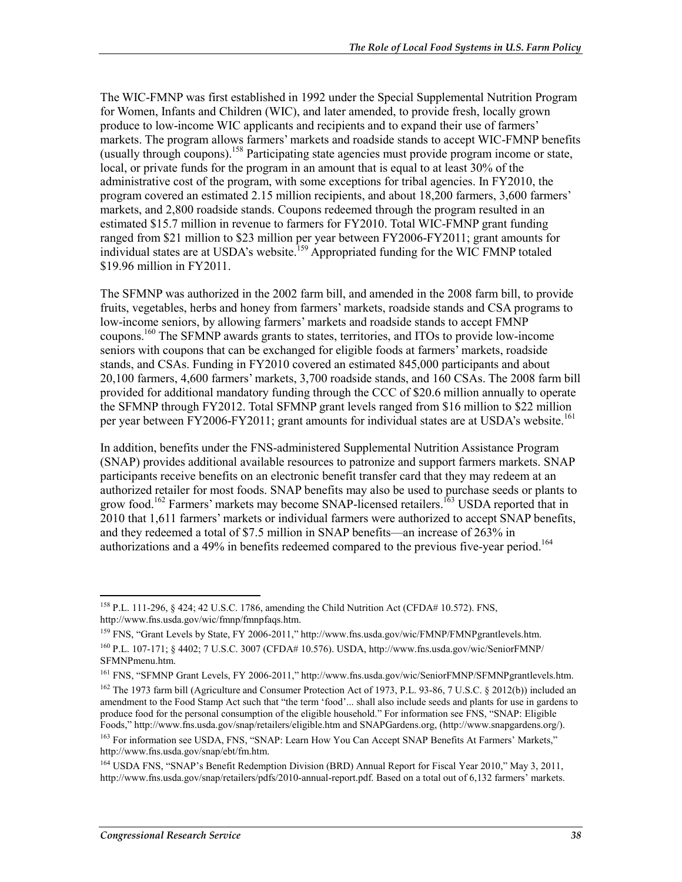The WIC-FMNP was first established in 1992 under the Special Supplemental Nutrition Program for Women, Infants and Children (WIC), and later amended, to provide fresh, locally grown produce to low-income WIC applicants and recipients and to expand their use of farmers' markets. The program allows farmers' markets and roadside stands to accept WIC-FMNP benefits (usually through coupons).[158] Participating state agencies must provide program income or state, local, or private funds for the program in an amount that is equal to at least 30% of the administrative cost of the program, with some exceptions for tribal agencies. In FY2010, the program covered an estimated 2.15 million recipients, and about 18,200 farmers, 3,600 farmers' markets, and 2,800 roadside stands. Coupons redeemed through the program resulted in an estimated $15.7 million in revenue to farmers for FY2010. Total WIC-FMNP grant funding ranged from $21 million to $23 million per year between FY2006-FY2011; grant amounts for individual states are at USDA's website.[159] Appropriated funding for the WIC FMNP totaled $19.96 million in FY2011.

The SFMNP was authorized in the 2002 farm bill, and amended in the 2008 farm bill, to provide fruits, vegetables, herbs and honey from farmers' markets, roadside stands and CSA programs to low-income seniors, by allowing farmers' markets and roadside stands to accept FMNP coupons.[160] The SFMNP awards grants to states, territories, and ITOs to provide low-income seniors with coupons that can be exchanged for eligible foods at farmers' markets, roadside stands, and CSAs. Funding in FY2010 covered an estimated 845,000 participants and about 20,100 farmers, 4,600 farmers' markets, 3,700 roadside stands, and 160 CSAs. The 2008 farm bill provided for additional mandatory funding through the CCC of $20.6 million annually to operate the SFMNP through FY2012. Total SFMNP grant levels ranged from $16 million to $22 million per year between FY2006-FY2011; grant amounts for individual states are at USDA's website.[161]

In addition, benefits under the FNS-administered Supplemental Nutrition Assistance Program (SNAP) provides additional available resources to patronize and support farmers markets. SNAP participants receive benefits on an electronic benefit transfer card that they may redeem at an authorized retailer for most foods. SNAP benefits may also be used to purchase seeds or plants to grow food.[162] Farmers' markets may become SNAP-licensed retailers.[163] USDA reported that in 2010 that 1,611 farmers' markets or individual farmers were authorized to accept SNAP benefits, and they redeemed a total of $7.5 million in SNAP benefits—an increase of 263% in authorizations and a 49% in benefits redeemed compared to the previous five-year period.[164]

---

[158] P.L. 111-296, § 424; 42 U.S.C. 1786, amending the Child Nutrition Act (CFDA# 10.572). FNS, http://www.fns.usda.gov/wic/fmnp/fmnpfaqs.htm.

[159] FNS, "Grant Levels by State, FY 2006-2011," http://www.fns.usda.gov/wic/FMNP/FMNPgrantlevels.htm.

[160] P.L. 107-171; § 4402; 7 U.S.C. 3007 (CFDA# 10.576). USDA, http://www.fns.usda.gov/wic/SeniorFMNP/SFMNPmenu.htm.

[161] FNS, "SFMNP Grant Levels, FY 2006-2011," http://www.fns.usda.gov/wic/SeniorFMNP/SFMNPgrantlevels.htm.

[162] The 1973 farm bill (Agriculture and Consumer Protection Act of 1973, P.L. 93-86, 7 U.S.C. § 2012(b)) included an amendment to the Food Stamp Act such that "the term 'food'... shall also include seeds and plants for use in gardens to produce food for the personal consumption of the eligible household." For information see FNS, "SNAP: Eligible Foods," http://www.fns.usda.gov/snap/retailers/eligible.htm and SNAPGardens.org, (http://www.snapgardens.org/).

[163] For information see USDA, FNS, "SNAP: Learn How You Can Accept SNAP Benefits At Farmers' Markets," http://www.fns.usda.gov/snap/ebt/fm.htm.

[164] USDA FNS, "SNAP's Benefit Redemption Division (BRD) Annual Report for Fiscal Year 2010," May 3, 2011, http://www.fns.usda.gov/snap/retailers/pdfs/2010-annual-report.pdf. Based on a total out of 6,132 farmers' markets.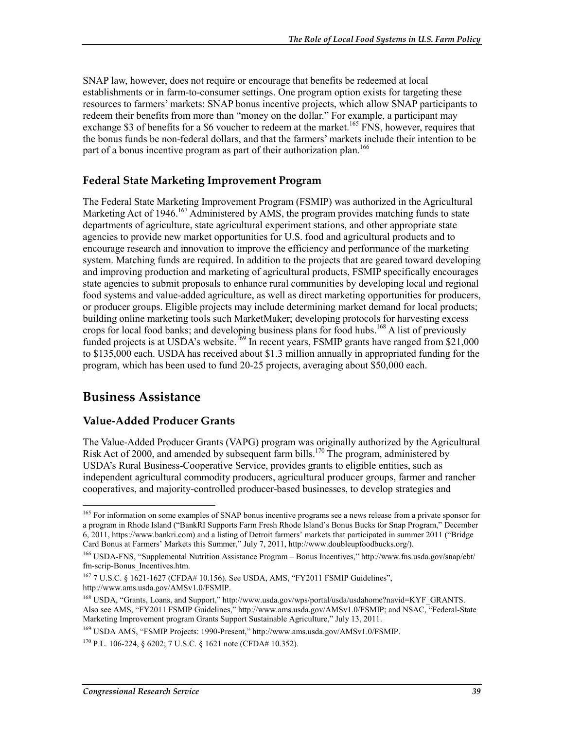SNAP law, however, does not require or encourage that benefits be redeemed at local establishments or in farm-to-consumer settings. One program option exists for targeting these resources to farmers' markets: SNAP bonus incentive projects, which allow SNAP participants to redeem their benefits from more than "money on the dollar." For example, a participant may exchange $3 of benefits for a $6 voucher to redeem at the market.[165] FNS, however, requires that the bonus funds be non-federal dollars, and that the farmers' markets include their intention to be part of a bonus incentive program as part of their authorization plan.[166]

### Federal State Marketing Improvement Program

The Federal State Marketing Improvement Program (FSMIP) was authorized in the Agricultural Marketing Act of 1946.[167] Administered by AMS, the program provides matching funds to state departments of agriculture, state agricultural experiment stations, and other appropriate state agencies to provide new market opportunities for U.S. food and agricultural products and to encourage research and innovation to improve the efficiency and performance of the marketing system. Matching funds are required. In addition to the projects that are geared toward developing and improving production and marketing of agricultural products, FSMIP specifically encourages state agencies to submit proposals to enhance rural communities by developing local and regional food systems and value-added agriculture, as well as direct marketing opportunities for producers, or producer groups. Eligible projects may include determining market demand for local products; building online marketing tools such MarketMaker; developing protocols for harvesting excess crops for local food banks; and developing business plans for food hubs.[168] A list of previously funded projects is at USDA's website.[169] In recent years, FSMIP grants have ranged from $21,000 to $135,000 each. USDA has received about $1.3 million annually in appropriated funding for the program, which has been used to fund 20-25 projects, averaging about $50,000 each.

## Business Assistance

### Value-Added Producer Grants

The Value-Added Producer Grants (VAPG) program was originally authorized by the Agricultural Risk Act of 2000, and amended by subsequent farm bills.[170] The program, administered by USDA's Rural Business-Cooperative Service, provides grants to eligible entities, such as independent agricultural commodity producers, agricultural producer groups, farmer and rancher cooperatives, and majority-controlled producer-based businesses, to develop strategies and

---

[165] For information on some examples of SNAP bonus incentive programs see a news release from a private sponsor for a program in Rhode Island ("BankRI Supports Farm Fresh Rhode Island's Bonus Bucks for Snap Program," December 6, 2011, https://www.bankri.com) and a listing of Detroit farmers' markets that participated in summer 2011 ("Bridge Card Bonus at Farmers' Markets this Summer," July 7, 2011, http://www.doubleupfoodbucks.org/).

[166] USDA-FNS, "Supplemental Nutrition Assistance Program – Bonus Incentives," http://www.fns.usda.gov/snap/ebt/fm-scrip-Bonus_Incentives.htm.

[167] 7 U.S.C. § 1621-1627 (CFDA# 10.156). See USDA, AMS, "FY2011 FSMIP Guidelines", http://www.ams.usda.gov/AMSv1.0/FSMIP.

[168] USDA, "Grants, Loans, and Support," http://www.usda.gov/wps/portal/usda/usdahome?navid=KYF_GRANTS. Also see AMS, "FY2011 FSMIP Guidelines," http://www.ams.usda.gov/AMSv1.0/FSMIP; and NSAC, "Federal-State Marketing Improvement program Grants Support Sustainable Agriculture," July 13, 2011.

[169] USDA AMS, "FSMIP Projects: 1990-Present," http://www.ams.usda.gov/AMSv1.0/FSMIP.

[170] P.L. 106-224, § 6202; 7 U.S.C. § 1621 note (CFDA# 10.352).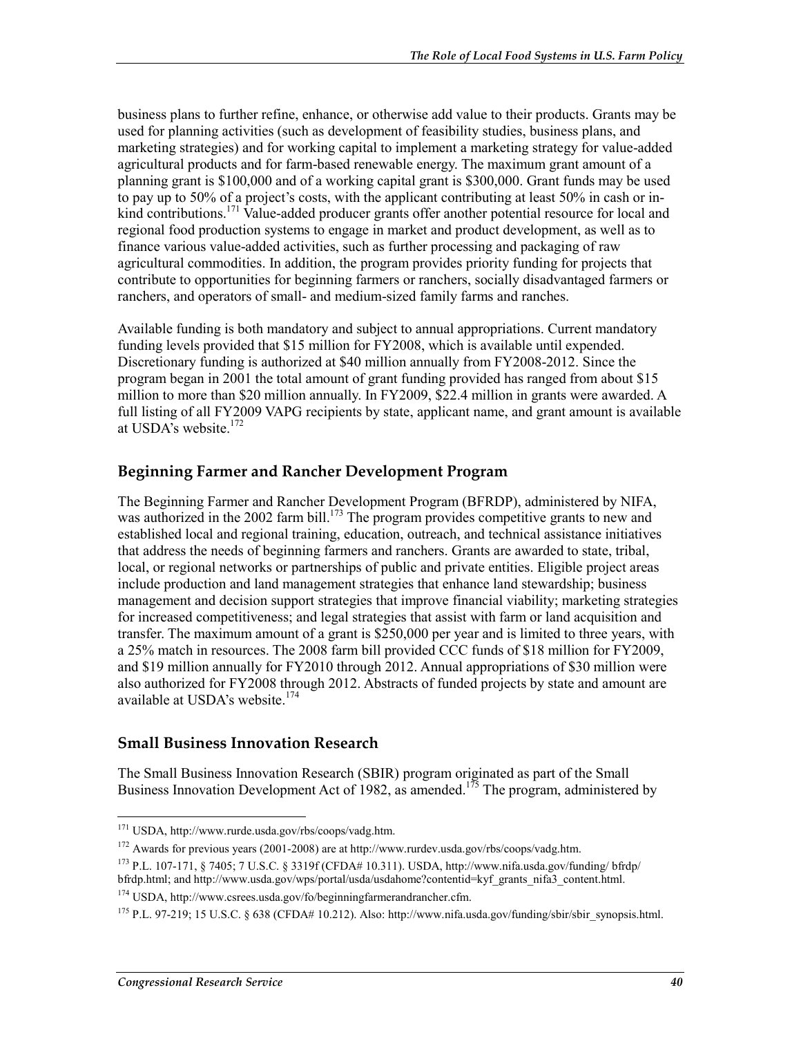business plans to further refine, enhance, or otherwise add value to their products. Grants may be used for planning activities (such as development of feasibility studies, business plans, and marketing strategies) and for working capital to implement a marketing strategy for value-added agricultural products and for farm-based renewable energy. The maximum grant amount of a planning grant is $100,000 and of a working capital grant is $300,000. Grant funds may be used to pay up to 50% of a project's costs, with the applicant contributing at least 50% in cash or in-kind contributions.[171] Value-added producer grants offer another potential resource for local and regional food production systems to engage in market and product development, as well as to finance various value-added activities, such as further processing and packaging of raw agricultural commodities. In addition, the program provides priority funding for projects that contribute to opportunities for beginning farmers or ranchers, socially disadvantaged farmers or ranchers, and operators of small- and medium-sized family farms and ranches.

Available funding is both mandatory and subject to annual appropriations. Current mandatory funding levels provided that $15 million for FY2008, which is available until expended. Discretionary funding is authorized at $40 million annually from FY2008-2012. Since the program began in 2001 the total amount of grant funding provided has ranged from about $15 million to more than $20 million annually. In FY2009, $22.4 million in grants were awarded. A full listing of all FY2009 VAPG recipients by state, applicant name, and grant amount is available at USDA's website.[172]

## Beginning Farmer and Rancher Development Program

The Beginning Farmer and Rancher Development Program (BFRDP), administered by NIFA, was authorized in the 2002 farm bill.[173] The program provides competitive grants to new and established local and regional training, education, outreach, and technical assistance initiatives that address the needs of beginning farmers and ranchers. Grants are awarded to state, tribal, local, or regional networks or partnerships of public and private entities. Eligible project areas include production and land management strategies that enhance land stewardship; business management and decision support strategies that improve financial viability; marketing strategies for increased competitiveness; and legal strategies that assist with farm or land acquisition and transfer. The maximum amount of a grant is $250,000 per year and is limited to three years, with a 25% match in resources. The 2008 farm bill provided CCC funds of $18 million for FY2009, and $19 million annually for FY2010 through 2012. Annual appropriations of $30 million were also authorized for FY2008 through 2012. Abstracts of funded projects by state and amount are available at USDA's website.[174]

## Small Business Innovation Research

The Small Business Innovation Research (SBIR) program originated as part of the Small Business Innovation Development Act of 1982, as amended.[175] The program, administered by

---

[171] USDA, http://www.rurde.usda.gov/rbs/coops/vadg.htm.

[172] Awards for previous years (2001-2008) are at http://www.rurdev.usda.gov/rbs/coops/vadg.htm.

[173] P.L. 107-171, § 7405; 7 U.S.C. § 3319f (CFDA# 10.311). USDA, http://www.nifa.usda.gov/funding/ bfrdp/ bfrdp.html; and http://www.usda.gov/wps/portal/usda/usdahome?contentid=kyf_grants_nifa3_content.html.

[174] USDA, http://www.csrees.usda.gov/fo/beginningfarmerandrancher.cfm.

[175] P.L. 97-219; 15 U.S.C. § 638 (CFDA# 10.212). Also: http://www.nifa.usda.gov/funding/sbir/sbir_synopsis.html.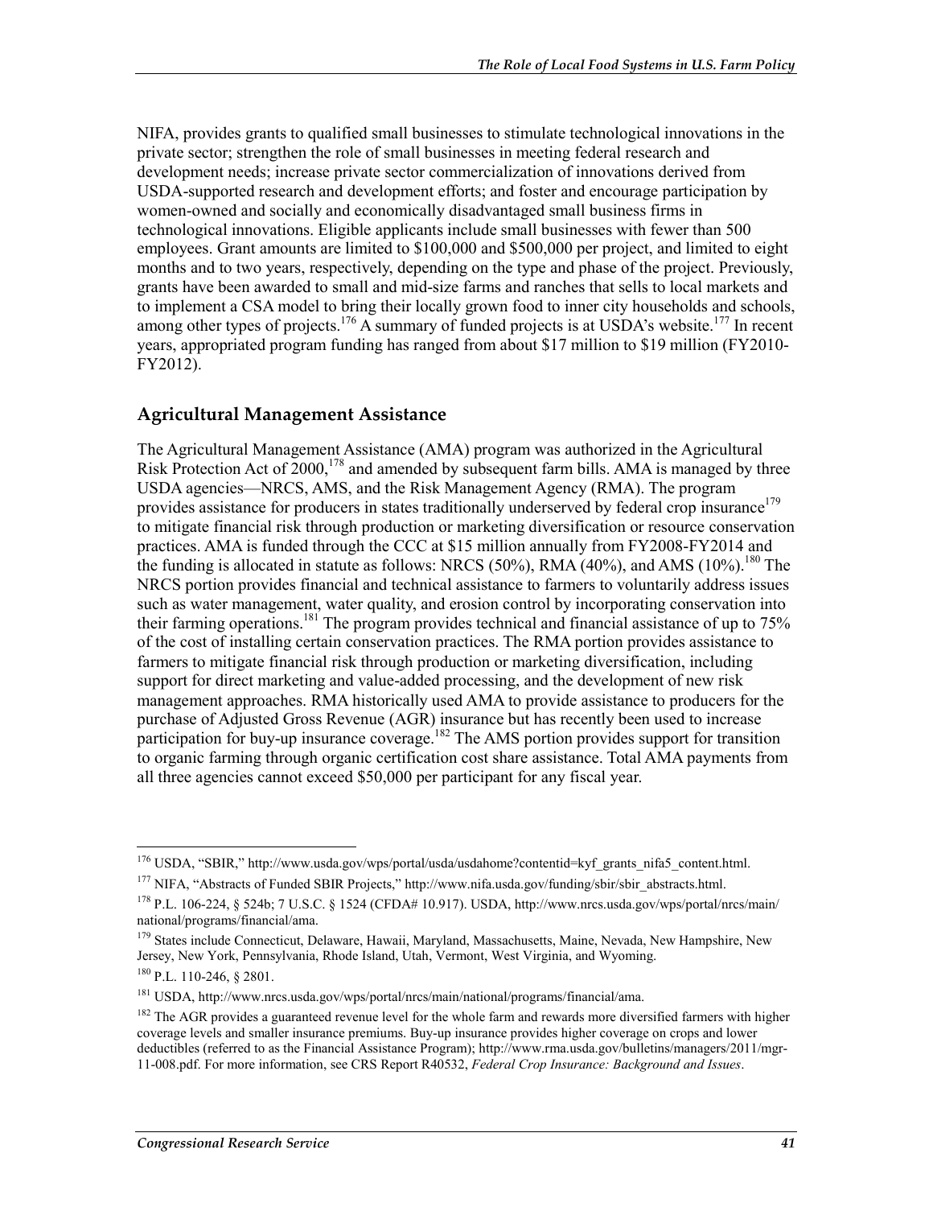NIFA, provides grants to qualified small businesses to stimulate technological innovations in the private sector; strengthen the role of small businesses in meeting federal research and development needs; increase private sector commercialization of innovations derived from USDA-supported research and development efforts; and foster and encourage participation by women-owned and socially and economically disadvantaged small business firms in technological innovations. Eligible applicants include small businesses with fewer than 500 employees. Grant amounts are limited to \$100,000 and \$500,000 per project, and limited to eight months and to two years, respectively, depending on the type and phase of the project. Previously, grants have been awarded to small and mid-size farms and ranches that sells to local markets and to implement a CSA model to bring their locally grown food to inner city households and schools, among other types of projects.[176] A summary of funded projects is at USDA's website.[177] In recent years, appropriated program funding has ranged from about \$17 million to \$19 million (FY2010-FY2012).

## Agricultural Management Assistance

The Agricultural Management Assistance (AMA) program was authorized in the Agricultural Risk Protection Act of 2000,[178] and amended by subsequent farm bills. AMA is managed by three USDA agencies—NRCS, AMS, and the Risk Management Agency (RMA). The program provides assistance for producers in states traditionally underserved by federal crop insurance[179] to mitigate financial risk through production or marketing diversification or resource conservation practices. AMA is funded through the CCC at \$15 million annually from FY2008-FY2014 and the funding is allocated in statute as follows: NRCS (50%), RMA (40%), and AMS (10%).[180] The NRCS portion provides financial and technical assistance to farmers to voluntarily address issues such as water management, water quality, and erosion control by incorporating conservation into their farming operations.[181] The program provides technical and financial assistance of up to 75% of the cost of installing certain conservation practices. The RMA portion provides assistance to farmers to mitigate financial risk through production or marketing diversification, including support for direct marketing and value-added processing, and the development of new risk management approaches. RMA historically used AMA to provide assistance to producers for the purchase of Adjusted Gross Revenue (AGR) insurance but has recently been used to increase participation for buy-up insurance coverage.[182] The AMS portion provides support for transition to organic farming through organic certification cost share assistance. Total AMA payments from all three agencies cannot exceed \$50,000 per participant for any fiscal year.

---

[176] USDA, "SBIR," http://www.usda.gov/wps/portal/usda/usdahome?contentid=kyf_grants_nifa5_content.html.

[177] NIFA, "Abstracts of Funded SBIR Projects," http://www.nifa.usda.gov/funding/sbir/sbir_abstracts.html.

[178] P.L. 106-224, § 524b; 7 U.S.C. § 1524 (CFDA# 10.917). USDA, http://www.nrcs.usda.gov/wps/portal/nrcs/main/national/programs/financial/ama.

[179] States include Connecticut, Delaware, Hawaii, Maryland, Massachusetts, Maine, Nevada, New Hampshire, New Jersey, New York, Pennsylvania, Rhode Island, Utah, Vermont, West Virginia, and Wyoming.

[180] P.L. 110-246, § 2801.

[181] USDA, http://www.nrcs.usda.gov/wps/portal/nrcs/main/national/programs/financial/ama.

[182] The AGR provides a guaranteed revenue level for the whole farm and rewards more diversified farmers with higher coverage levels and smaller insurance premiums. Buy-up insurance provides higher coverage on crops and lower deductibles (referred to as the Financial Assistance Program); http://www.rma.usda.gov/bulletins/managers/2011/mgr-11-008.pdf. For more information, see CRS Report R40532, *Federal Crop Insurance: Background and Issues*.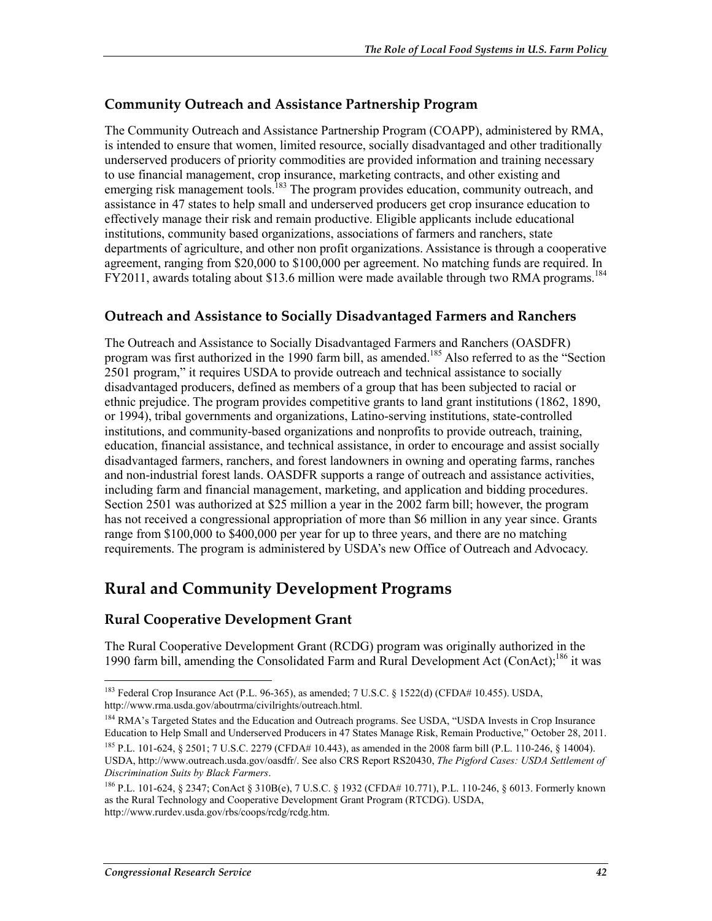### Community Outreach and Assistance Partnership Program

The Community Outreach and Assistance Partnership Program (COAPP), administered by RMA, is intended to ensure that women, limited resource, socially disadvantaged and other traditionally underserved producers of priority commodities are provided information and training necessary to use financial management, crop insurance, marketing contracts, and other existing and emerging risk management tools.[183] The program provides education, community outreach, and assistance in 47 states to help small and underserved producers get crop insurance education to effectively manage their risk and remain productive. Eligible applicants include educational institutions, community based organizations, associations of farmers and ranchers, state departments of agriculture, and other non profit organizations. Assistance is through a cooperative agreement, ranging from $20,000 to $100,000 per agreement. No matching funds are required. In FY2011, awards totaling about $13.6 million were made available through two RMA programs.[184]

### Outreach and Assistance to Socially Disadvantaged Farmers and Ranchers

The Outreach and Assistance to Socially Disadvantaged Farmers and Ranchers (OASDFR) program was first authorized in the 1990 farm bill, as amended.[185] Also referred to as the "Section 2501 program," it requires USDA to provide outreach and technical assistance to socially disadvantaged producers, defined as members of a group that has been subjected to racial or ethnic prejudice. The program provides competitive grants to land grant institutions (1862, 1890, or 1994), tribal governments and organizations, Latino-serving institutions, state-controlled institutions, and community-based organizations and nonprofits to provide outreach, training, education, financial assistance, and technical assistance, in order to encourage and assist socially disadvantaged farmers, ranchers, and forest landowners in owning and operating farms, ranches and non-industrial forest lands. OASDFR supports a range of outreach and assistance activities, including farm and financial management, marketing, and application and bidding procedures. Section 2501 was authorized at $25 million a year in the 2002 farm bill; however, the program has not received a congressional appropriation of more than $6 million in any year since. Grants range from $100,000 to $400,000 per year for up to three years, and there are no matching requirements. The program is administered by USDA's new Office of Outreach and Advocacy.

## Rural and Community Development Programs

### Rural Cooperative Development Grant

The Rural Cooperative Development Grant (RCDG) program was originally authorized in the 1990 farm bill, amending the Consolidated Farm and Rural Development Act (ConAct);[186] it was

---

[183] Federal Crop Insurance Act (P.L. 96-365), as amended; 7 U.S.C. § 1522(d) (CFDA# 10.455). USDA, http://www.rma.usda.gov/aboutrma/civilrights/outreach.html.

[184] RMA's Targeted States and the Education and Outreach programs. See USDA, "USDA Invests in Crop Insurance Education to Help Small and Underserved Producers in 47 States Manage Risk, Remain Productive," October 28, 2011.

[185] P.L. 101-624, § 2501; 7 U.S.C. 2279 (CFDA# 10.443), as amended in the 2008 farm bill (P.L. 110-246, § 14004). USDA, http://www.outreach.usda.gov/oasdfr/. See also CRS Report RS20430, *The Pigford Cases: USDA Settlement of Discrimination Suits by Black Farmers*.

[186] P.L. 101-624, § 2347; ConAct § 310B(e), 7 U.S.C. § 1932 (CFDA# 10.771), P.L. 110-246, § 6013. Formerly known as the Rural Technology and Cooperative Development Grant Program (RTCDG). USDA, http://www.rurdev.usda.gov/rbs/coops/rcdg/rcdg.htm.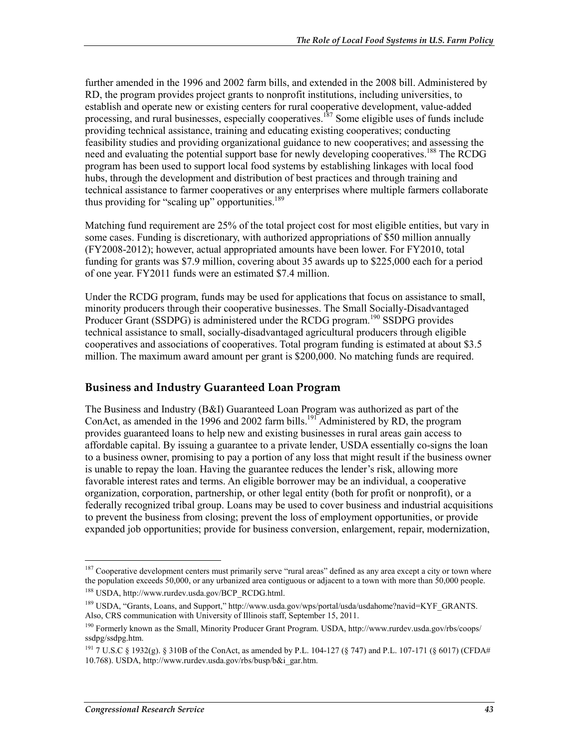further amended in the 1996 and 2002 farm bills, and extended in the 2008 bill. Administered by RD, the program provides project grants to nonprofit institutions, including universities, to establish and operate new or existing centers for rural cooperative development, value-added processing, and rural businesses, especially cooperatives.[187] Some eligible uses of funds include providing technical assistance, training and educating existing cooperatives; conducting feasibility studies and providing organizational guidance to new cooperatives; and assessing the need and evaluating the potential support base for newly developing cooperatives.[188] The RCDG program has been used to support local food systems by establishing linkages with local food hubs, through the development and distribution of best practices and through training and technical assistance to farmer cooperatives or any enterprises where multiple farmers collaborate thus providing for "scaling up" opportunities.[189]

Matching fund requirement are 25% of the total project cost for most eligible entities, but vary in some cases. Funding is discretionary, with authorized appropriations of $50 million annually (FY2008-2012); however, actual appropriated amounts have been lower. For FY2010, total funding for grants was $7.9 million, covering about 35 awards up to $225,000 each for a period of one year. FY2011 funds were an estimated $7.4 million.

Under the RCDG program, funds may be used for applications that focus on assistance to small, minority producers through their cooperative businesses. The Small Socially-Disadvantaged Producer Grant (SSDPG) is administered under the RCDG program.[190] SSDPG provides technical assistance to small, socially-disadvantaged agricultural producers through eligible cooperatives and associations of cooperatives. Total program funding is estimated at about $3.5 million. The maximum award amount per grant is $200,000. No matching funds are required.

## Business and Industry Guaranteed Loan Program

The Business and Industry (B&I) Guaranteed Loan Program was authorized as part of the ConAct, as amended in the 1996 and 2002 farm bills.[191] Administered by RD, the program provides guaranteed loans to help new and existing businesses in rural areas gain access to affordable capital. By issuing a guarantee to a private lender, USDA essentially co-signs the loan to a business owner, promising to pay a portion of any loss that might result if the business owner is unable to repay the loan. Having the guarantee reduces the lender's risk, allowing more favorable interest rates and terms. An eligible borrower may be an individual, a cooperative organization, corporation, partnership, or other legal entity (both for profit or nonprofit), or a federally recognized tribal group. Loans may be used to cover business and industrial acquisitions to prevent the business from closing; prevent the loss of employment opportunities, or provide expanded job opportunities; provide for business conversion, enlargement, repair, modernization,

---

[187] Cooperative development centers must primarily serve "rural areas" defined as any area except a city or town where the population exceeds 50,000, or any urbanized area contiguous or adjacent to a town with more than 50,000 people.

[188] USDA, http://www.rurdev.usda.gov/BCP_RCDG.html.

[189] USDA, "Grants, Loans, and Support," http://www.usda.gov/wps/portal/usda/usdahome?navid=KYF_GRANTS. Also, CRS communication with University of Illinois staff, September 15, 2011.

[190] Formerly known as the Small, Minority Producer Grant Program. USDA, http://www.rurdev.usda.gov/rbs/coops/ssdpg/ssdpg.htm.

[191] 7 U.S.C § 1932(g). § 310B of the ConAct, as amended by P.L. 104-127 (§ 747) and P.L. 107-171 (§ 6017) (CFDA# 10.768). USDA, http://www.rurdev.usda.gov/rbs/busp/b&i_gar.htm.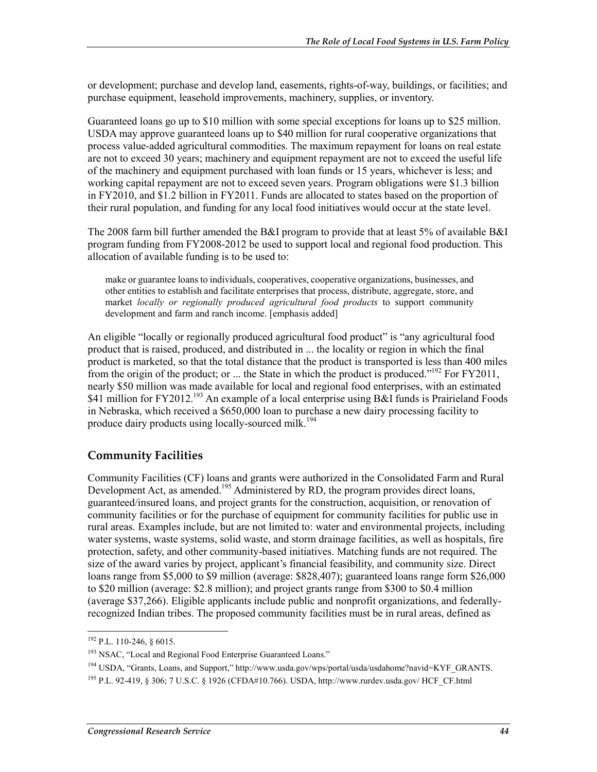or development; purchase and develop land, easements, rights-of-way, buildings, or facilities; and purchase equipment, leasehold improvements, machinery, supplies, or inventory.

Guaranteed loans go up to $10 million with some special exceptions for loans up to $25 million. USDA may approve guaranteed loans up to $40 million for rural cooperative organizations that process value-added agricultural commodities. The maximum repayment for loans on real estate are not to exceed 30 years; machinery and equipment repayment are not to exceed the useful life of the machinery and equipment purchased with loan funds or 15 years, whichever is less; and working capital repayment are not to exceed seven years. Program obligations were $1.3 billion in FY2010, and $1.2 billion in FY2011. Funds are allocated to states based on the proportion of their rural population, and funding for any local food initiatives would occur at the state level.

The 2008 farm bill further amended the B&I program to provide that at least 5% of available B&I program funding from FY2008-2012 be used to support local and regional food production. This allocation of available funding is to be used to:

> make or guarantee loans to individuals, cooperatives, cooperative organizations, businesses, and other entities to establish and facilitate enterprises that process, distribute, aggregate, store, and market *locally or regionally produced agricultural food products* to support community development and farm and ranch income. [emphasis added]

An eligible "locally or regionally produced agricultural food product" is "any agricultural food product that is raised, produced, and distributed in ... the locality or region in which the final product is marketed, so that the total distance that the product is transported is less than 400 miles from the origin of the product; or ... the State in which the product is produced."[192] For FY2011, nearly $50 million was made available for local and regional food enterprises, with an estimated $41 million for FY2012.[193] An example of a local enterprise using B&I funds is Prairieland Foods in Nebraska, which received a $650,000 loan to purchase a new dairy processing facility to produce dairy products using locally-sourced milk.[194]

## Community Facilities

Community Facilities (CF) loans and grants were authorized in the Consolidated Farm and Rural Development Act, as amended.[195] Administered by RD, the program provides direct loans, guaranteed/insured loans, and project grants for the construction, acquisition, or renovation of community facilities or for the purchase of equipment for community facilities for public use in rural areas. Examples include, but are not limited to: water and environmental projects, including water systems, waste systems, solid waste, and storm drainage facilities, as well as hospitals, fire protection, safety, and other community-based initiatives. Matching funds are not required. The size of the award varies by project, applicant's financial feasibility, and community size. Direct loans range from $5,000 to $9 million (average: $828,407); guaranteed loans range form $26,000 to $20 million (average: $2.8 million); and project grants range from $300 to $0.4 million (average $37,266). Eligible applicants include public and nonprofit organizations, and federally-recognized Indian tribes. The proposed community facilities must be in rural areas, defined as

---

[192] P.L. 110-246, § 6015.

[193] NSAC, "Local and Regional Food Enterprise Guaranteed Loans."

[194] USDA, "Grants, Loans, and Support," http://www.usda.gov/wps/portal/usda/usdahome?navid=KYF_GRANTS.

[195] P.L. 92-419, § 306; 7 U.S.C. § 1926 (CFDA#10.766). USDA, http://www.rurdev.usda.gov/ HCF_CF.html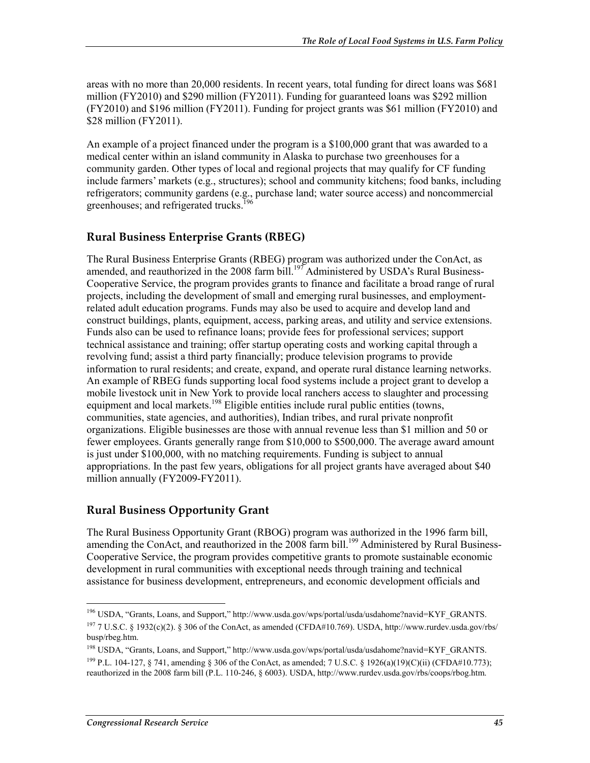areas with no more than 20,000 residents. In recent years, total funding for direct loans was $681 million (FY2010) and $290 million (FY2011). Funding for guaranteed loans was $292 million (FY2010) and $196 million (FY2011). Funding for project grants was $61 million (FY2010) and $28 million (FY2011).

An example of a project financed under the program is a $100,000 grant that was awarded to a medical center within an island community in Alaska to purchase two greenhouses for a community garden. Other types of local and regional projects that may qualify for CF funding include farmers' markets (e.g., structures); school and community kitchens; food banks, including refrigerators; community gardens (e.g., purchase land; water source access) and noncommercial greenhouses; and refrigerated trucks.[196]

## Rural Business Enterprise Grants (RBEG)

The Rural Business Enterprise Grants (RBEG) program was authorized under the ConAct, as amended, and reauthorized in the 2008 farm bill.[197] Administered by USDA's Rural Business-Cooperative Service, the program provides grants to finance and facilitate a broad range of rural projects, including the development of small and emerging rural businesses, and employment-related adult education programs. Funds may also be used to acquire and develop land and construct buildings, plants, equipment, access, parking areas, and utility and service extensions. Funds also can be used to refinance loans; provide fees for professional services; support technical assistance and training; offer startup operating costs and working capital through a revolving fund; assist a third party financially; produce television programs to provide information to rural residents; and create, expand, and operate rural distance learning networks. An example of RBEG funds supporting local food systems include a project grant to develop a mobile livestock unit in New York to provide local ranchers access to slaughter and processing equipment and local markets.[198] Eligible entities include rural public entities (towns, communities, state agencies, and authorities), Indian tribes, and rural private nonprofit organizations. Eligible businesses are those with annual revenue less than $1 million and 50 or fewer employees. Grants generally range from $10,000 to $500,000. The average award amount is just under $100,000, with no matching requirements. Funding is subject to annual appropriations. In the past few years, obligations for all project grants have averaged about $40 million annually (FY2009-FY2011).

## Rural Business Opportunity Grant

The Rural Business Opportunity Grant (RBOG) program was authorized in the 1996 farm bill, amending the ConAct, and reauthorized in the 2008 farm bill.[199] Administered by Rural Business-Cooperative Service, the program provides competitive grants to promote sustainable economic development in rural communities with exceptional needs through training and technical assistance for business development, entrepreneurs, and economic development officials and

---

[196] USDA, "Grants, Loans, and Support," http://www.usda.gov/wps/portal/usda/usdahome?navid=KYF_GRANTS.

[197] 7 U.S.C. § 1932(c)(2). § 306 of the ConAct, as amended (CFDA#10.769). USDA, http://www.rurdev.usda.gov/rbs/busp/rbeg.htm.

[198] USDA, "Grants, Loans, and Support," http://www.usda.gov/wps/portal/usda/usdahome?navid=KYF_GRANTS.

[199] P.L. 104-127, § 741, amending § 306 of the ConAct, as amended; 7 U.S.C. § 1926(a)(19)(C)(ii) (CFDA#10.773); reauthorized in the 2008 farm bill (P.L. 110-246, § 6003). USDA, http://www.rurdev.usda.gov/rbs/coops/rbog.htm.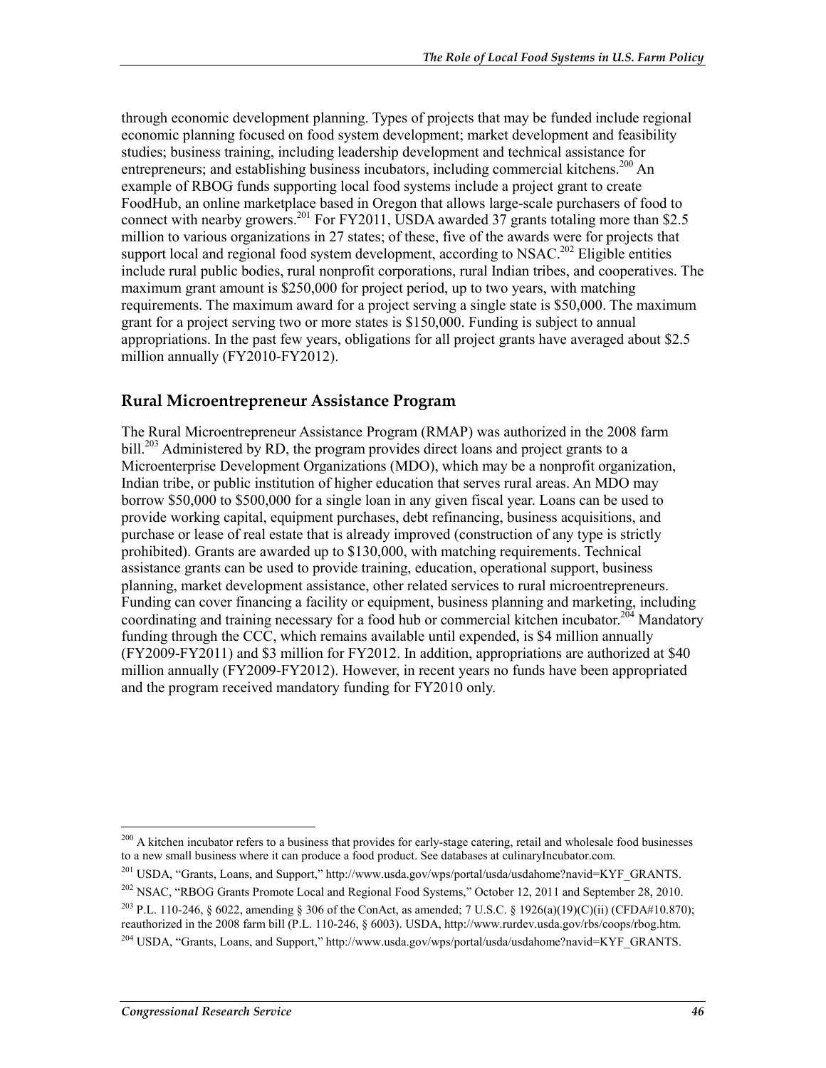through economic development planning. Types of projects that may be funded include regional economic planning focused on food system development; market development and feasibility studies; business training, including leadership development and technical assistance for entrepreneurs; and establishing business incubators, including commercial kitchens.[200] An example of RBOG funds supporting local food systems include a project grant to create FoodHub, an online marketplace based in Oregon that allows large-scale purchasers of food to connect with nearby growers.[201] For FY2011, USDA awarded 37 grants totaling more than $2.5 million to various organizations in 27 states; of these, five of the awards were for projects that support local and regional food system development, according to NSAC.[202] Eligible entities include rural public bodies, rural nonprofit corporations, rural Indian tribes, and cooperatives. The maximum grant amount is $250,000 for project period, up to two years, with matching requirements. The maximum award for a project serving a single state is $50,000. The maximum grant for a project serving two or more states is $150,000. Funding is subject to annual appropriations. In the past few years, obligations for all project grants have averaged about $2.5 million annually (FY2010-FY2012).

## Rural Microentrepreneur Assistance Program

The Rural Microentrepreneur Assistance Program (RMAP) was authorized in the 2008 farm bill.[203] Administered by RD, the program provides direct loans and project grants to a Microenterprise Development Organizations (MDO), which may be a nonprofit organization, Indian tribe, or public institution of higher education that serves rural areas. An MDO may borrow $50,000 to $500,000 for a single loan in any given fiscal year. Loans can be used to provide working capital, equipment purchases, debt refinancing, business acquisitions, and purchase or lease of real estate that is already improved (construction of any type is strictly prohibited). Grants are awarded up to $130,000, with matching requirements. Technical assistance grants can be used to provide training, education, operational support, business planning, market development assistance, other related services to rural microentrepreneurs. Funding can cover financing a facility or equipment, business planning and marketing, including coordinating and training necessary for a food hub or commercial kitchen incubator.[204] Mandatory funding through the CCC, which remains available until expended, is $4 million annually (FY2009-FY2011) and $3 million for FY2012. In addition, appropriations are authorized at $40 million annually (FY2009-FY2012). However, in recent years no funds have been appropriated and the program received mandatory funding for FY2010 only.

---

[200] A kitchen incubator refers to a business that provides for early-stage catering, retail and wholesale food businesses to a new small business where it can produce a food product. See databases at culinaryIncubator.com.

[201] USDA, "Grants, Loans, and Support," http://www.usda.gov/wps/portal/usda/usdahome?navid=KYF_GRANTS.

[202] NSAC, "RBOG Grants Promote Local and Regional Food Systems," October 12, 2011 and September 28, 2010.

[203] P.L. 110-246, § 6022, amending § 306 of the ConAct, as amended; 7 U.S.C. § 1926(a)(19)(C)(ii) (CFDA#10.870); reauthorized in the 2008 farm bill (P.L. 110-246, § 6003). USDA, http://www.rurdev.usda.gov/rbs/coops/rbog.htm.

[204] USDA, "Grants, Loans, and Support," http://www.usda.gov/wps/portal/usda/usdahome?navid=KYF_GRANTS.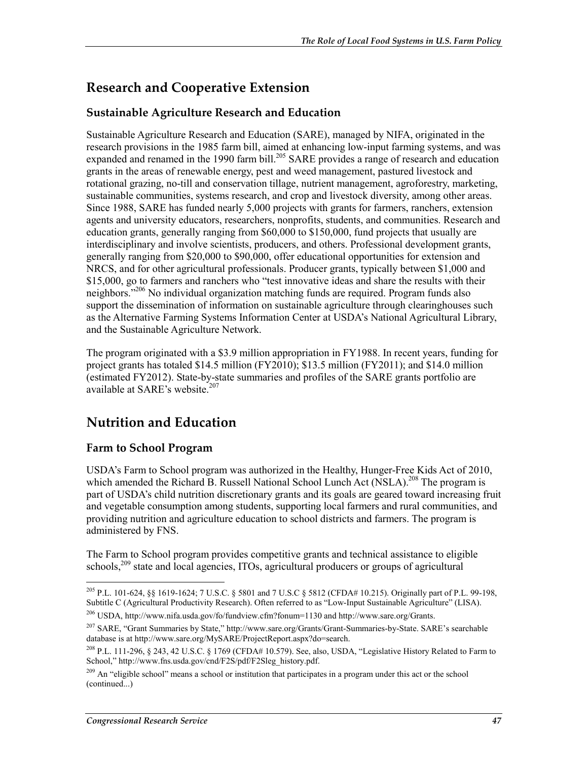## Research and Cooperative Extension

### Sustainable Agriculture Research and Education

Sustainable Agriculture Research and Education (SARE), managed by NIFA, originated in the research provisions in the 1985 farm bill, aimed at enhancing low-input farming systems, and was expanded and renamed in the 1990 farm bill.[205] SARE provides a range of research and education grants in the areas of renewable energy, pest and weed management, pastured livestock and rotational grazing, no-till and conservation tillage, nutrient management, agroforestry, marketing, sustainable communities, systems research, and crop and livestock diversity, among other areas. Since 1988, SARE has funded nearly 5,000 projects with grants for farmers, ranchers, extension agents and university educators, researchers, nonprofits, students, and communities. Research and education grants, generally ranging from \$60,000 to \$150,000, fund projects that usually are interdisciplinary and involve scientists, producers, and others. Professional development grants, generally ranging from \$20,000 to \$90,000, offer educational opportunities for extension and NRCS, and for other agricultural professionals. Producer grants, typically between \$1,000 and \$15,000, go to farmers and ranchers who "test innovative ideas and share the results with their neighbors."[206] No individual organization matching funds are required. Program funds also support the dissemination of information on sustainable agriculture through clearinghouses such as the Alternative Farming Systems Information Center at USDA's National Agricultural Library, and the Sustainable Agriculture Network.

The program originated with a \$3.9 million appropriation in FY1988. In recent years, funding for project grants has totaled \$14.5 million (FY2010); \$13.5 million (FY2011); and \$14.0 million (estimated FY2012). State-by-state summaries and profiles of the SARE grants portfolio are available at SARE's website.[207]

## Nutrition and Education

### Farm to School Program

USDA's Farm to School program was authorized in the Healthy, Hunger-Free Kids Act of 2010, which amended the Richard B. Russell National School Lunch Act (NSLA).[208] The program is part of USDA's child nutrition discretionary grants and its goals are geared toward increasing fruit and vegetable consumption among students, supporting local farmers and rural communities, and providing nutrition and agriculture education to school districts and farmers. The program is administered by FNS.

The Farm to School program provides competitive grants and technical assistance to eligible schools,[209] state and local agencies, ITOs, agricultural producers or groups of agricultural

---

[205] P.L. 101-624, §§ 1619-1624; 7 U.S.C. § 5801 and 7 U.S.C § 5812 (CFDA# 10.215). Originally part of P.L. 99-198, Subtitle C (Agricultural Productivity Research). Often referred to as "Low-Input Sustainable Agriculture" (LISA).

[206] USDA, http://www.nifa.usda.gov/fo/fundview.cfm?fonum=1130 and http://www.sare.org/Grants.

[207] SARE, "Grant Summaries by State," http://www.sare.org/Grants/Grant-Summaries-by-State. SARE's searchable database is at http://www.sare.org/MySARE/ProjectReport.aspx?do=search.

[208] P.L. 111-296, § 243, 42 U.S.C. § 1769 (CFDA# 10.579). See, also, USDA, "Legislative History Related to Farm to School," http://www.fns.usda.gov/cnd/F2S/pdf/F2Sleg_history.pdf.

[209] An "eligible school" means a school or institution that participates in a program under this act or the school (continued...)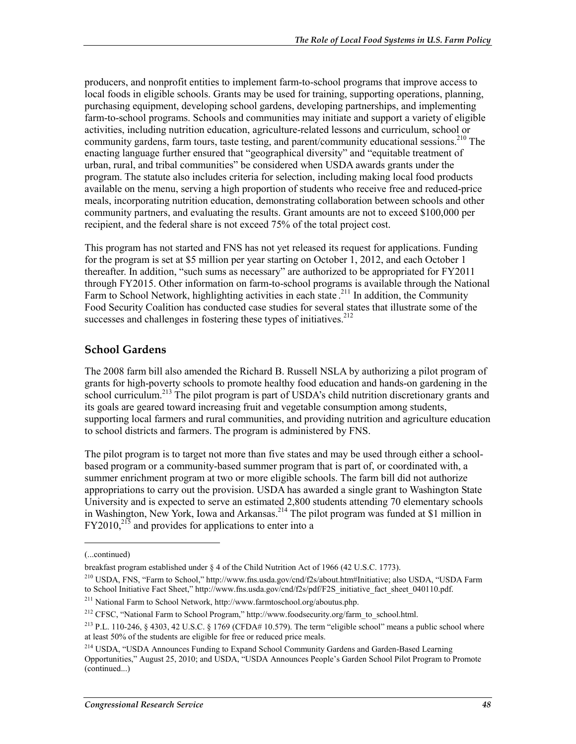producers, and nonprofit entities to implement farm-to-school programs that improve access to local foods in eligible schools. Grants may be used for training, supporting operations, planning, purchasing equipment, developing school gardens, developing partnerships, and implementing farm-to-school programs. Schools and communities may initiate and support a variety of eligible activities, including nutrition education, agriculture-related lessons and curriculum, school or community gardens, farm tours, taste testing, and parent/community educational sessions.[210] The enacting language further ensured that "geographical diversity" and "equitable treatment of urban, rural, and tribal communities" be considered when USDA awards grants under the program. The statute also includes criteria for selection, including making local food products available on the menu, serving a high proportion of students who receive free and reduced-price meals, incorporating nutrition education, demonstrating collaboration between schools and other community partners, and evaluating the results. Grant amounts are not to exceed $100,000 per recipient, and the federal share is not exceed 75% of the total project cost.

This program has not started and FNS has not yet released its request for applications. Funding for the program is set at $5 million per year starting on October 1, 2012, and each October 1 thereafter. In addition, "such sums as necessary" are authorized to be appropriated for FY2011 through FY2015. Other information on farm-to-school programs is available through the National Farm to School Network, highlighting activities in each state.[211] In addition, the Community Food Security Coalition has conducted case studies for several states that illustrate some of the successes and challenges in fostering these types of initiatives.[212]

## School Gardens

The 2008 farm bill also amended the Richard B. Russell NSLA by authorizing a pilot program of grants for high-poverty schools to promote healthy food education and hands-on gardening in the school curriculum.[213] The pilot program is part of USDA's child nutrition discretionary grants and its goals are geared toward increasing fruit and vegetable consumption among students, supporting local farmers and rural communities, and providing nutrition and agriculture education to school districts and farmers. The program is administered by FNS.

The pilot program is to target not more than five states and may be used through either a school-based program or a community-based summer program that is part of, or coordinated with, a summer enrichment program at two or more eligible schools. The farm bill did not authorize appropriations to carry out the provision. USDA has awarded a single grant to Washington State University and is expected to serve an estimated 2,800 students attending 70 elementary schools in Washington, New York, Iowa and Arkansas.[214] The pilot program was funded at $1 million in FY2010,[215] and provides for applications to enter into a

---

(...continued)

breakfast program established under § 4 of the Child Nutrition Act of 1966 (42 U.S.C. 1773).

[210] USDA, FNS, "Farm to School," http://www.fns.usda.gov/cnd/f2s/about.htm#Initiative; also USDA, "USDA Farm to School Initiative Fact Sheet," http://www.fns.usda.gov/cnd/f2s/pdf/F2S_initiative_fact_sheet_040110.pdf.

[211] National Farm to School Network, http://www.farmtoschool.org/aboutus.php.

[212] CFSC, "National Farm to School Program," http://www.foodsecurity.org/farm_to_school.html.

[213] P.L. 110-246, § 4303, 42 U.S.C. § 1769 (CFDA# 10.579). The term "eligible school" means a public school where at least 50% of the students are eligible for free or reduced price meals.

[214] USDA, "USDA Announces Funding to Expand School Community Gardens and Garden-Based Learning Opportunities," August 25, 2010; and USDA, "USDA Announces People's Garden School Pilot Program to Promote (continued...)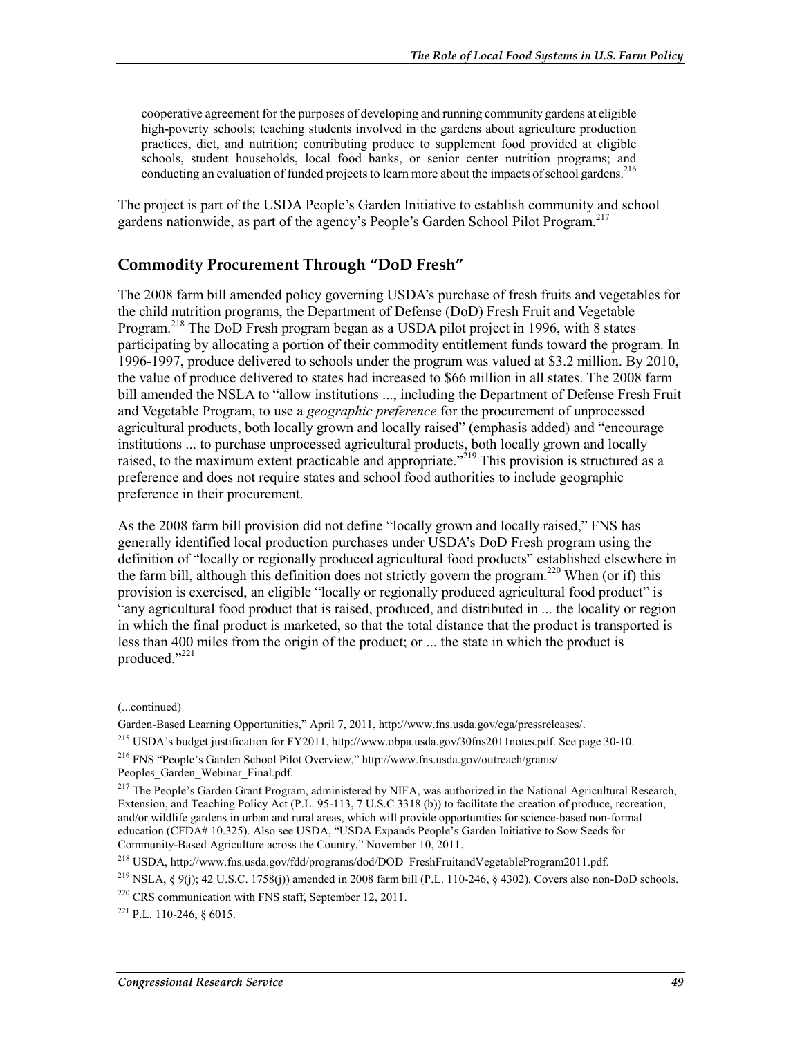> cooperative agreement for the purposes of developing and running community gardens at eligible high-poverty schools; teaching students involved in the gardens about agriculture production practices, diet, and nutrition; contributing produce to supplement food provided at eligible schools, student households, local food banks, or senior center nutrition programs; and conducting an evaluation of funded projects to learn more about the impacts of school gardens.[216]

The project is part of the USDA People's Garden Initiative to establish community and school gardens nationwide, as part of the agency's People's Garden School Pilot Program.[217]

## Commodity Procurement Through "DoD Fresh"

The 2008 farm bill amended policy governing USDA's purchase of fresh fruits and vegetables for the child nutrition programs, the Department of Defense (DoD) Fresh Fruit and Vegetable Program.[218] The DoD Fresh program began as a USDA pilot project in 1996, with 8 states participating by allocating a portion of their commodity entitlement funds toward the program. In 1996-1997, produce delivered to schools under the program was valued at $3.2 million. By 2010, the value of produce delivered to states had increased to $66 million in all states. The 2008 farm bill amended the NSLA to "allow institutions ..., including the Department of Defense Fresh Fruit and Vegetable Program, to use a *geographic preference* for the procurement of unprocessed agricultural products, both locally grown and locally raised" (emphasis added) and "encourage institutions ... to purchase unprocessed agricultural products, both locally grown and locally raised, to the maximum extent practicable and appropriate."[219] This provision is structured as a preference and does not require states and school food authorities to include geographic preference in their procurement.

As the 2008 farm bill provision did not define "locally grown and locally raised," FNS has generally identified local production purchases under USDA's DoD Fresh program using the definition of "locally or regionally produced agricultural food products" established elsewhere in the farm bill, although this definition does not strictly govern the program.[220] When (or if) this provision is exercised, an eligible "locally or regionally produced agricultural food product" is "any agricultural food product that is raised, produced, and distributed in ... the locality or region in which the final product is marketed, so that the total distance that the product is transported is less than 400 miles from the origin of the product; or ... the state in which the product is produced."[221]

---

(...continued)

Garden-Based Learning Opportunities," April 7, 2011, http://www.fns.usda.gov/cga/pressreleases/.

[215] USDA's budget justification for FY2011, http://www.obpa.usda.gov/30fns2011notes.pdf. See page 30-10.

[216] FNS "People's Garden School Pilot Overview," http://www.fns.usda.gov/outreach/grants/Peoples_Garden_Webinar_Final.pdf.

[217] The People's Garden Grant Program, administered by NIFA, was authorized in the National Agricultural Research, Extension, and Teaching Policy Act (P.L. 95-113, 7 U.S.C 3318 (b)) to facilitate the creation of produce, recreation, and/or wildlife gardens in urban and rural areas, which will provide opportunities for science-based non-formal education (CFDA# 10.325). Also see USDA, "USDA Expands People's Garden Initiative to Sow Seeds for Community-Based Agriculture across the Country," November 10, 2011.

[218] USDA, http://www.fns.usda.gov/fdd/programs/dod/DOD_FreshFruitandVegetableProgram2011.pdf.

[219] NSLA, § 9(j); 42 U.S.C. 1758(j)) amended in 2008 farm bill (P.L. 110-246, § 4302). Covers also non-DoD schools.

[220] CRS communication with FNS staff, September 12, 2011.

[221] P.L. 110-246, § 6015.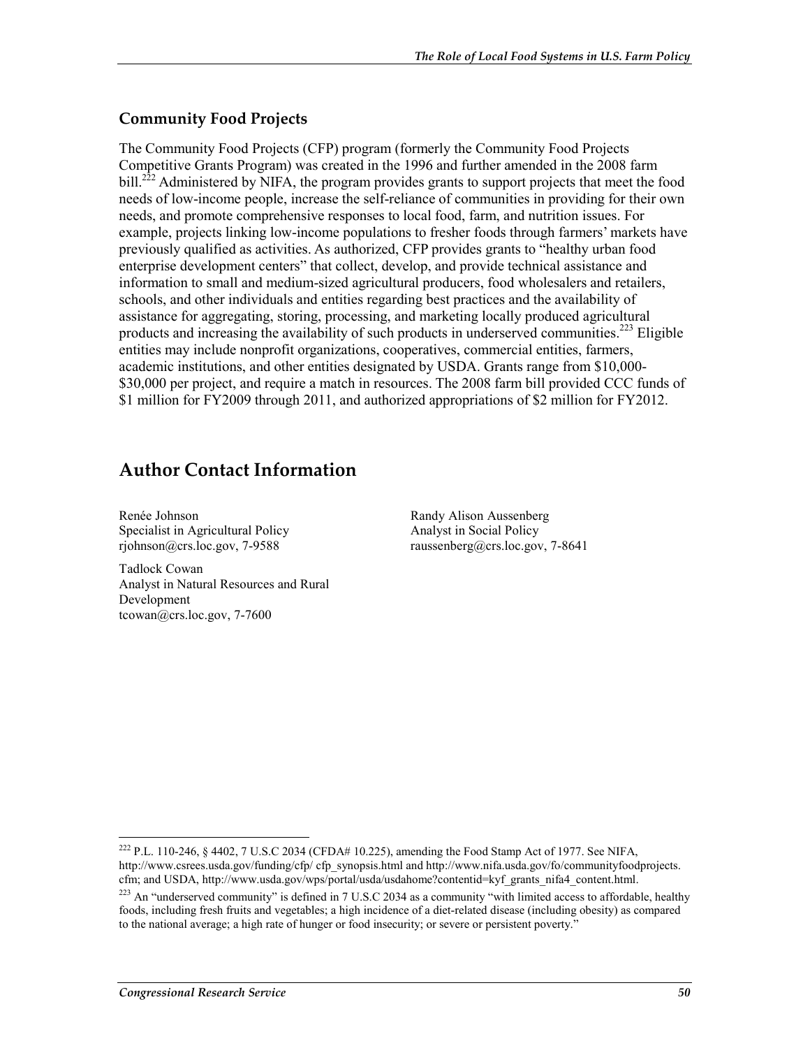### Community Food Projects

The Community Food Projects (CFP) program (formerly the Community Food Projects Competitive Grants Program) was created in the 1996 and further amended in the 2008 farm bill.[222] Administered by NIFA, the program provides grants to support projects that meet the food needs of low-income people, increase the self-reliance of communities in providing for their own needs, and promote comprehensive responses to local food, farm, and nutrition issues. For example, projects linking low-income populations to fresher foods through farmers' markets have previously qualified as activities. As authorized, CFP provides grants to "healthy urban food enterprise development centers" that collect, develop, and provide technical assistance and information to small and medium-sized agricultural producers, food wholesalers and retailers, schools, and other individuals and entities regarding best practices and the availability of assistance for aggregating, storing, processing, and marketing locally produced agricultural products and increasing the availability of such products in underserved communities.[223] Eligible entities may include nonprofit organizations, cooperatives, commercial entities, farmers, academic institutions, and other entities designated by USDA. Grants range from $10,000-$30,000 per project, and require a match in resources. The 2008 farm bill provided CCC funds of $1 million for FY2009 through 2011, and authorized appropriations of $2 million for FY2012.

## Author Contact Information

Renée Johnson
Specialist in Agricultural Policy
rjohnson@crs.loc.gov, 7-9588

Tadlock Cowan
Analyst in Natural Resources and Rural Development
tcowan@crs.loc.gov, 7-7600

Randy Alison Aussenberg
Analyst in Social Policy
raussenberg@crs.loc.gov, 7-8641

---

[222] P.L. 110-246, § 4402, 7 U.S.C 2034 (CFDA# 10.225), amending the Food Stamp Act of 1977. See NIFA, http://www.csrees.usda.gov/funding/cfp/ cfp_synopsis.html and http://www.nifa.usda.gov/fo/communityfoodprojects.cfm; and USDA, http://www.usda.gov/wps/portal/usda/usdahome?contentid=kyf_grants_nifa4_content.html.

[223] An "underserved community" is defined in 7 U.S.C 2034 as a community "with limited access to affordable, healthy foods, including fresh fruits and vegetables; a high incidence of a diet-related disease (including obesity) as compared to the national average; a high rate of hunger or food insecurity; or severe or persistent poverty."